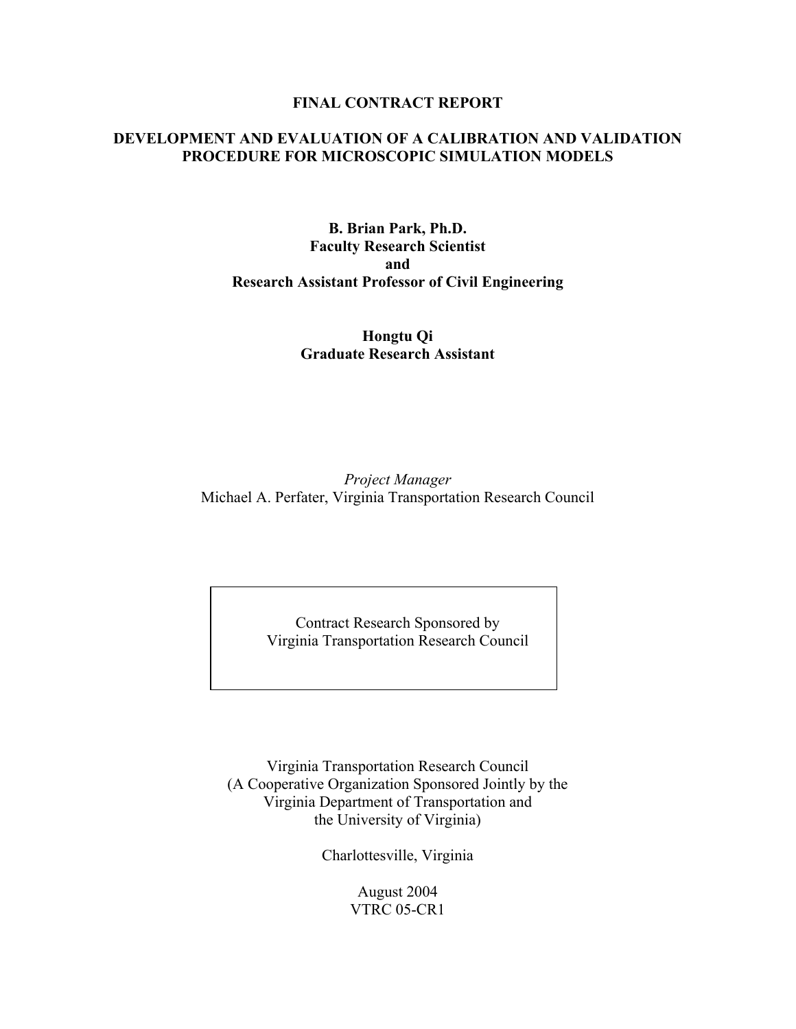**FINAL CONTRACT REPORT**

# DEVELOPMENT AND EVALUATION OF A CALIBRATION AND VALIDATION PROCEDURE FOR MICROSCOPIC SIMULATION MODELS

**B. Brian Park, Ph.D.**
**Faculty Research Scientist**
**and**
**Research Assistant Professor of Civil Engineering**

**Hongtu Qi**
**Graduate Research Assistant**

*Project Manager*
Michael A. Perfater, Virginia Transportation Research Council

Contract Research Sponsored by
Virginia Transportation Research Council

Virginia Transportation Research Council
(A Cooperative Organization Sponsored Jointly by the
Virginia Department of Transportation and
the University of Virginia)

Charlottesville, Virginia

August 2004
VTRC 05-CR1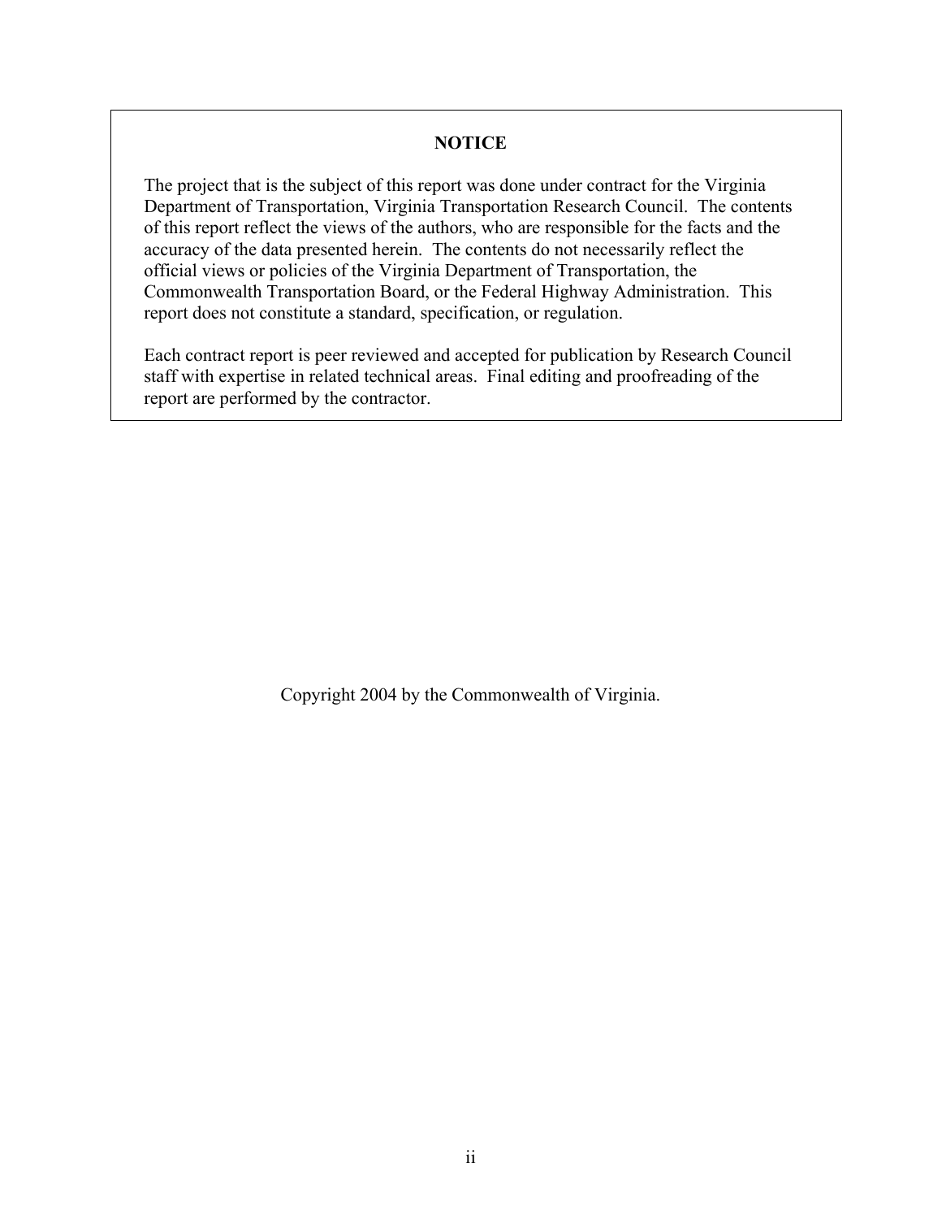**NOTICE**

The project that is the subject of this report was done under contract for the Virginia Department of Transportation, Virginia Transportation Research Council. The contents of this report reflect the views of the authors, who are responsible for the facts and the accuracy of the data presented herein. The contents do not necessarily reflect the official views or policies of the Virginia Department of Transportation, the Commonwealth Transportation Board, or the Federal Highway Administration. This report does not constitute a standard, specification, or regulation.

Each contract report is peer reviewed and accepted for publication by Research Council staff with expertise in related technical areas. Final editing and proofreading of the report are performed by the contractor.

Copyright 2004 by the Commonwealth of Virginia.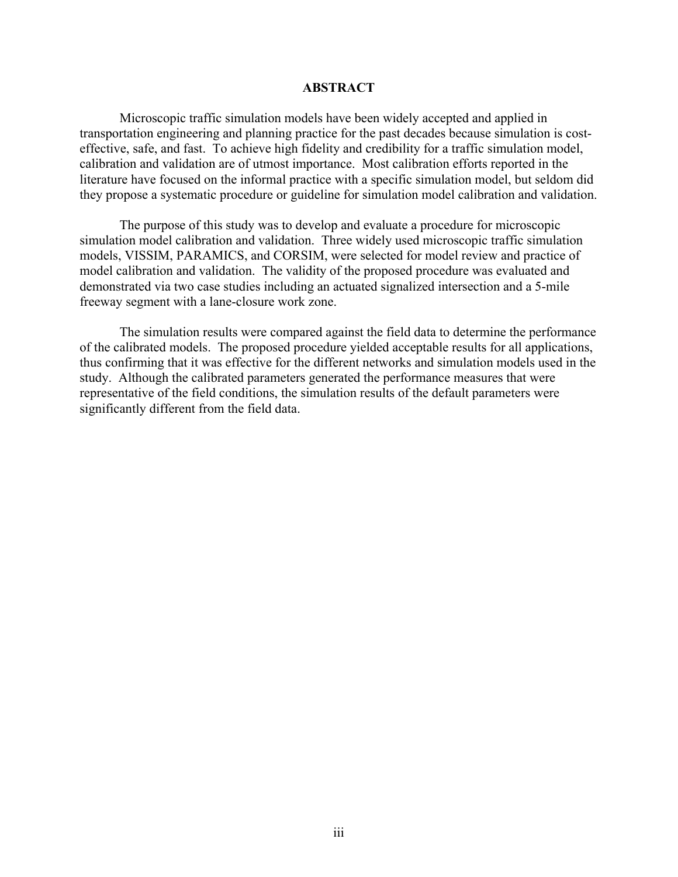# ABSTRACT

Microscopic traffic simulation models have been widely accepted and applied in transportation engineering and planning practice for the past decades because simulation is cost-effective, safe, and fast. To achieve high fidelity and credibility for a traffic simulation model, calibration and validation are of utmost importance. Most calibration efforts reported in the literature have focused on the informal practice with a specific simulation model, but seldom did they propose a systematic procedure or guideline for simulation model calibration and validation.

The purpose of this study was to develop and evaluate a procedure for microscopic simulation model calibration and validation. Three widely used microscopic traffic simulation models, VISSIM, PARAMICS, and CORSIM, were selected for model review and practice of model calibration and validation. The validity of the proposed procedure was evaluated and demonstrated via two case studies including an actuated signalized intersection and a 5-mile freeway segment with a lane-closure work zone.

The simulation results were compared against the field data to determine the performance of the calibrated models. The proposed procedure yielded acceptable results for all applications, thus confirming that it was effective for the different networks and simulation models used in the study. Although the calibrated parameters generated the performance measures that were representative of the field conditions, the simulation results of the default parameters were significantly different from the field data.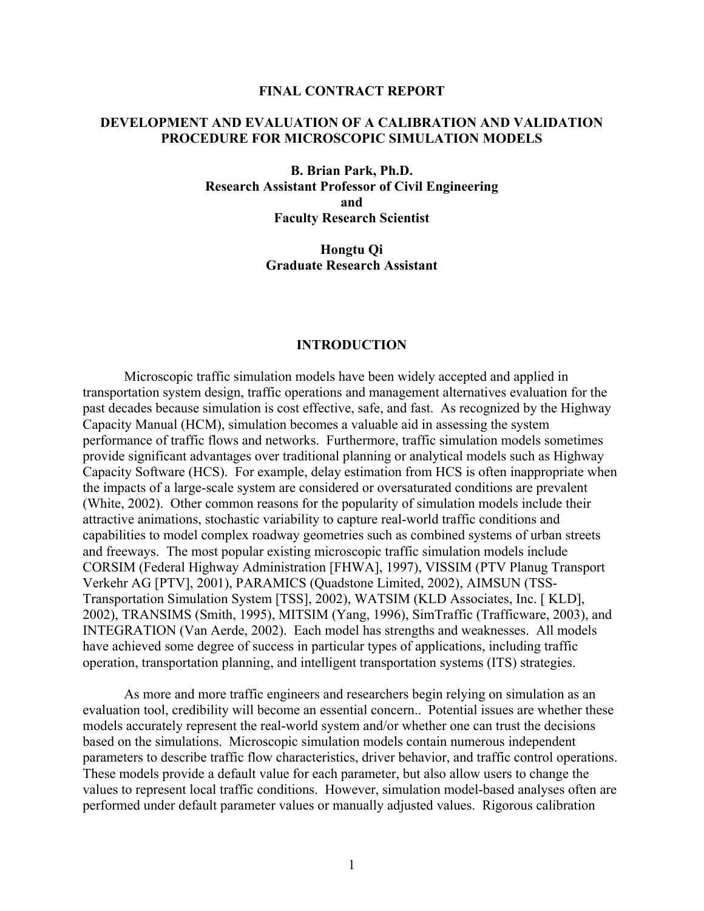**FINAL CONTRACT REPORT**

# DEVELOPMENT AND EVALUATION OF A CALIBRATION AND VALIDATION PROCEDURE FOR MICROSCOPIC SIMULATION MODELS

**B. Brian Park, Ph.D.**
**Research Assistant Professor of Civil Engineering**
**and**
**Faculty Research Scientist**

**Hongtu Qi**
**Graduate Research Assistant**

## INTRODUCTION

Microscopic traffic simulation models have been widely accepted and applied in transportation system design, traffic operations and management alternatives evaluation for the past decades because simulation is cost effective, safe, and fast. As recognized by the Highway Capacity Manual (HCM), simulation becomes a valuable aid in assessing the system performance of traffic flows and networks. Furthermore, traffic simulation models sometimes provide significant advantages over traditional planning or analytical models such as Highway Capacity Software (HCS). For example, delay estimation from HCS is often inappropriate when the impacts of a large-scale system are considered or oversaturated conditions are prevalent (White, 2002). Other common reasons for the popularity of simulation models include their attractive animations, stochastic variability to capture real-world traffic conditions and capabilities to model complex roadway geometries such as combined systems of urban streets and freeways. The most popular existing microscopic traffic simulation models include CORSIM (Federal Highway Administration [FHWA], 1997), VISSIM (PTV Planug Transport Verkehr AG [PTV], 2001), PARAMICS (Quadstone Limited, 2002), AIMSUN (TSS-Transportation Simulation System [TSS], 2002), WATSIM (KLD Associates, Inc. [ KLD], 2002), TRANSIMS (Smith, 1995), MITSIM (Yang, 1996), SimTraffic (Trafficware, 2003), and INTEGRATION (Van Aerde, 2002). Each model has strengths and weaknesses. All models have achieved some degree of success in particular types of applications, including traffic operation, transportation planning, and intelligent transportation systems (ITS) strategies.

As more and more traffic engineers and researchers begin relying on simulation as an evaluation tool, credibility will become an essential concern.. Potential issues are whether these models accurately represent the real-world system and/or whether one can trust the decisions based on the simulations. Microscopic simulation models contain numerous independent parameters to describe traffic flow characteristics, driver behavior, and traffic control operations. These models provide a default value for each parameter, but also allow users to change the values to represent local traffic conditions. However, simulation model-based analyses often are performed under default parameter values or manually adjusted values. Rigorous calibration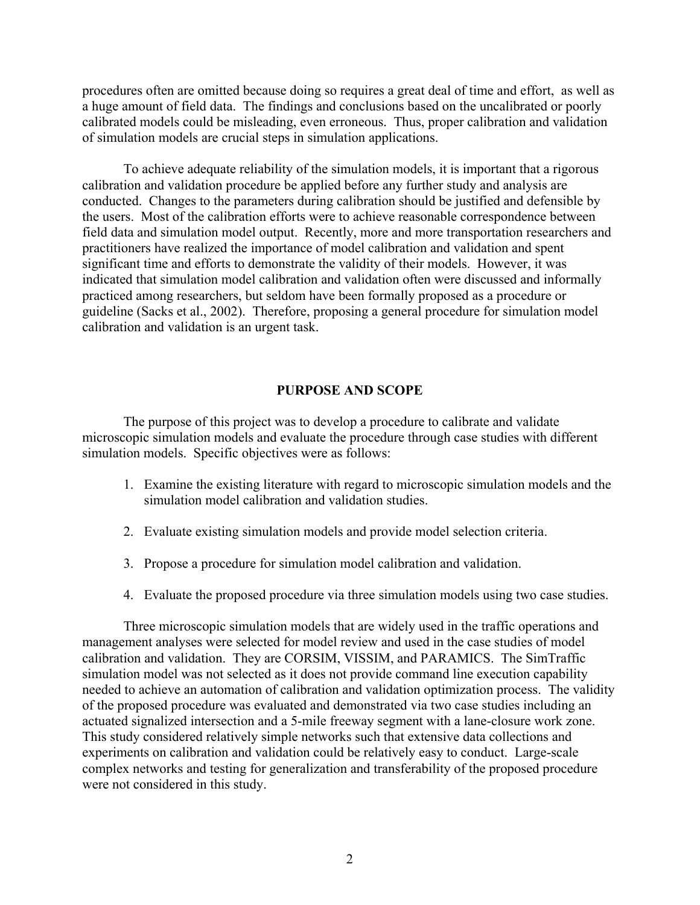procedures often are omitted because doing so requires a great deal of time and effort, as well as a huge amount of field data. The findings and conclusions based on the uncalibrated or poorly calibrated models could be misleading, even erroneous. Thus, proper calibration and validation of simulation models are crucial steps in simulation applications.

To achieve adequate reliability of the simulation models, it is important that a rigorous calibration and validation procedure be applied before any further study and analysis are conducted. Changes to the parameters during calibration should be justified and defensible by the users. Most of the calibration efforts were to achieve reasonable correspondence between field data and simulation model output. Recently, more and more transportation researchers and practitioners have realized the importance of model calibration and validation and spent significant time and efforts to demonstrate the validity of their models. However, it was indicated that simulation model calibration and validation often were discussed and informally practiced among researchers, but seldom have been formally proposed as a procedure or guideline (Sacks et al., 2002). Therefore, proposing a general procedure for simulation model calibration and validation is an urgent task.

## PURPOSE AND SCOPE

The purpose of this project was to develop a procedure to calibrate and validate microscopic simulation models and evaluate the procedure through case studies with different simulation models. Specific objectives were as follows:

1. Examine the existing literature with regard to microscopic simulation models and the simulation model calibration and validation studies.
2. Evaluate existing simulation models and provide model selection criteria.
3. Propose a procedure for simulation model calibration and validation.
4. Evaluate the proposed procedure via three simulation models using two case studies.

Three microscopic simulation models that are widely used in the traffic operations and management analyses were selected for model review and used in the case studies of model calibration and validation. They are CORSIM, VISSIM, and PARAMICS. The SimTraffic simulation model was not selected as it does not provide command line execution capability needed to achieve an automation of calibration and validation optimization process. The validity of the proposed procedure was evaluated and demonstrated via two case studies including an actuated signalized intersection and a 5-mile freeway segment with a lane-closure work zone. This study considered relatively simple networks such that extensive data collections and experiments on calibration and validation could be relatively easy to conduct. Large-scale complex networks and testing for generalization and transferability of the proposed procedure were not considered in this study.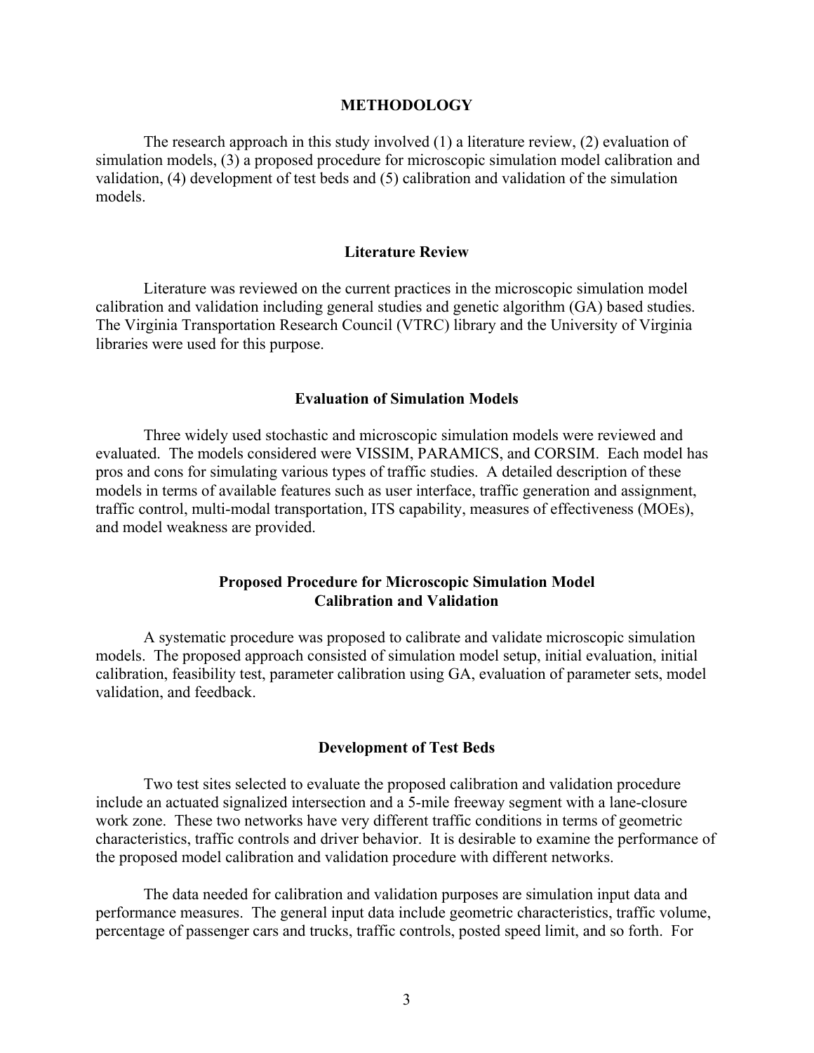# METHODOLOGY

The research approach in this study involved (1) a literature review, (2) evaluation of simulation models, (3) a proposed procedure for microscopic simulation model calibration and validation, (4) development of test beds and (5) calibration and validation of the simulation models.

## Literature Review

Literature was reviewed on the current practices in the microscopic simulation model calibration and validation including general studies and genetic algorithm (GA) based studies. The Virginia Transportation Research Council (VTRC) library and the University of Virginia libraries were used for this purpose.

## Evaluation of Simulation Models

Three widely used stochastic and microscopic simulation models were reviewed and evaluated. The models considered were VISSIM, PARAMICS, and CORSIM. Each model has pros and cons for simulating various types of traffic studies. A detailed description of these models in terms of available features such as user interface, traffic generation and assignment, traffic control, multi-modal transportation, ITS capability, measures of effectiveness (MOEs), and model weakness are provided.

## Proposed Procedure for Microscopic Simulation Model Calibration and Validation

A systematic procedure was proposed to calibrate and validate microscopic simulation models. The proposed approach consisted of simulation model setup, initial evaluation, initial calibration, feasibility test, parameter calibration using GA, evaluation of parameter sets, model validation, and feedback.

## Development of Test Beds

Two test sites selected to evaluate the proposed calibration and validation procedure include an actuated signalized intersection and a 5-mile freeway segment with a lane-closure work zone. These two networks have very different traffic conditions in terms of geometric characteristics, traffic controls and driver behavior. It is desirable to examine the performance of the proposed model calibration and validation procedure with different networks.

The data needed for calibration and validation purposes are simulation input data and performance measures. The general input data include geometric characteristics, traffic volume, percentage of passenger cars and trucks, traffic controls, posted speed limit, and so forth. For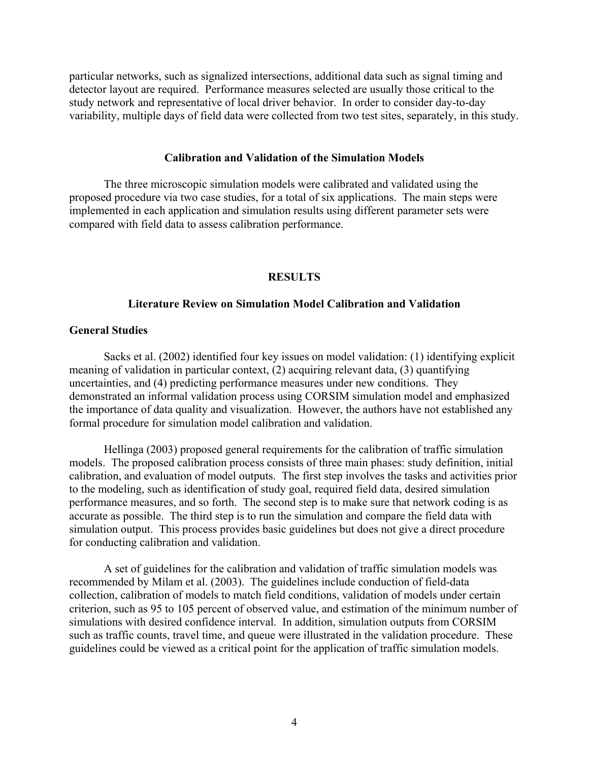particular networks, such as signalized intersections, additional data such as signal timing and detector layout are required. Performance measures selected are usually those critical to the study network and representative of local driver behavior. In order to consider day-to-day variability, multiple days of field data were collected from two test sites, separately, in this study.

### Calibration and Validation of the Simulation Models

The three microscopic simulation models were calibrated and validated using the proposed procedure via two case studies, for a total of six applications. The main steps were implemented in each application and simulation results using different parameter sets were compared with field data to assess calibration performance.

## RESULTS

### Literature Review on Simulation Model Calibration and Validation

#### General Studies

Sacks et al. (2002) identified four key issues on model validation: (1) identifying explicit meaning of validation in particular context, (2) acquiring relevant data, (3) quantifying uncertainties, and (4) predicting performance measures under new conditions. They demonstrated an informal validation process using CORSIM simulation model and emphasized the importance of data quality and visualization. However, the authors have not established any formal procedure for simulation model calibration and validation.

Hellinga (2003) proposed general requirements for the calibration of traffic simulation models. The proposed calibration process consists of three main phases: study definition, initial calibration, and evaluation of model outputs. The first step involves the tasks and activities prior to the modeling, such as identification of study goal, required field data, desired simulation performance measures, and so forth. The second step is to make sure that network coding is as accurate as possible. The third step is to run the simulation and compare the field data with simulation output. This process provides basic guidelines but does not give a direct procedure for conducting calibration and validation.

A set of guidelines for the calibration and validation of traffic simulation models was recommended by Milam et al. (2003). The guidelines include conduction of field-data collection, calibration of models to match field conditions, validation of models under certain criterion, such as 95 to 105 percent of observed value, and estimation of the minimum number of simulations with desired confidence interval. In addition, simulation outputs from CORSIM such as traffic counts, travel time, and queue were illustrated in the validation procedure. These guidelines could be viewed as a critical point for the application of traffic simulation models.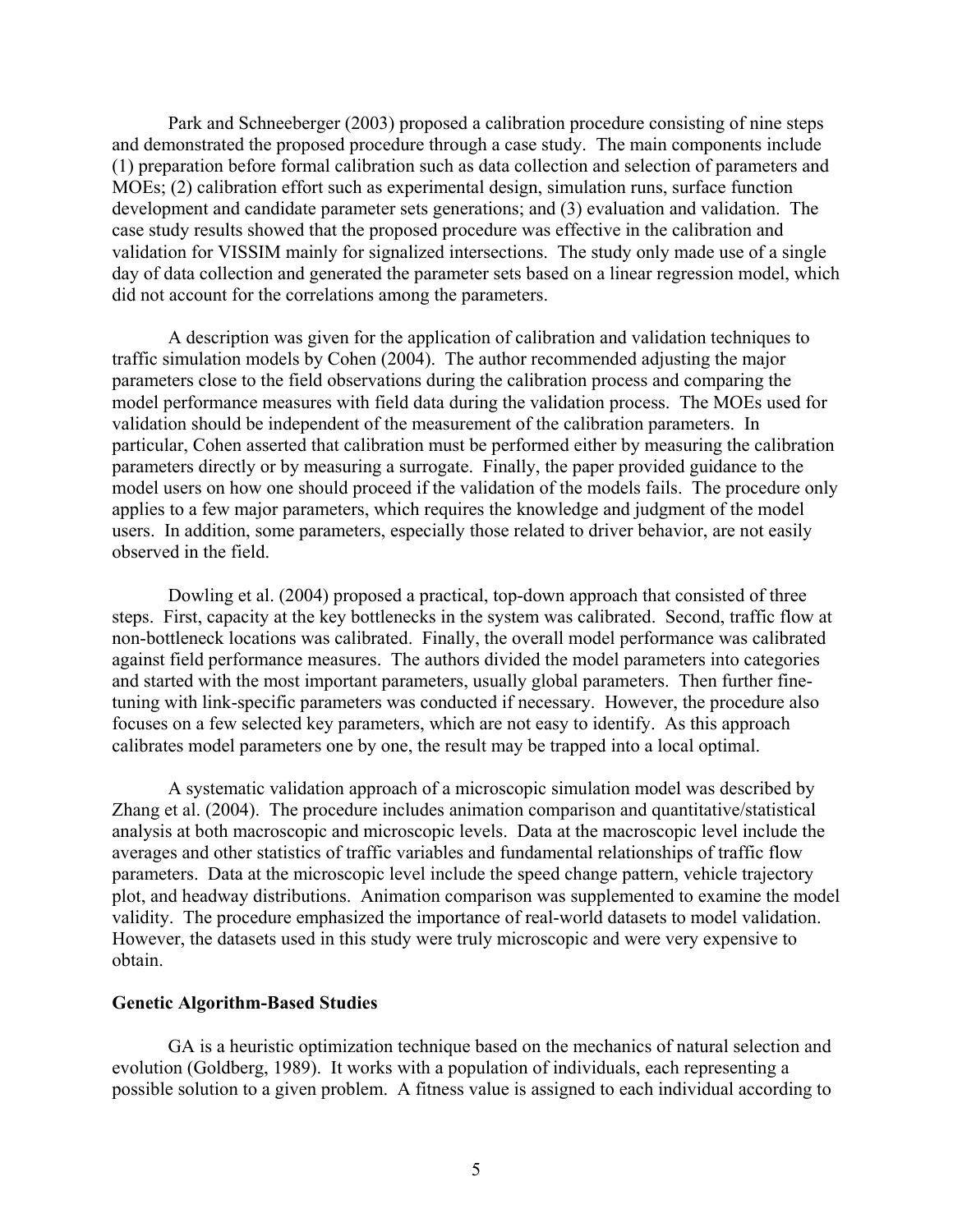Park and Schneeberger (2003) proposed a calibration procedure consisting of nine steps and demonstrated the proposed procedure through a case study. The main components include (1) preparation before formal calibration such as data collection and selection of parameters and MOEs; (2) calibration effort such as experimental design, simulation runs, surface function development and candidate parameter sets generations; and (3) evaluation and validation. The case study results showed that the proposed procedure was effective in the calibration and validation for VISSIM mainly for signalized intersections. The study only made use of a single day of data collection and generated the parameter sets based on a linear regression model, which did not account for the correlations among the parameters.

A description was given for the application of calibration and validation techniques to traffic simulation models by Cohen (2004). The author recommended adjusting the major parameters close to the field observations during the calibration process and comparing the model performance measures with field data during the validation process. The MOEs used for validation should be independent of the measurement of the calibration parameters. In particular, Cohen asserted that calibration must be performed either by measuring the calibration parameters directly or by measuring a surrogate. Finally, the paper provided guidance to the model users on how one should proceed if the validation of the models fails. The procedure only applies to a few major parameters, which requires the knowledge and judgment of the model users. In addition, some parameters, especially those related to driver behavior, are not easily observed in the field.

Dowling et al. (2004) proposed a practical, top-down approach that consisted of three steps. First, capacity at the key bottlenecks in the system was calibrated. Second, traffic flow at non-bottleneck locations was calibrated. Finally, the overall model performance was calibrated against field performance measures. The authors divided the model parameters into categories and started with the most important parameters, usually global parameters. Then further fine-tuning with link-specific parameters was conducted if necessary. However, the procedure also focuses on a few selected key parameters, which are not easy to identify. As this approach calibrates model parameters one by one, the result may be trapped into a local optimal.

A systematic validation approach of a microscopic simulation model was described by Zhang et al. (2004). The procedure includes animation comparison and quantitative/statistical analysis at both macroscopic and microscopic levels. Data at the macroscopic level include the averages and other statistics of traffic variables and fundamental relationships of traffic flow parameters. Data at the microscopic level include the speed change pattern, vehicle trajectory plot, and headway distributions. Animation comparison was supplemented to examine the model validity. The procedure emphasized the importance of real-world datasets to model validation. However, the datasets used in this study were truly microscopic and were very expensive to obtain.

**Genetic Algorithm-Based Studies**

GA is a heuristic optimization technique based on the mechanics of natural selection and evolution (Goldberg, 1989). It works with a population of individuals, each representing a possible solution to a given problem. A fitness value is assigned to each individual according to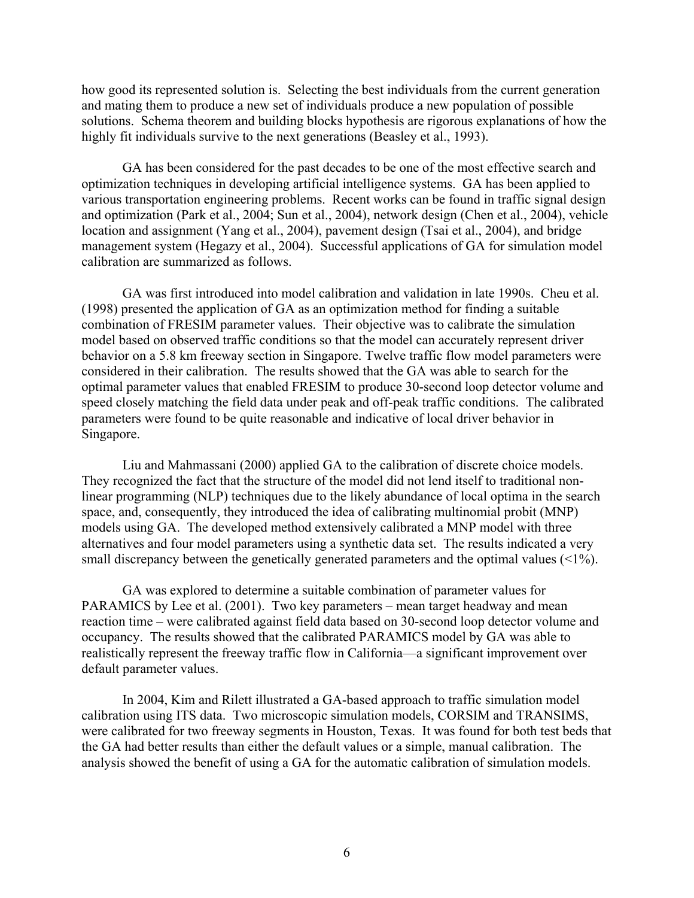how good its represented solution is. Selecting the best individuals from the current generation and mating them to produce a new set of individuals produce a new population of possible solutions. Schema theorem and building blocks hypothesis are rigorous explanations of how the highly fit individuals survive to the next generations (Beasley et al., 1993).

GA has been considered for the past decades to be one of the most effective search and optimization techniques in developing artificial intelligence systems. GA has been applied to various transportation engineering problems. Recent works can be found in traffic signal design and optimization (Park et al., 2004; Sun et al., 2004), network design (Chen et al., 2004), vehicle location and assignment (Yang et al., 2004), pavement design (Tsai et al., 2004), and bridge management system (Hegazy et al., 2004). Successful applications of GA for simulation model calibration are summarized as follows.

GA was first introduced into model calibration and validation in late 1990s. Cheu et al. (1998) presented the application of GA as an optimization method for finding a suitable combination of FRESIM parameter values. Their objective was to calibrate the simulation model based on observed traffic conditions so that the model can accurately represent driver behavior on a 5.8 km freeway section in Singapore. Twelve traffic flow model parameters were considered in their calibration. The results showed that the GA was able to search for the optimal parameter values that enabled FRESIM to produce 30-second loop detector volume and speed closely matching the field data under peak and off-peak traffic conditions. The calibrated parameters were found to be quite reasonable and indicative of local driver behavior in Singapore.

Liu and Mahmassani (2000) applied GA to the calibration of discrete choice models. They recognized the fact that the structure of the model did not lend itself to traditional non-linear programming (NLP) techniques due to the likely abundance of local optima in the search space, and, consequently, they introduced the idea of calibrating multinomial probit (MNP) models using GA. The developed method extensively calibrated a MNP model with three alternatives and four model parameters using a synthetic data set. The results indicated a very small discrepancy between the genetically generated parameters and the optimal values (<1%).

GA was explored to determine a suitable combination of parameter values for PARAMICS by Lee et al. (2001). Two key parameters – mean target headway and mean reaction time – were calibrated against field data based on 30-second loop detector volume and occupancy. The results showed that the calibrated PARAMICS model by GA was able to realistically represent the freeway traffic flow in California—a significant improvement over default parameter values.

In 2004, Kim and Rilett illustrated a GA-based approach to traffic simulation model calibration using ITS data. Two microscopic simulation models, CORSIM and TRANSIMS, were calibrated for two freeway segments in Houston, Texas. It was found for both test beds that the GA had better results than either the default values or a simple, manual calibration. The analysis showed the benefit of using a GA for the automatic calibration of simulation models.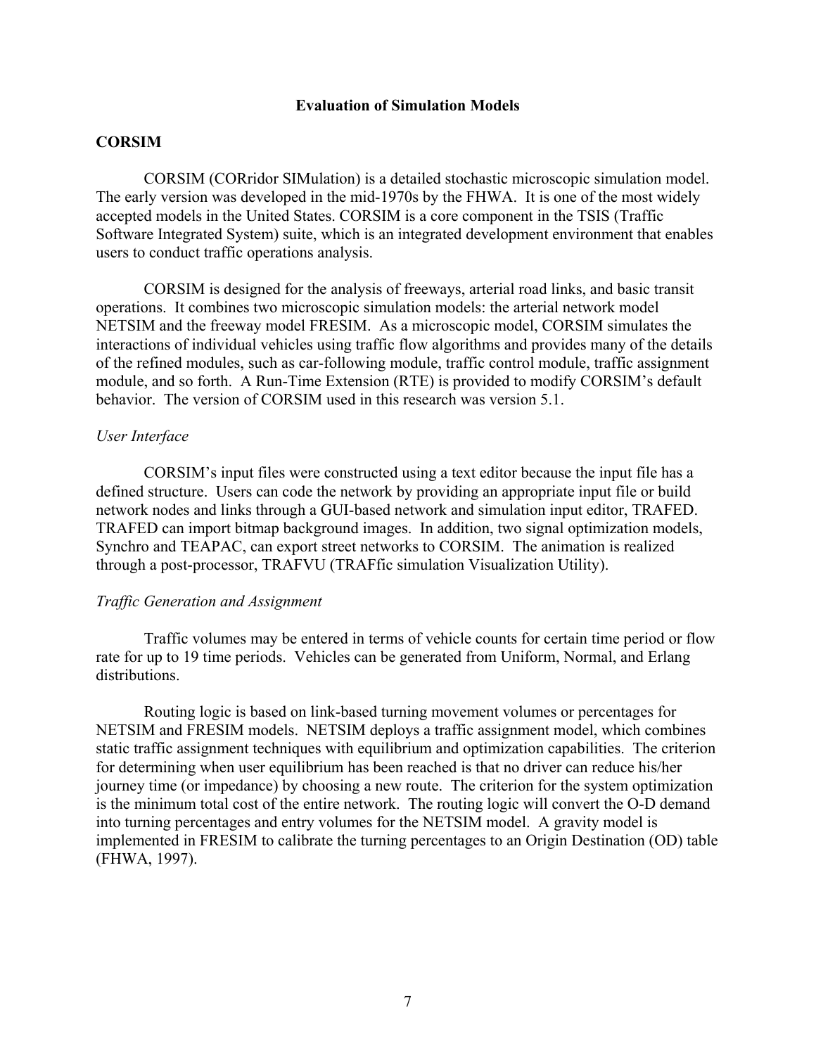# Evaluation of Simulation Models

## CORSIM

CORSIM (CORridor SIMulation) is a detailed stochastic microscopic simulation model. The early version was developed in the mid-1970s by the FHWA. It is one of the most widely accepted models in the United States. CORSIM is a core component in the TSIS (Traffic Software Integrated System) suite, which is an integrated development environment that enables users to conduct traffic operations analysis.

CORSIM is designed for the analysis of freeways, arterial road links, and basic transit operations. It combines two microscopic simulation models: the arterial network model NETSIM and the freeway model FRESIM. As a microscopic model, CORSIM simulates the interactions of individual vehicles using traffic flow algorithms and provides many of the details of the refined modules, such as car-following module, traffic control module, traffic assignment module, and so forth. A Run-Time Extension (RTE) is provided to modify CORSIM's default behavior. The version of CORSIM used in this research was version 5.1.

### *User Interface*

CORSIM's input files were constructed using a text editor because the input file has a defined structure. Users can code the network by providing an appropriate input file or build network nodes and links through a GUI-based network and simulation input editor, TRAFED. TRAFED can import bitmap background images. In addition, two signal optimization models, Synchro and TEAPAC, can export street networks to CORSIM. The animation is realized through a post-processor, TRAFVU (TRAFfic simulation Visualization Utility).

### *Traffic Generation and Assignment*

Traffic volumes may be entered in terms of vehicle counts for certain time period or flow rate for up to 19 time periods. Vehicles can be generated from Uniform, Normal, and Erlang distributions.

Routing logic is based on link-based turning movement volumes or percentages for NETSIM and FRESIM models. NETSIM deploys a traffic assignment model, which combines static traffic assignment techniques with equilibrium and optimization capabilities. The criterion for determining when user equilibrium has been reached is that no driver can reduce his/her journey time (or impedance) by choosing a new route. The criterion for the system optimization is the minimum total cost of the entire network. The routing logic will convert the O-D demand into turning percentages and entry volumes for the NETSIM model. A gravity model is implemented in FRESIM to calibrate the turning percentages to an Origin Destination (OD) table (FHWA, 1997).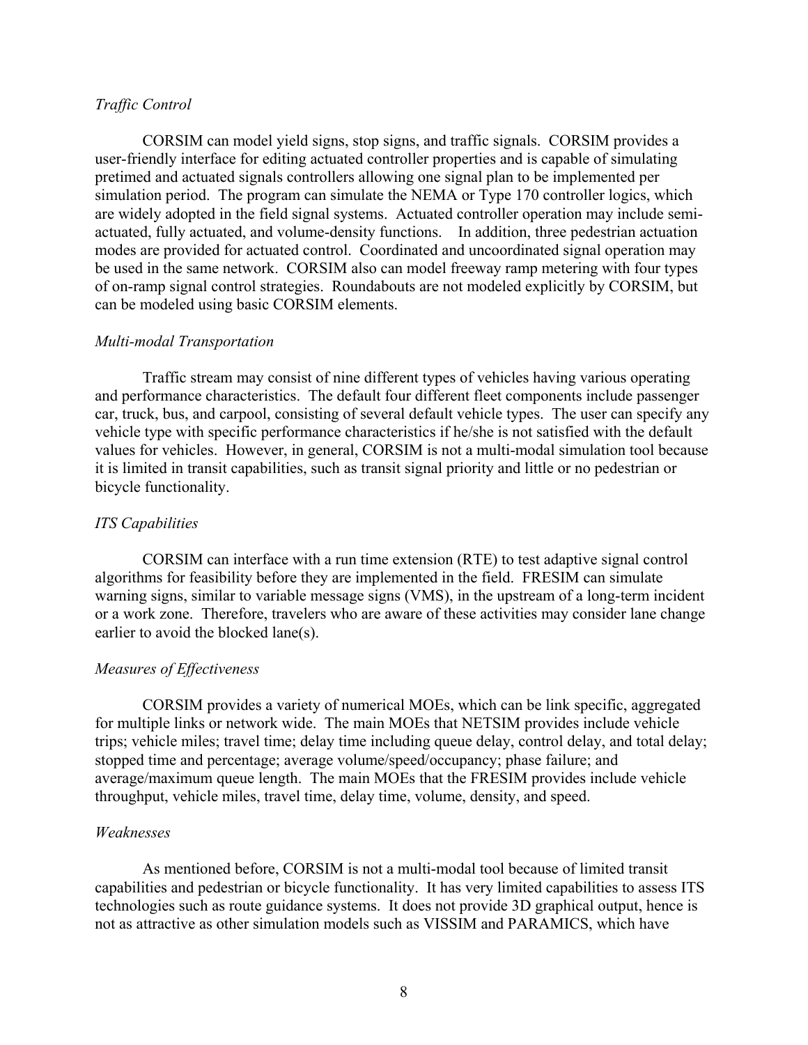*Traffic Control*

CORSIM can model yield signs, stop signs, and traffic signals. CORSIM provides a user-friendly interface for editing actuated controller properties and is capable of simulating pretimed and actuated signals controllers allowing one signal plan to be implemented per simulation period. The program can simulate the NEMA or Type 170 controller logics, which are widely adopted in the field signal systems. Actuated controller operation may include semi-actuated, fully actuated, and volume-density functions. In addition, three pedestrian actuation modes are provided for actuated control. Coordinated and uncoordinated signal operation may be used in the same network. CORSIM also can model freeway ramp metering with four types of on-ramp signal control strategies. Roundabouts are not modeled explicitly by CORSIM, but can be modeled using basic CORSIM elements.

*Multi-modal Transportation*

Traffic stream may consist of nine different types of vehicles having various operating and performance characteristics. The default four different fleet components include passenger car, truck, bus, and carpool, consisting of several default vehicle types. The user can specify any vehicle type with specific performance characteristics if he/she is not satisfied with the default values for vehicles. However, in general, CORSIM is not a multi-modal simulation tool because it is limited in transit capabilities, such as transit signal priority and little or no pedestrian or bicycle functionality.

*ITS Capabilities*

CORSIM can interface with a run time extension (RTE) to test adaptive signal control algorithms for feasibility before they are implemented in the field. FRESIM can simulate warning signs, similar to variable message signs (VMS), in the upstream of a long-term incident or a work zone. Therefore, travelers who are aware of these activities may consider lane change earlier to avoid the blocked lane(s).

*Measures of Effectiveness*

CORSIM provides a variety of numerical MOEs, which can be link specific, aggregated for multiple links or network wide. The main MOEs that NETSIM provides include vehicle trips; vehicle miles; travel time; delay time including queue delay, control delay, and total delay; stopped time and percentage; average volume/speed/occupancy; phase failure; and average/maximum queue length. The main MOEs that the FRESIM provides include vehicle throughput, vehicle miles, travel time, delay time, volume, density, and speed.

*Weaknesses*

As mentioned before, CORSIM is not a multi-modal tool because of limited transit capabilities and pedestrian or bicycle functionality. It has very limited capabilities to assess ITS technologies such as route guidance systems. It does not provide 3D graphical output, hence is not as attractive as other simulation models such as VISSIM and PARAMICS, which have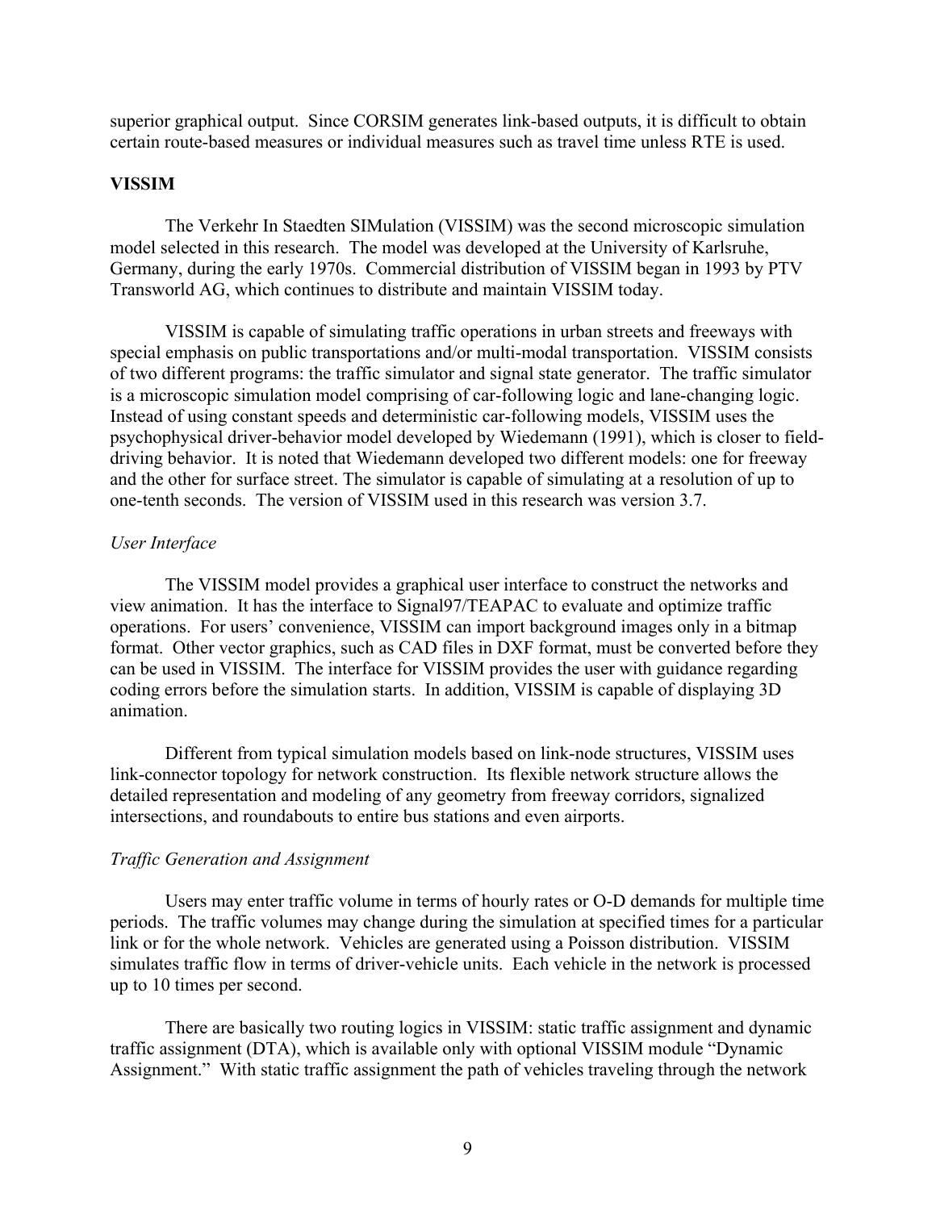superior graphical output. Since CORSIM generates link-based outputs, it is difficult to obtain certain route-based measures or individual measures such as travel time unless RTE is used.

**VISSIM**

The Verkehr In Staedten SIMulation (VISSIM) was the second microscopic simulation model selected in this research. The model was developed at the University of Karlsruhe, Germany, during the early 1970s. Commercial distribution of VISSIM began in 1993 by PTV Transworld AG, which continues to distribute and maintain VISSIM today.

VISSIM is capable of simulating traffic operations in urban streets and freeways with special emphasis on public transportations and/or multi-modal transportation. VISSIM consists of two different programs: the traffic simulator and signal state generator. The traffic simulator is a microscopic simulation model comprising of car-following logic and lane-changing logic. Instead of using constant speeds and deterministic car-following models, VISSIM uses the psychophysical driver-behavior model developed by Wiedemann (1991), which is closer to field-driving behavior. It is noted that Wiedemann developed two different models: one for freeway and the other for surface street. The simulator is capable of simulating at a resolution of up to one-tenth seconds. The version of VISSIM used in this research was version 3.7.

*User Interface*

The VISSIM model provides a graphical user interface to construct the networks and view animation. It has the interface to Signal97/TEAPAC to evaluate and optimize traffic operations. For users' convenience, VISSIM can import background images only in a bitmap format. Other vector graphics, such as CAD files in DXF format, must be converted before they can be used in VISSIM. The interface for VISSIM provides the user with guidance regarding coding errors before the simulation starts. In addition, VISSIM is capable of displaying 3D animation.

Different from typical simulation models based on link-node structures, VISSIM uses link-connector topology for network construction. Its flexible network structure allows the detailed representation and modeling of any geometry from freeway corridors, signalized intersections, and roundabouts to entire bus stations and even airports.

*Traffic Generation and Assignment*

Users may enter traffic volume in terms of hourly rates or O-D demands for multiple time periods. The traffic volumes may change during the simulation at specified times for a particular link or for the whole network. Vehicles are generated using a Poisson distribution. VISSIM simulates traffic flow in terms of driver-vehicle units. Each vehicle in the network is processed up to 10 times per second.

There are basically two routing logics in VISSIM: static traffic assignment and dynamic traffic assignment (DTA), which is available only with optional VISSIM module "Dynamic Assignment." With static traffic assignment the path of vehicles traveling through the network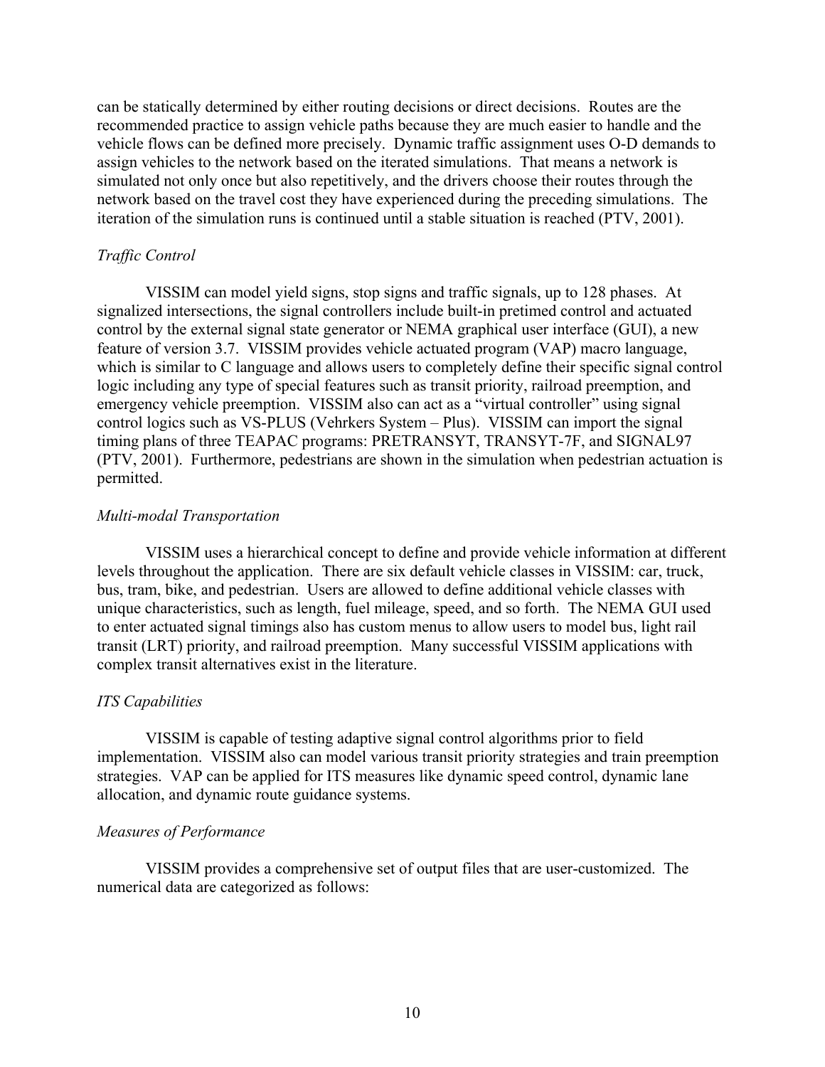can be statically determined by either routing decisions or direct decisions. Routes are the recommended practice to assign vehicle paths because they are much easier to handle and the vehicle flows can be defined more precisely. Dynamic traffic assignment uses O-D demands to assign vehicles to the network based on the iterated simulations. That means a network is simulated not only once but also repetitively, and the drivers choose their routes through the network based on the travel cost they have experienced during the preceding simulations. The iteration of the simulation runs is continued until a stable situation is reached (PTV, 2001).

*Traffic Control*

VISSIM can model yield signs, stop signs and traffic signals, up to 128 phases. At signalized intersections, the signal controllers include built-in pretimed control and actuated control by the external signal state generator or NEMA graphical user interface (GUI), a new feature of version 3.7. VISSIM provides vehicle actuated program (VAP) macro language, which is similar to C language and allows users to completely define their specific signal control logic including any type of special features such as transit priority, railroad preemption, and emergency vehicle preemption. VISSIM also can act as a "virtual controller" using signal control logics such as VS-PLUS (Vehrkers System – Plus). VISSIM can import the signal timing plans of three TEAPAC programs: PRETRANSYT, TRANSYT-7F, and SIGNAL97 (PTV, 2001). Furthermore, pedestrians are shown in the simulation when pedestrian actuation is permitted.

*Multi-modal Transportation*

VISSIM uses a hierarchical concept to define and provide vehicle information at different levels throughout the application. There are six default vehicle classes in VISSIM: car, truck, bus, tram, bike, and pedestrian. Users are allowed to define additional vehicle classes with unique characteristics, such as length, fuel mileage, speed, and so forth. The NEMA GUI used to enter actuated signal timings also has custom menus to allow users to model bus, light rail transit (LRT) priority, and railroad preemption. Many successful VISSIM applications with complex transit alternatives exist in the literature.

*ITS Capabilities*

VISSIM is capable of testing adaptive signal control algorithms prior to field implementation. VISSIM also can model various transit priority strategies and train preemption strategies. VAP can be applied for ITS measures like dynamic speed control, dynamic lane allocation, and dynamic route guidance systems.

*Measures of Performance*

VISSIM provides a comprehensive set of output files that are user-customized. The numerical data are categorized as follows: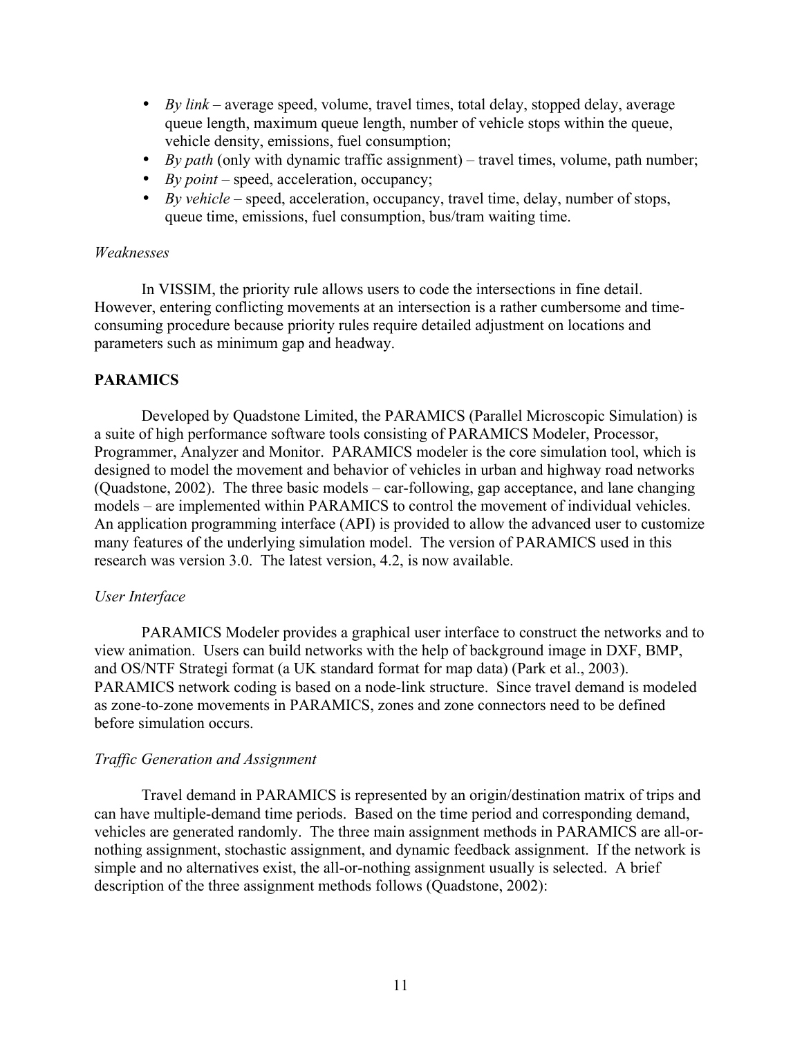- *By link* – average speed, volume, travel times, total delay, stopped delay, average queue length, maximum queue length, number of vehicle stops within the queue, vehicle density, emissions, fuel consumption;
- *By path* (only with dynamic traffic assignment) – travel times, volume, path number;
- *By point* – speed, acceleration, occupancy;
- *By vehicle* – speed, acceleration, occupancy, travel time, delay, number of stops, queue time, emissions, fuel consumption, bus/tram waiting time.

*Weaknesses*

In VISSIM, the priority rule allows users to code the intersections in fine detail. However, entering conflicting movements at an intersection is a rather cumbersome and time-consuming procedure because priority rules require detailed adjustment on locations and parameters such as minimum gap and headway.

**PARAMICS**

Developed by Quadstone Limited, the PARAMICS (Parallel Microscopic Simulation) is a suite of high performance software tools consisting of PARAMICS Modeler, Processor, Programmer, Analyzer and Monitor. PARAMICS modeler is the core simulation tool, which is designed to model the movement and behavior of vehicles in urban and highway road networks (Quadstone, 2002). The three basic models – car-following, gap acceptance, and lane changing models – are implemented within PARAMICS to control the movement of individual vehicles. An application programming interface (API) is provided to allow the advanced user to customize many features of the underlying simulation model. The version of PARAMICS used in this research was version 3.0. The latest version, 4.2, is now available.

*User Interface*

PARAMICS Modeler provides a graphical user interface to construct the networks and to view animation. Users can build networks with the help of background image in DXF, BMP, and OS/NTF Strategi format (a UK standard format for map data) (Park et al., 2003). PARAMICS network coding is based on a node-link structure. Since travel demand is modeled as zone-to-zone movements in PARAMICS, zones and zone connectors need to be defined before simulation occurs.

*Traffic Generation and Assignment*

Travel demand in PARAMICS is represented by an origin/destination matrix of trips and can have multiple-demand time periods. Based on the time period and corresponding demand, vehicles are generated randomly. The three main assignment methods in PARAMICS are all-or-nothing assignment, stochastic assignment, and dynamic feedback assignment. If the network is simple and no alternatives exist, the all-or-nothing assignment usually is selected. A brief description of the three assignment methods follows (Quadstone, 2002):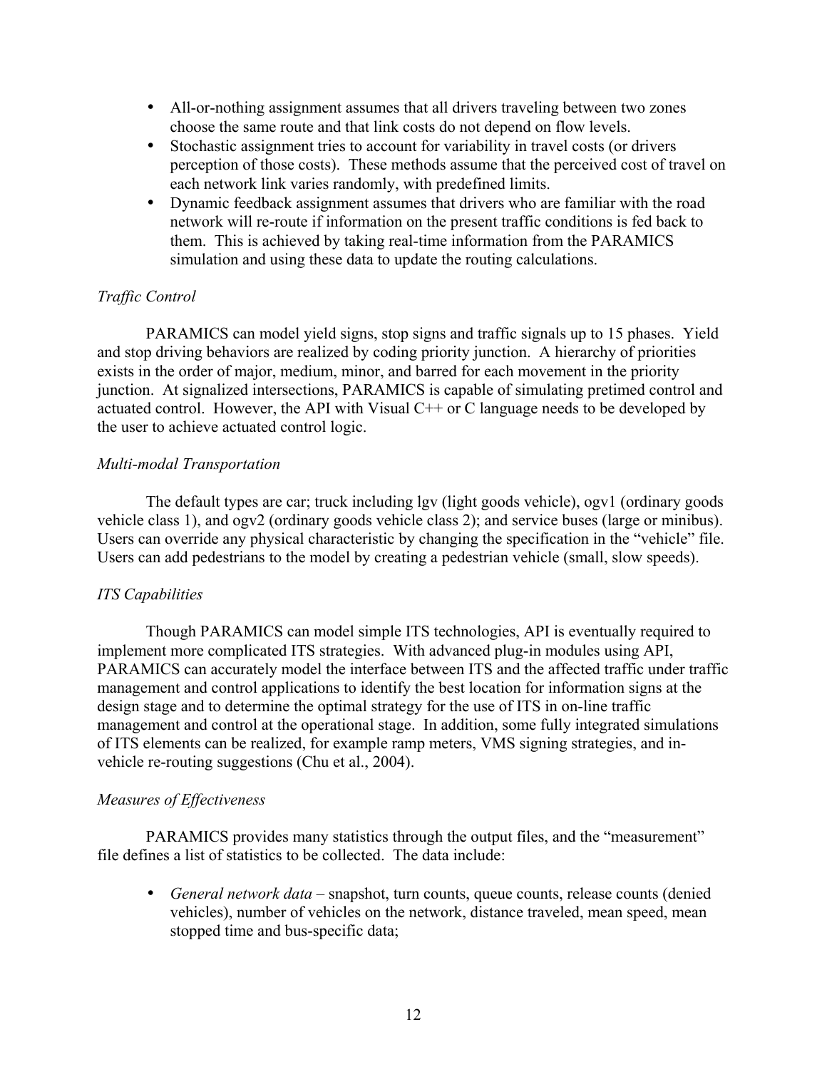- All-or-nothing assignment assumes that all drivers traveling between two zones choose the same route and that link costs do not depend on flow levels.
- Stochastic assignment tries to account for variability in travel costs (or drivers perception of those costs). These methods assume that the perceived cost of travel on each network link varies randomly, with predefined limits.
- Dynamic feedback assignment assumes that drivers who are familiar with the road network will re-route if information on the present traffic conditions is fed back to them. This is achieved by taking real-time information from the PARAMICS simulation and using these data to update the routing calculations.

*Traffic Control*

PARAMICS can model yield signs, stop signs and traffic signals up to 15 phases. Yield and stop driving behaviors are realized by coding priority junction. A hierarchy of priorities exists in the order of major, medium, minor, and barred for each movement in the priority junction. At signalized intersections, PARAMICS is capable of simulating pretimed control and actuated control. However, the API with Visual C++ or C language needs to be developed by the user to achieve actuated control logic.

*Multi-modal Transportation*

The default types are car; truck including lgv (light goods vehicle), ogv1 (ordinary goods vehicle class 1), and ogv2 (ordinary goods vehicle class 2); and service buses (large or minibus). Users can override any physical characteristic by changing the specification in the "vehicle" file. Users can add pedestrians to the model by creating a pedestrian vehicle (small, slow speeds).

*ITS Capabilities*

Though PARAMICS can model simple ITS technologies, API is eventually required to implement more complicated ITS strategies. With advanced plug-in modules using API, PARAMICS can accurately model the interface between ITS and the affected traffic under traffic management and control applications to identify the best location for information signs at the design stage and to determine the optimal strategy for the use of ITS in on-line traffic management and control at the operational stage. In addition, some fully integrated simulations of ITS elements can be realized, for example ramp meters, VMS signing strategies, and in-vehicle re-routing suggestions (Chu et al., 2004).

*Measures of Effectiveness*

PARAMICS provides many statistics through the output files, and the "measurement" file defines a list of statistics to be collected. The data include:

- *General network data* – snapshot, turn counts, queue counts, release counts (denied vehicles), number of vehicles on the network, distance traveled, mean speed, mean stopped time and bus-specific data;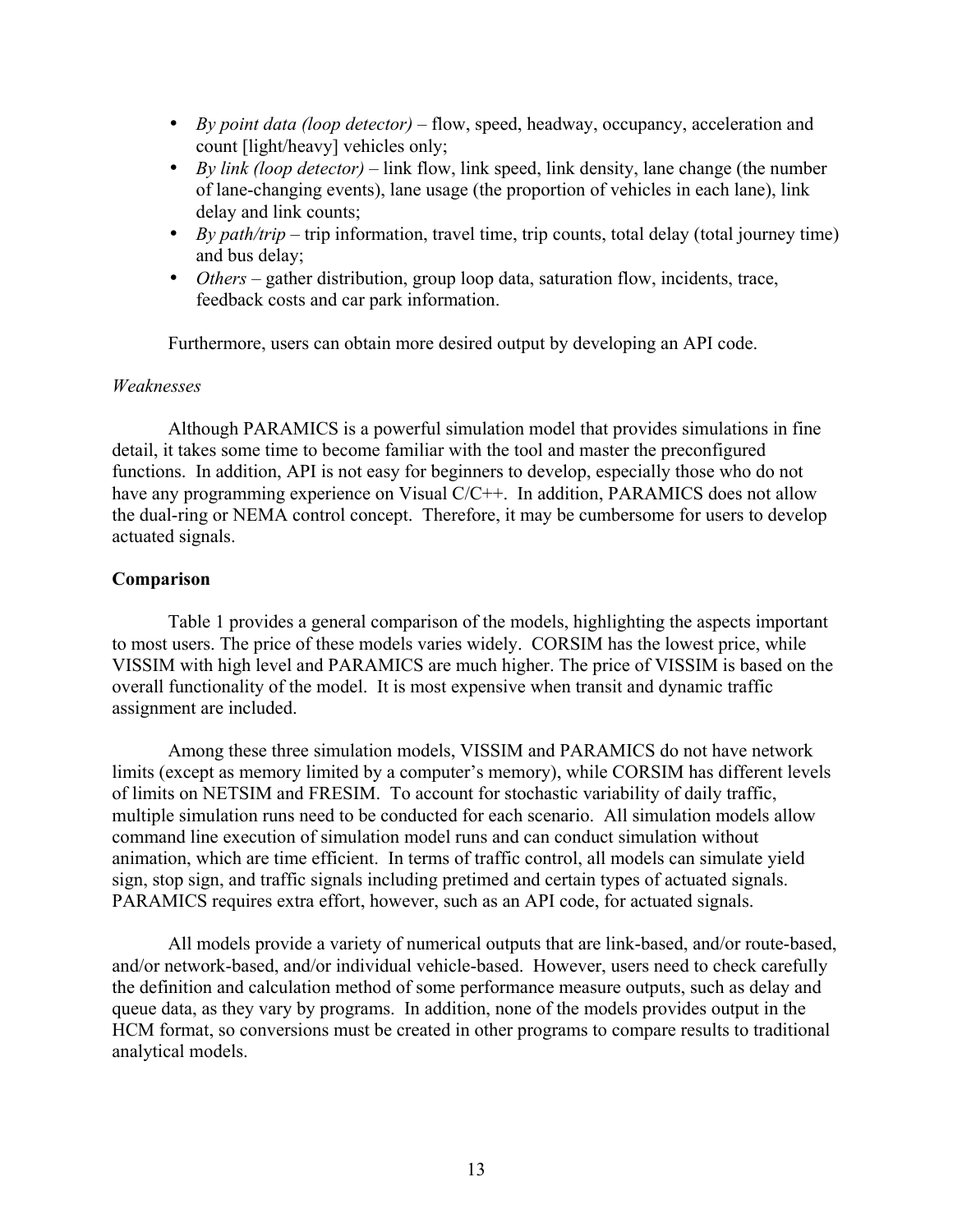- *By point data (loop detector)* – flow, speed, headway, occupancy, acceleration and count [light/heavy] vehicles only;
- *By link (loop detector)* – link flow, link speed, link density, lane change (the number of lane-changing events), lane usage (the proportion of vehicles in each lane), link delay and link counts;
- *By path/trip* – trip information, travel time, trip counts, total delay (total journey time) and bus delay;
- *Others* – gather distribution, group loop data, saturation flow, incidents, trace, feedback costs and car park information.

Furthermore, users can obtain more desired output by developing an API code.

*Weaknesses*

Although PARAMICS is a powerful simulation model that provides simulations in fine detail, it takes some time to become familiar with the tool and master the preconfigured functions. In addition, API is not easy for beginners to develop, especially those who do not have any programming experience on Visual C/C++. In addition, PARAMICS does not allow the dual-ring or NEMA control concept. Therefore, it may be cumbersome for users to develop actuated signals.

**Comparison**

Table 1 provides a general comparison of the models, highlighting the aspects important to most users. The price of these models varies widely. CORSIM has the lowest price, while VISSIM with high level and PARAMICS are much higher. The price of VISSIM is based on the overall functionality of the model. It is most expensive when transit and dynamic traffic assignment are included.

Among these three simulation models, VISSIM and PARAMICS do not have network limits (except as memory limited by a computer's memory), while CORSIM has different levels of limits on NETSIM and FRESIM. To account for stochastic variability of daily traffic, multiple simulation runs need to be conducted for each scenario. All simulation models allow command line execution of simulation model runs and can conduct simulation without animation, which are time efficient. In terms of traffic control, all models can simulate yield sign, stop sign, and traffic signals including pretimed and certain types of actuated signals. PARAMICS requires extra effort, however, such as an API code, for actuated signals.

All models provide a variety of numerical outputs that are link-based, and/or route-based, and/or network-based, and/or individual vehicle-based. However, users need to check carefully the definition and calculation method of some performance measure outputs, such as delay and queue data, as they vary by programs. In addition, none of the models provides output in the HCM format, so conversions must be created in other programs to compare results to traditional analytical models.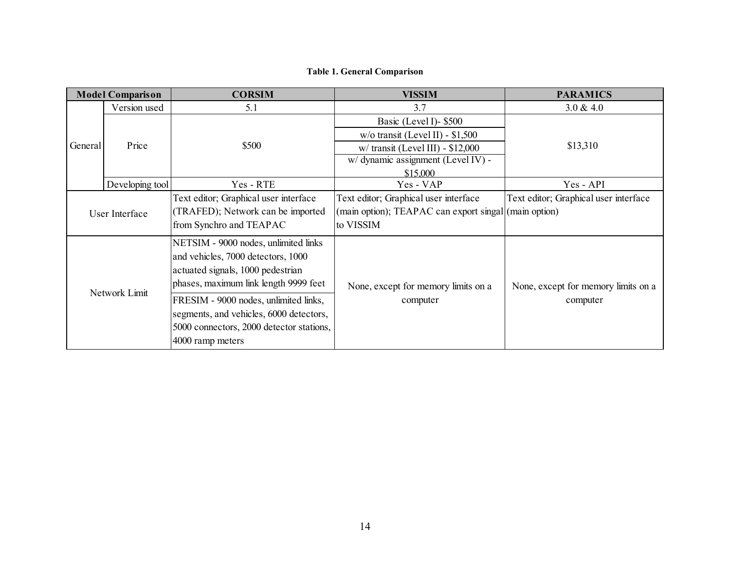**Table 1. General Comparison**

| Model Comparison | | CORSIM | VISSIM | PARAMICS |
|---|---|---|---|---|
| General | Version used | 5.1 | 3.7 | 3.0 & 4.0 |
| | Price | $500 | Basic (Level I)- $500<br>w/o transit (Level II) - $1,500<br>w/ transit (Level III) - $12,000<br>w/ dynamic assignment (Level IV) - $15,000 | $13,310 |
| | Developing tool | Yes - RTE | Yes - VAP | Yes - API |
| User Interface | | Text editor; Graphical user interface (TRAFED); Network can be imported from Synchro and TEAPAC | Text editor; Graphical user interface (main option); TEAPAC can export singal to VISSIM | Text editor; Graphical user interface (main option) |
| Network Limit | | NETSIM - 9000 nodes, unlimited links and vehicles, 7000 detectors, 1000 actuated signals, 1000 pedestrian phases, maximum link length 9999 feet<br>FRESIM - 9000 nodes, unlimited links, segments, and vehicles, 6000 detectors, 5000 connectors, 2000 detector stations, 4000 ramp meters | None, except for memory limits on a computer | None, except for memory limits on a computer |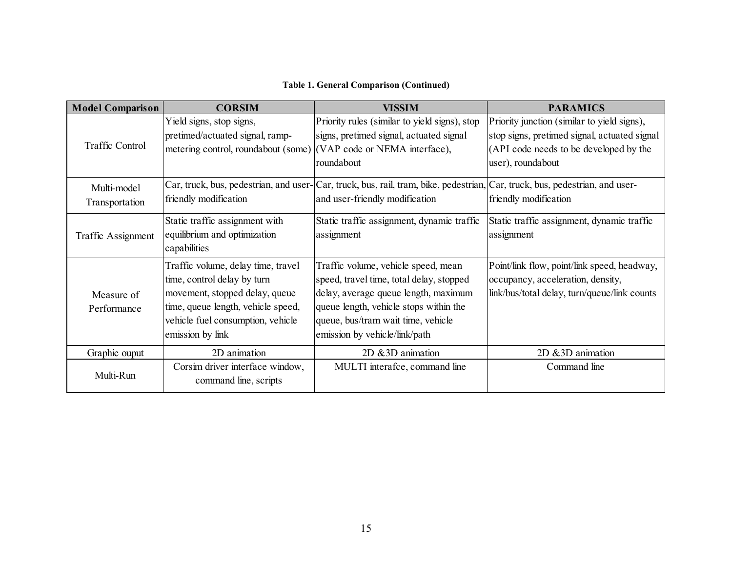**Table 1. General Comparison (Continued)**

| Model Comparison | CORSIM | VISSIM | PARAMICS |
|---|---|---|---|
| Traffic Control | Yield signs, stop signs, pretimed/actuated signal, ramp-metering control, roundabout (some) | Priority rules (similar to yield signs), stop signs, pretimed signal, actuated signal (VAP code or NEMA interface), roundabout | Priority junction (similar to yield signs), stop signs, pretimed signal, actuated signal (API code needs to be developed by the user), roundabout |
| Multi-model Transportation | Car, truck, bus, pedestrian, and user-friendly modification | Car, truck, bus, rail, tram, bike, pedestrian, and user-friendly modification | Car, truck, bus, pedestrian, and user-friendly modification |
| Traffic Assignment | Static traffic assignment with equilibrium and optimization capabilities | Static traffic assignment, dynamic traffic assignment | Static traffic assignment, dynamic traffic assignment |
| Measure of Performance | Traffic volume, delay time, travel time, control delay by turn movement, stopped delay, queue time, queue length, vehicle speed, vehicle fuel consumption, vehicle emission by link | Traffic volume, vehicle speed, mean speed, travel time, total delay, stopped delay, average queue length, maximum queue length, vehicle stops within the queue, bus/tram wait time, vehicle emission by vehicle/link/path | Point/link flow, point/link speed, headway, occupancy, acceleration, density, link/bus/total delay, turn/queue/link counts |
| Graphic ouput | 2D animation | 2D &3D animation | 2D &3D animation |
| Multi-Run | Corsim driver interface window, command line, scripts | MULTI interafce, command line | Command line |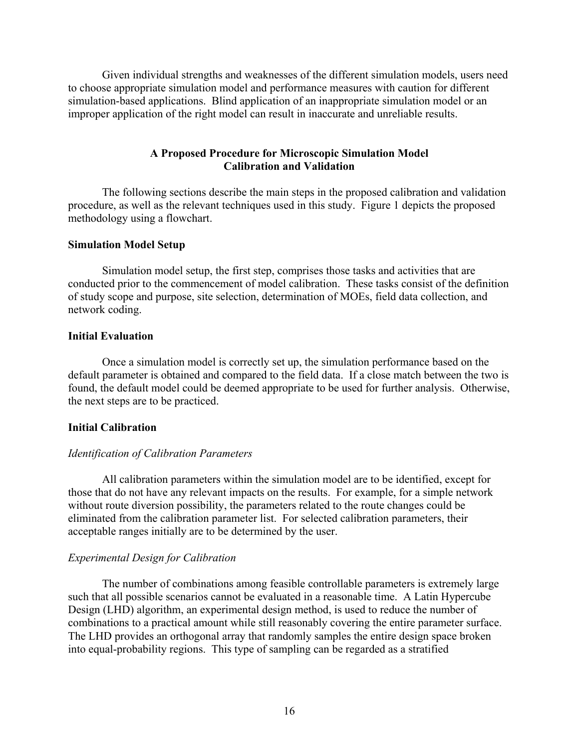Given individual strengths and weaknesses of the different simulation models, users need to choose appropriate simulation model and performance measures with caution for different simulation-based applications. Blind application of an inappropriate simulation model or an improper application of the right model can result in inaccurate and unreliable results.

## A Proposed Procedure for Microscopic Simulation Model Calibration and Validation

The following sections describe the main steps in the proposed calibration and validation procedure, as well as the relevant techniques used in this study. Figure 1 depicts the proposed methodology using a flowchart.

### Simulation Model Setup

Simulation model setup, the first step, comprises those tasks and activities that are conducted prior to the commencement of model calibration. These tasks consist of the definition of study scope and purpose, site selection, determination of MOEs, field data collection, and network coding.

### Initial Evaluation

Once a simulation model is correctly set up, the simulation performance based on the default parameter is obtained and compared to the field data. If a close match between the two is found, the default model could be deemed appropriate to be used for further analysis. Otherwise, the next steps are to be practiced.

### Initial Calibration

#### *Identification of Calibration Parameters*

All calibration parameters within the simulation model are to be identified, except for those that do not have any relevant impacts on the results. For example, for a simple network without route diversion possibility, the parameters related to the route changes could be eliminated from the calibration parameter list. For selected calibration parameters, their acceptable ranges initially are to be determined by the user.

#### *Experimental Design for Calibration*

The number of combinations among feasible controllable parameters is extremely large such that all possible scenarios cannot be evaluated in a reasonable time. A Latin Hypercube Design (LHD) algorithm, an experimental design method, is used to reduce the number of combinations to a practical amount while still reasonably covering the entire parameter surface. The LHD provides an orthogonal array that randomly samples the entire design space broken into equal-probability regions. This type of sampling can be regarded as a stratified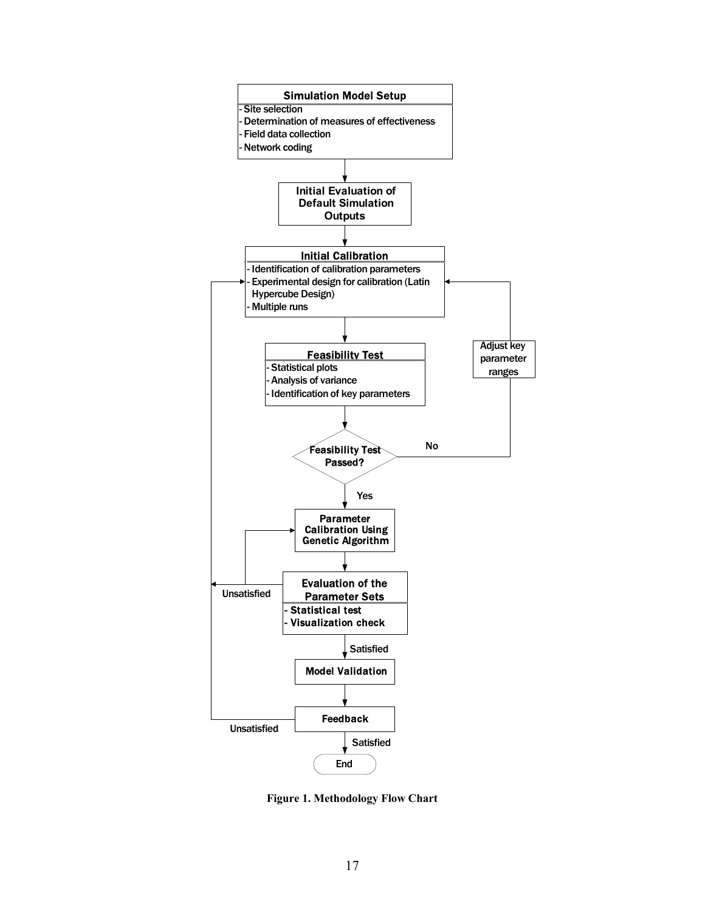**Simulation Model Setup**
- Site selection
- Determination of measures of effectiveness
- Field data collection
- Network coding

**Initial Evaluation of Default Simulation Outputs**

**Initial Calibration**
- Identification of calibration parameters
- Experimental design for calibration (Latin Hypercube Design)
- Multiple runs

**Feasibility Test**
- Statistical plots
- Analysis of variance
- Identification of key parameters

**Feasibility Test Passed?**

No → **Adjust key parameter ranges** → Initial Calibration

Yes ↓

**Parameter Calibration Using Genetic Algorithm**

**Evaluation of the Parameter Sets**
- **Statistical test**
- **Visualization check**

Unsatisfied → Parameter Calibration Using Genetic Algorithm / Initial Calibration

Satisfied ↓

**Model Validation**

**Feedback**

Unsatisfied → Initial Calibration

Satisfied ↓

End

**Figure 1. Methodology Flow Chart**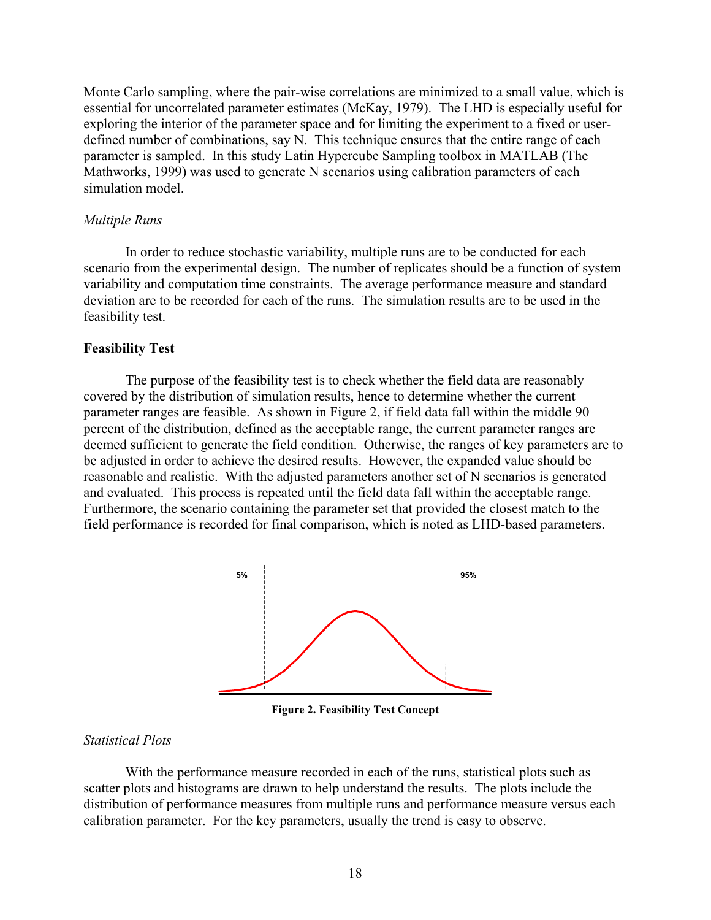Monte Carlo sampling, where the pair-wise correlations are minimized to a small value, which is essential for uncorrelated parameter estimates (McKay, 1979). The LHD is especially useful for exploring the interior of the parameter space and for limiting the experiment to a fixed or user-defined number of combinations, say N. This technique ensures that the entire range of each parameter is sampled. In this study Latin Hypercube Sampling toolbox in MATLAB (The Mathworks, 1999) was used to generate N scenarios using calibration parameters of each simulation model.

*Multiple Runs*

In order to reduce stochastic variability, multiple runs are to be conducted for each scenario from the experimental design. The number of replicates should be a function of system variability and computation time constraints. The average performance measure and standard deviation are to be recorded for each of the runs. The simulation results are to be used in the feasibility test.

**Feasibility Test**

The purpose of the feasibility test is to check whether the field data are reasonably covered by the distribution of simulation results, hence to determine whether the current parameter ranges are feasible. As shown in Figure 2, if field data fall within the middle 90 percent of the distribution, defined as the acceptable range, the current parameter ranges are deemed sufficient to generate the field condition. Otherwise, the ranges of key parameters are to be adjusted in order to achieve the desired results. However, the expanded value should be reasonable and realistic. With the adjusted parameters another set of N scenarios is generated and evaluated. This process is repeated until the field data fall within the acceptable range. Furthermore, the scenario containing the parameter set that provided the closest match to the field performance is recorded for final comparison, which is noted as LHD-based parameters.

**Figure 2. Feasibility Test Concept**

*Statistical Plots*

With the performance measure recorded in each of the runs, statistical plots such as scatter plots and histograms are drawn to help understand the results. The plots include the distribution of performance measures from multiple runs and performance measure versus each calibration parameter. For the key parameters, usually the trend is easy to observe.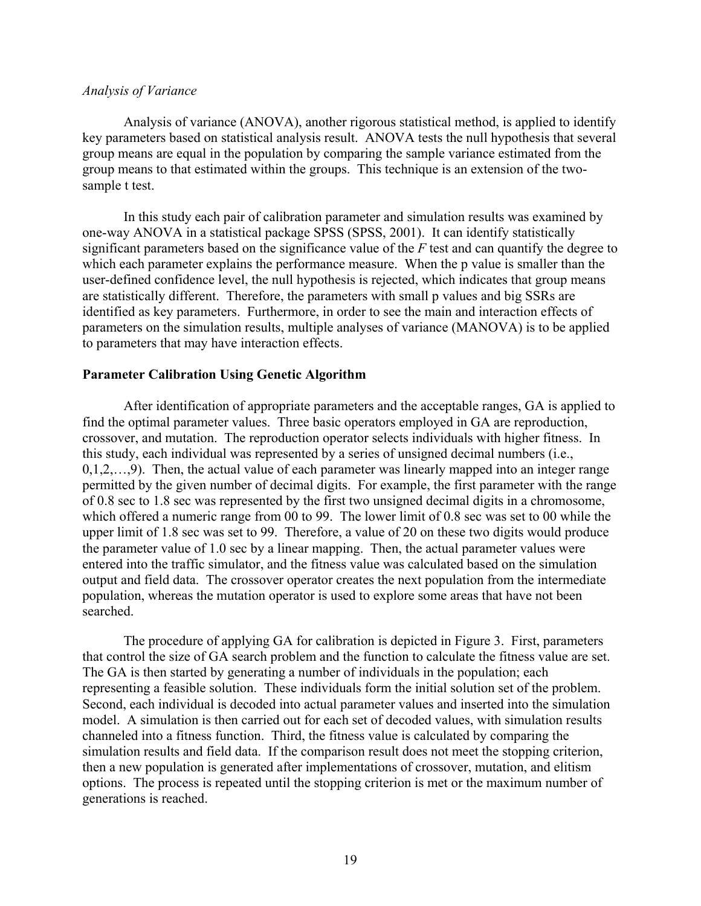*Analysis of Variance*

Analysis of variance (ANOVA), another rigorous statistical method, is applied to identify key parameters based on statistical analysis result. ANOVA tests the null hypothesis that several group means are equal in the population by comparing the sample variance estimated from the group means to that estimated within the groups. This technique is an extension of the two-sample t test.

In this study each pair of calibration parameter and simulation results was examined by one-way ANOVA in a statistical package SPSS (SPSS, 2001). It can identify statistically significant parameters based on the significance value of the *F* test and can quantify the degree to which each parameter explains the performance measure. When the p value is smaller than the user-defined confidence level, the null hypothesis is rejected, which indicates that group means are statistically different. Therefore, the parameters with small p values and big SSRs are identified as key parameters. Furthermore, in order to see the main and interaction effects of parameters on the simulation results, multiple analyses of variance (MANOVA) is to be applied to parameters that may have interaction effects.

**Parameter Calibration Using Genetic Algorithm**

After identification of appropriate parameters and the acceptable ranges, GA is applied to find the optimal parameter values. Three basic operators employed in GA are reproduction, crossover, and mutation. The reproduction operator selects individuals with higher fitness. In this study, each individual was represented by a series of unsigned decimal numbers (i.e., 0,1,2,…,9). Then, the actual value of each parameter was linearly mapped into an integer range permitted by the given number of decimal digits. For example, the first parameter with the range of 0.8 sec to 1.8 sec was represented by the first two unsigned decimal digits in a chromosome, which offered a numeric range from 00 to 99. The lower limit of 0.8 sec was set to 00 while the upper limit of 1.8 sec was set to 99. Therefore, a value of 20 on these two digits would produce the parameter value of 1.0 sec by a linear mapping. Then, the actual parameter values were entered into the traffic simulator, and the fitness value was calculated based on the simulation output and field data. The crossover operator creates the next population from the intermediate population, whereas the mutation operator is used to explore some areas that have not been searched.

The procedure of applying GA for calibration is depicted in Figure 3. First, parameters that control the size of GA search problem and the function to calculate the fitness value are set. The GA is then started by generating a number of individuals in the population; each representing a feasible solution. These individuals form the initial solution set of the problem. Second, each individual is decoded into actual parameter values and inserted into the simulation model. A simulation is then carried out for each set of decoded values, with simulation results channeled into a fitness function. Third, the fitness value is calculated by comparing the simulation results and field data. If the comparison result does not meet the stopping criterion, then a new population is generated after implementations of crossover, mutation, and elitism options. The process is repeated until the stopping criterion is met or the maximum number of generations is reached.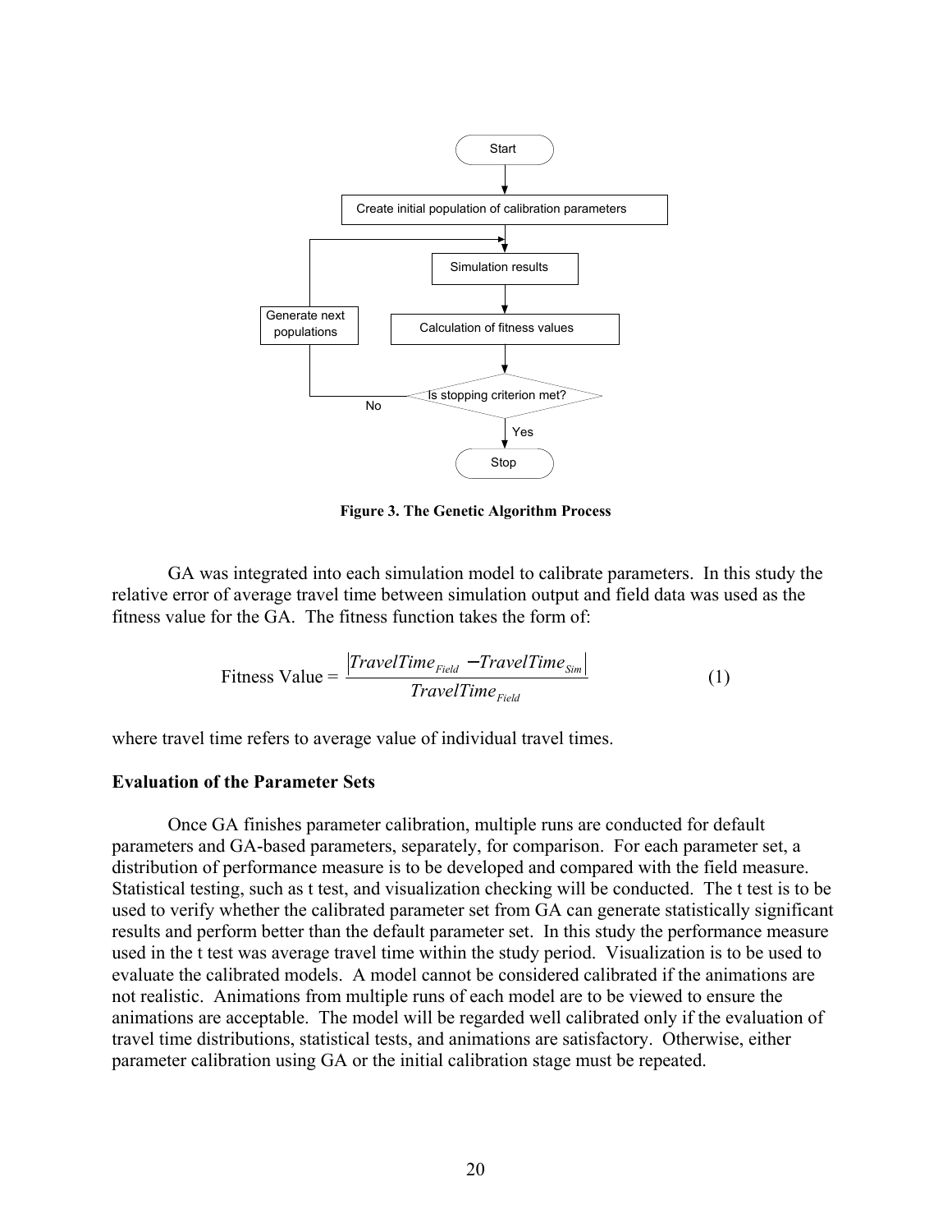Figure 3. The Genetic Algorithm Process

GA was integrated into each simulation model to calibrate parameters. In this study the relative error of average travel time between simulation output and field data was used as the fitness value for the GA. The fitness function takes the form of:

$$\text{Fitness Value} = \frac{\left| TravelTime_{Field} - TravelTime_{Sim} \right|}{TravelTime_{Field}} \tag{1}$$

where travel time refers to average value of individual travel times.

### Evaluation of the Parameter Sets

Once GA finishes parameter calibration, multiple runs are conducted for default parameters and GA-based parameters, separately, for comparison. For each parameter set, a distribution of performance measure is to be developed and compared with the field measure. Statistical testing, such as t test, and visualization checking will be conducted. The t test is to be used to verify whether the calibrated parameter set from GA can generate statistically significant results and perform better than the default parameter set. In this study the performance measure used in the t test was average travel time within the study period. Visualization is to be used to evaluate the calibrated models. A model cannot be considered calibrated if the animations are not realistic. Animations from multiple runs of each model are to be viewed to ensure the animations are acceptable. The model will be regarded well calibrated only if the evaluation of travel time distributions, statistical tests, and animations are satisfactory. Otherwise, either parameter calibration using GA or the initial calibration stage must be repeated.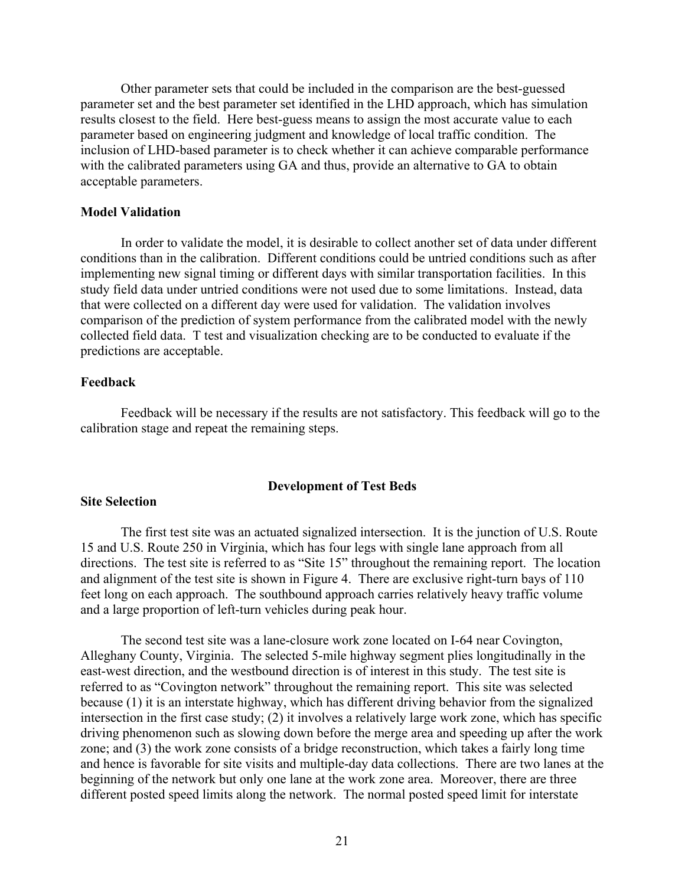Other parameter sets that could be included in the comparison are the best-guessed parameter set and the best parameter set identified in the LHD approach, which has simulation results closest to the field. Here best-guess means to assign the most accurate value to each parameter based on engineering judgment and knowledge of local traffic condition. The inclusion of LHD-based parameter is to check whether it can achieve comparable performance with the calibrated parameters using GA and thus, provide an alternative to GA to obtain acceptable parameters.

### Model Validation

In order to validate the model, it is desirable to collect another set of data under different conditions than in the calibration. Different conditions could be untried conditions such as after implementing new signal timing or different days with similar transportation facilities. In this study field data under untried conditions were not used due to some limitations. Instead, data that were collected on a different day were used for validation. The validation involves comparison of the prediction of system performance from the calibrated model with the newly collected field data. T test and visualization checking are to be conducted to evaluate if the predictions are acceptable.

### Feedback

Feedback will be necessary if the results are not satisfactory. This feedback will go to the calibration stage and repeat the remaining steps.

## Development of Test Beds

### Site Selection

The first test site was an actuated signalized intersection. It is the junction of U.S. Route 15 and U.S. Route 250 in Virginia, which has four legs with single lane approach from all directions. The test site is referred to as "Site 15" throughout the remaining report. The location and alignment of the test site is shown in Figure 4. There are exclusive right-turn bays of 110 feet long on each approach. The southbound approach carries relatively heavy traffic volume and a large proportion of left-turn vehicles during peak hour.

The second test site was a lane-closure work zone located on I-64 near Covington, Alleghany County, Virginia. The selected 5-mile highway segment plies longitudinally in the east-west direction, and the westbound direction is of interest in this study. The test site is referred to as "Covington network" throughout the remaining report. This site was selected because (1) it is an interstate highway, which has different driving behavior from the signalized intersection in the first case study; (2) it involves a relatively large work zone, which has specific driving phenomenon such as slowing down before the merge area and speeding up after the work zone; and (3) the work zone consists of a bridge reconstruction, which takes a fairly long time and hence is favorable for site visits and multiple-day data collections. There are two lanes at the beginning of the network but only one lane at the work zone area. Moreover, there are three different posted speed limits along the network. The normal posted speed limit for interstate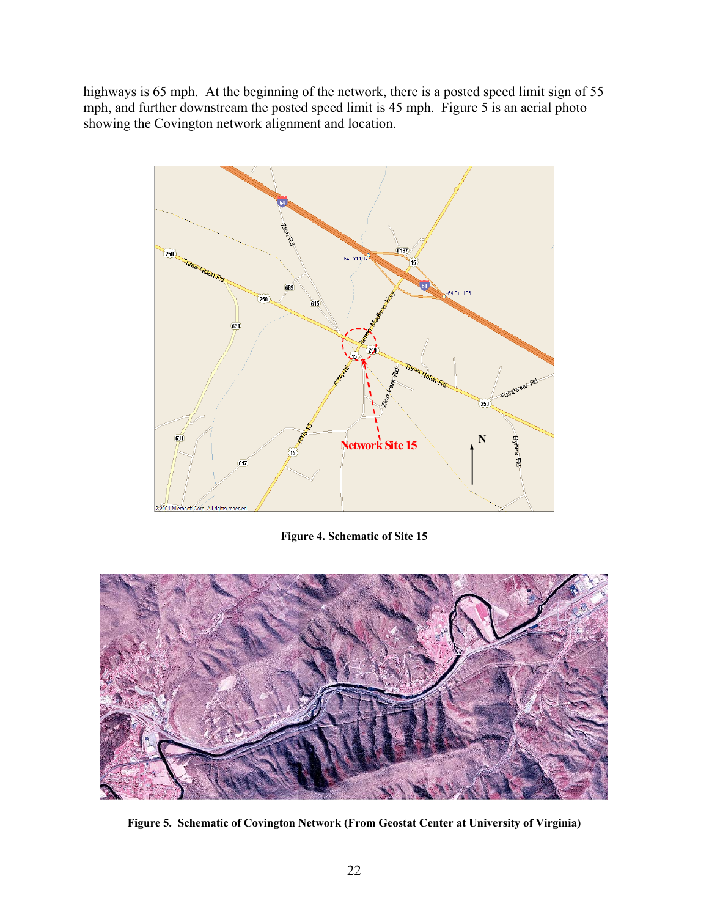highways is 65 mph. At the beginning of the network, there is a posted speed limit sign of 55 mph, and further downstream the posted speed limit is 45 mph. Figure 5 is an aerial photo showing the Covington network alignment and location.

**Figure 4. Schematic of Site 15**

**Figure 5. Schematic of Covington Network (From Geostat Center at University of Virginia)**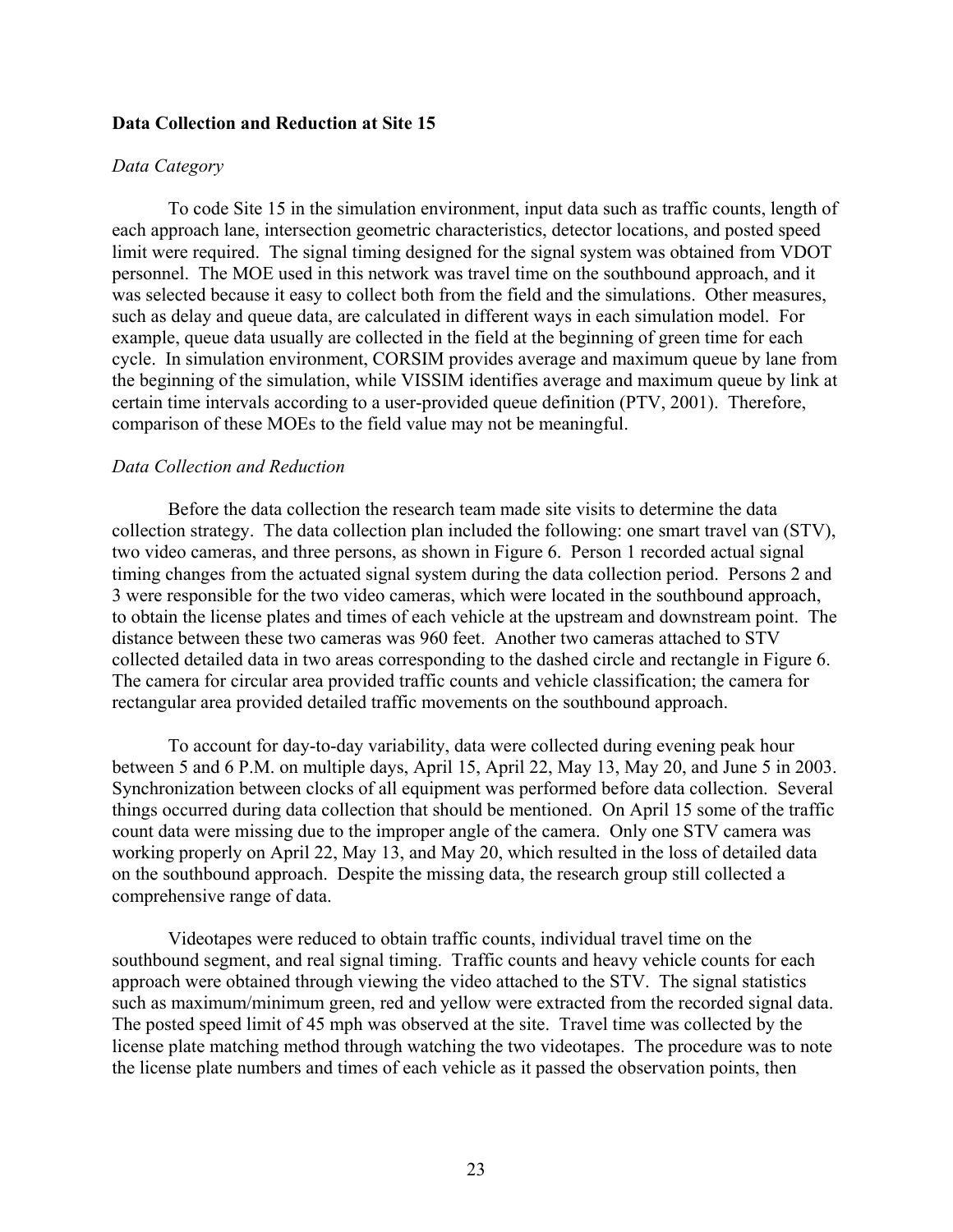**Data Collection and Reduction at Site 15**

*Data Category*

To code Site 15 in the simulation environment, input data such as traffic counts, length of each approach lane, intersection geometric characteristics, detector locations, and posted speed limit were required. The signal timing designed for the signal system was obtained from VDOT personnel. The MOE used in this network was travel time on the southbound approach, and it was selected because it easy to collect both from the field and the simulations. Other measures, such as delay and queue data, are calculated in different ways in each simulation model. For example, queue data usually are collected in the field at the beginning of green time for each cycle. In simulation environment, CORSIM provides average and maximum queue by lane from the beginning of the simulation, while VISSIM identifies average and maximum queue by link at certain time intervals according to a user-provided queue definition (PTV, 2001). Therefore, comparison of these MOEs to the field value may not be meaningful.

*Data Collection and Reduction*

Before the data collection the research team made site visits to determine the data collection strategy. The data collection plan included the following: one smart travel van (STV), two video cameras, and three persons, as shown in Figure 6. Person 1 recorded actual signal timing changes from the actuated signal system during the data collection period. Persons 2 and 3 were responsible for the two video cameras, which were located in the southbound approach, to obtain the license plates and times of each vehicle at the upstream and downstream point. The distance between these two cameras was 960 feet. Another two cameras attached to STV collected detailed data in two areas corresponding to the dashed circle and rectangle in Figure 6. The camera for circular area provided traffic counts and vehicle classification; the camera for rectangular area provided detailed traffic movements on the southbound approach.

To account for day-to-day variability, data were collected during evening peak hour between 5 and 6 P.M. on multiple days, April 15, April 22, May 13, May 20, and June 5 in 2003. Synchronization between clocks of all equipment was performed before data collection. Several things occurred during data collection that should be mentioned. On April 15 some of the traffic count data were missing due to the improper angle of the camera. Only one STV camera was working properly on April 22, May 13, and May 20, which resulted in the loss of detailed data on the southbound approach. Despite the missing data, the research group still collected a comprehensive range of data.

Videotapes were reduced to obtain traffic counts, individual travel time on the southbound segment, and real signal timing. Traffic counts and heavy vehicle counts for each approach were obtained through viewing the video attached to the STV. The signal statistics such as maximum/minimum green, red and yellow were extracted from the recorded signal data. The posted speed limit of 45 mph was observed at the site. Travel time was collected by the license plate matching method through watching the two videotapes. The procedure was to note the license plate numbers and times of each vehicle as it passed the observation points, then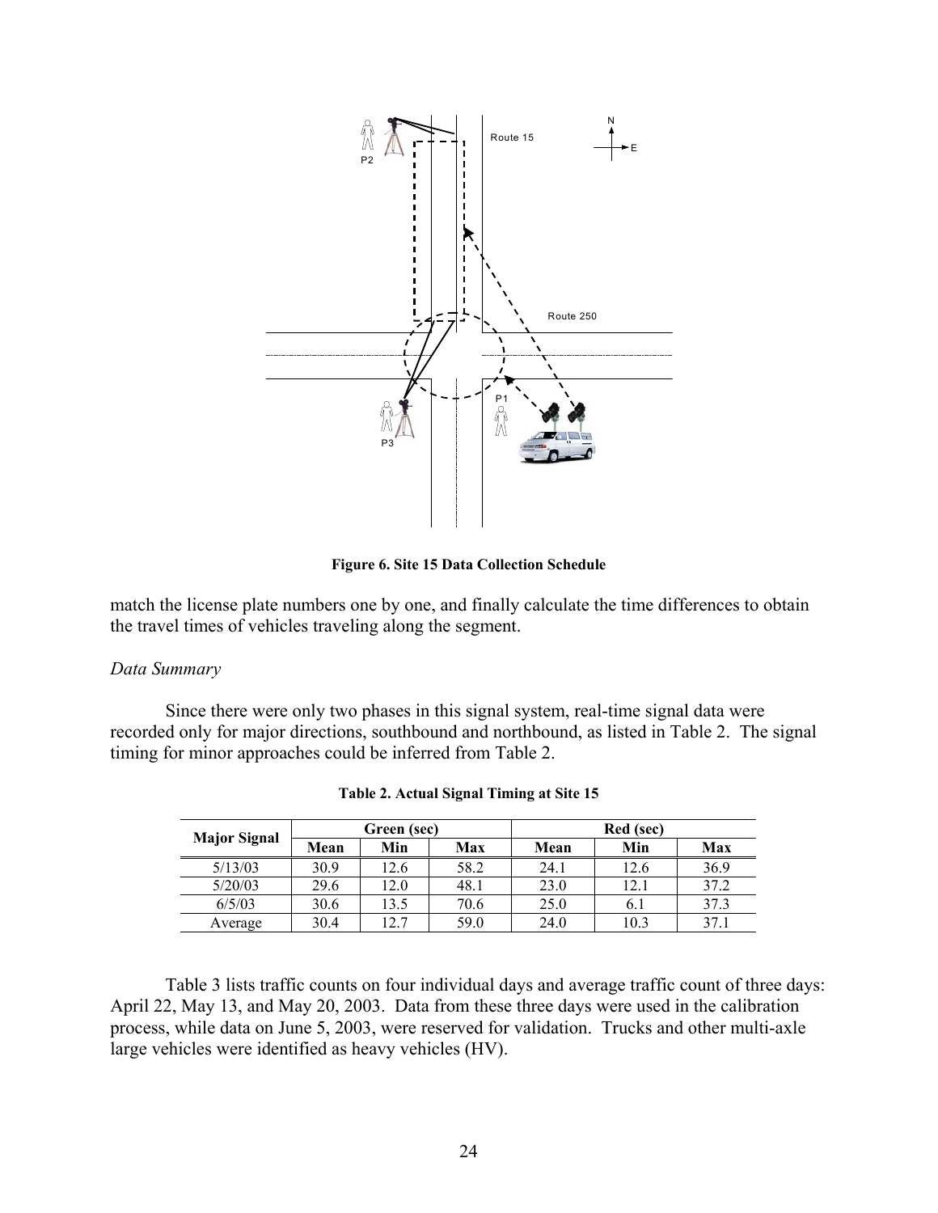**Figure 6. Site 15 Data Collection Schedule**

match the license plate numbers one by one, and finally calculate the time differences to obtain the travel times of vehicles traveling along the segment.

*Data Summary*

Since there were only two phases in this signal system, real-time signal data were recorded only for major directions, southbound and northbound, as listed in Table 2. The signal timing for minor approaches could be inferred from Table 2.

**Table 2. Actual Signal Timing at Site 15**

| Major Signal | Green (sec) | | | Red (sec) | | |
|---|---|---|---|---|---|---|
| | Mean | Min | Max | Mean | Min | Max |
| 5/13/03 | 30.9 | 12.6 | 58.2 | 24.1 | 12.6 | 36.9 |
| 5/20/03 | 29.6 | 12.0 | 48.1 | 23.0 | 12.1 | 37.2 |
| 6/5/03 | 30.6 | 13.5 | 70.6 | 25.0 | 6.1 | 37.3 |
| Average | 30.4 | 12.7 | 59.0 | 24.0 | 10.3 | 37.1 |

Table 3 lists traffic counts on four individual days and average traffic count of three days: April 22, May 13, and May 20, 2003. Data from these three days were used in the calibration process, while data on June 5, 2003, were reserved for validation. Trucks and other multi-axle large vehicles were identified as heavy vehicles (HV).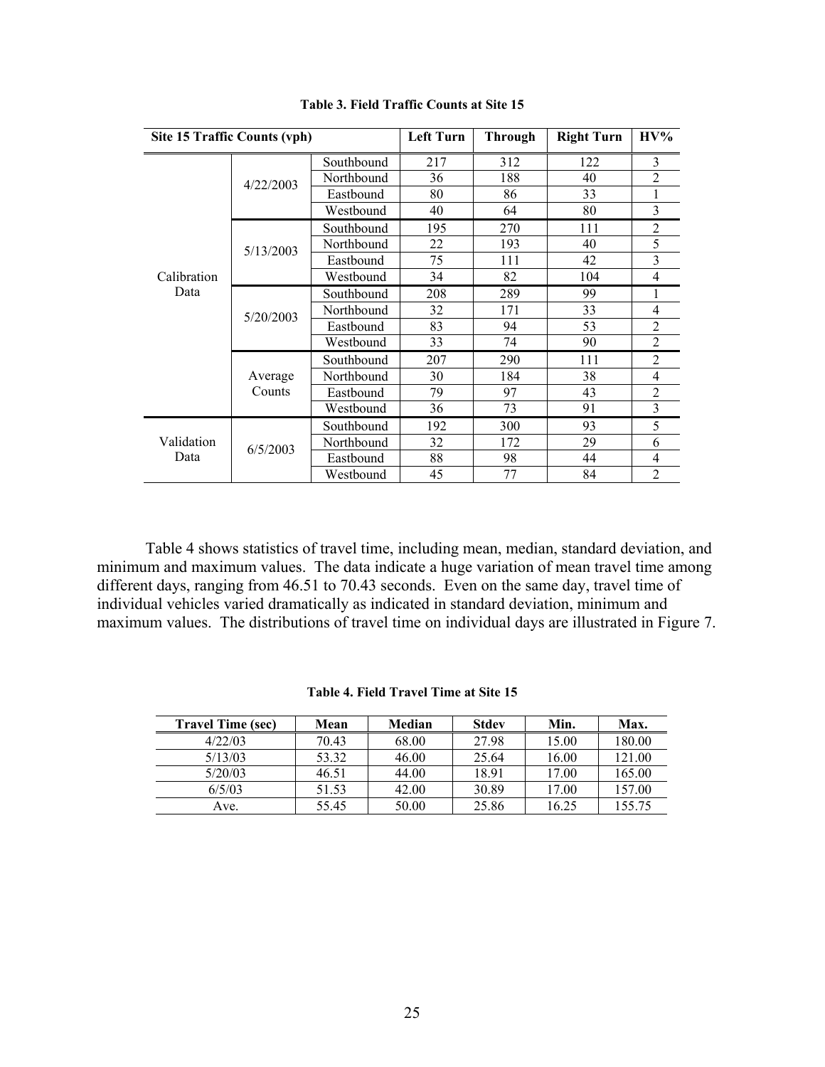**Table 3. Field Traffic Counts at Site 15**

| Site 15 Traffic Counts (vph) | | | Left Turn | Through | Right Turn | HV% |
|---|---|---|---|---|---|---|
| Calibration Data | 4/22/2003 | Southbound | 217 | 312 | 122 | 3 |
| | | Northbound | 36 | 188 | 40 | 2 |
| | | Eastbound | 80 | 86 | 33 | 1 |
| | | Westbound | 40 | 64 | 80 | 3 |
| | 5/13/2003 | Southbound | 195 | 270 | 111 | 2 |
| | | Northbound | 22 | 193 | 40 | 5 |
| | | Eastbound | 75 | 111 | 42 | 3 |
| | | Westbound | 34 | 82 | 104 | 4 |
| | 5/20/2003 | Southbound | 208 | 289 | 99 | 1 |
| | | Northbound | 32 | 171 | 33 | 4 |
| | | Eastbound | 83 | 94 | 53 | 2 |
| | | Westbound | 33 | 74 | 90 | 2 |
| | Average Counts | Southbound | 207 | 290 | 111 | 2 |
| | | Northbound | 30 | 184 | 38 | 4 |
| | | Eastbound | 79 | 97 | 43 | 2 |
| | | Westbound | 36 | 73 | 91 | 3 |
| Validation Data | 6/5/2003 | Southbound | 192 | 300 | 93 | 5 |
| | | Northbound | 32 | 172 | 29 | 6 |
| | | Eastbound | 88 | 98 | 44 | 4 |
| | | Westbound | 45 | 77 | 84 | 2 |

Table 4 shows statistics of travel time, including mean, median, standard deviation, and minimum and maximum values. The data indicate a huge variation of mean travel time among different days, ranging from 46.51 to 70.43 seconds. Even on the same day, travel time of individual vehicles varied dramatically as indicated in standard deviation, minimum and maximum values. The distributions of travel time on individual days are illustrated in Figure 7.

**Table 4. Field Travel Time at Site 15**

| Travel Time (sec) | Mean | Median | Stdev | Min. | Max. |
|---|---|---|---|---|---|
| 4/22/03 | 70.43 | 68.00 | 27.98 | 15.00 | 180.00 |
| 5/13/03 | 53.32 | 46.00 | 25.64 | 16.00 | 121.00 |
| 5/20/03 | 46.51 | 44.00 | 18.91 | 17.00 | 165.00 |
| 6/5/03 | 51.53 | 42.00 | 30.89 | 17.00 | 157.00 |
| Ave. | 55.45 | 50.00 | 25.86 | 16.25 | 155.75 |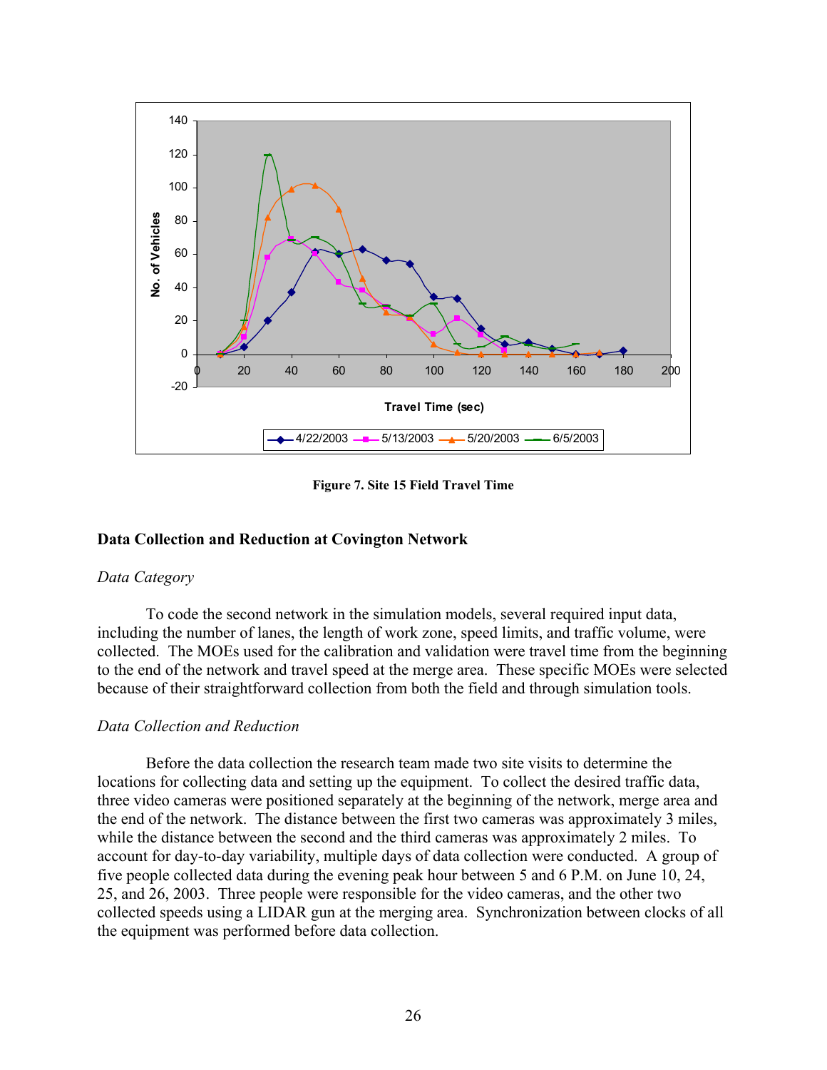Figure 7. Site 15 Field Travel Time

## Data Collection and Reduction at Covington Network

*Data Category*

To code the second network in the simulation models, several required input data, including the number of lanes, the length of work zone, speed limits, and traffic volume, were collected. The MOEs used for the calibration and validation were travel time from the beginning to the end of the network and travel speed at the merge area. These specific MOEs were selected because of their straightforward collection from both the field and through simulation tools.

*Data Collection and Reduction*

Before the data collection the research team made two site visits to determine the locations for collecting data and setting up the equipment. To collect the desired traffic data, three video cameras were positioned separately at the beginning of the network, merge area and the end of the network. The distance between the first two cameras was approximately 3 miles, while the distance between the second and the third cameras was approximately 2 miles. To account for day-to-day variability, multiple days of data collection were conducted. A group of five people collected data during the evening peak hour between 5 and 6 P.M. on June 10, 24, 25, and 26, 2003. Three people were responsible for the video cameras, and the other two collected speeds using a LIDAR gun at the merging area. Synchronization between clocks of all the equipment was performed before data collection.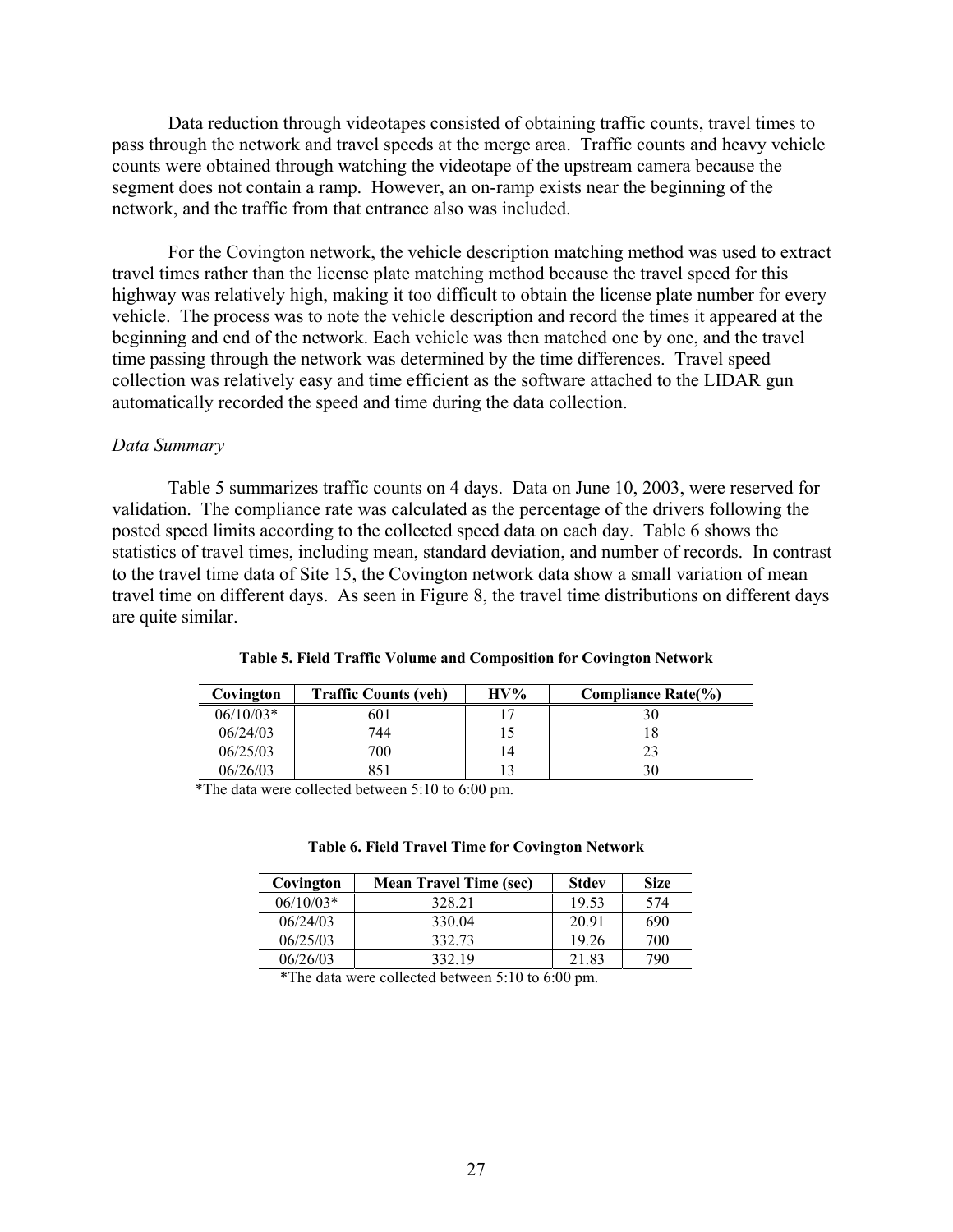Data reduction through videotapes consisted of obtaining traffic counts, travel times to pass through the network and travel speeds at the merge area. Traffic counts and heavy vehicle counts were obtained through watching the videotape of the upstream camera because the segment does not contain a ramp. However, an on-ramp exists near the beginning of the network, and the traffic from that entrance also was included.

For the Covington network, the vehicle description matching method was used to extract travel times rather than the license plate matching method because the travel speed for this highway was relatively high, making it too difficult to obtain the license plate number for every vehicle. The process was to note the vehicle description and record the times it appeared at the beginning and end of the network. Each vehicle was then matched one by one, and the travel time passing through the network was determined by the time differences. Travel speed collection was relatively easy and time efficient as the software attached to the LIDAR gun automatically recorded the speed and time during the data collection.

*Data Summary*

Table 5 summarizes traffic counts on 4 days. Data on June 10, 2003, were reserved for validation. The compliance rate was calculated as the percentage of the drivers following the posted speed limits according to the collected speed data on each day. Table 6 shows the statistics of travel times, including mean, standard deviation, and number of records. In contrast to the travel time data of Site 15, the Covington network data show a small variation of mean travel time on different days. As seen in Figure 8, the travel time distributions on different days are quite similar.

**Table 5. Field Traffic Volume and Composition for Covington Network**

| Covington | Traffic Counts (veh) | HV% | Compliance Rate(%) |
|---|---|---|---|
| 06/10/03* | 601 | 17 | 30 |
| 06/24/03 | 744 | 15 | 18 |
| 06/25/03 | 700 | 14 | 23 |
| 06/26/03 | 851 | 13 | 30 |

*The data were collected between 5:10 to 6:00 pm.

**Table 6. Field Travel Time for Covington Network**

| Covington | Mean Travel Time (sec) | Stdev | Size |
|---|---|---|---|
| 06/10/03* | 328.21 | 19.53 | 574 |
| 06/24/03 | 330.04 | 20.91 | 690 |
| 06/25/03 | 332.73 | 19.26 | 700 |
| 06/26/03 | 332.19 | 21.83 | 790 |

*The data were collected between 5:10 to 6:00 pm.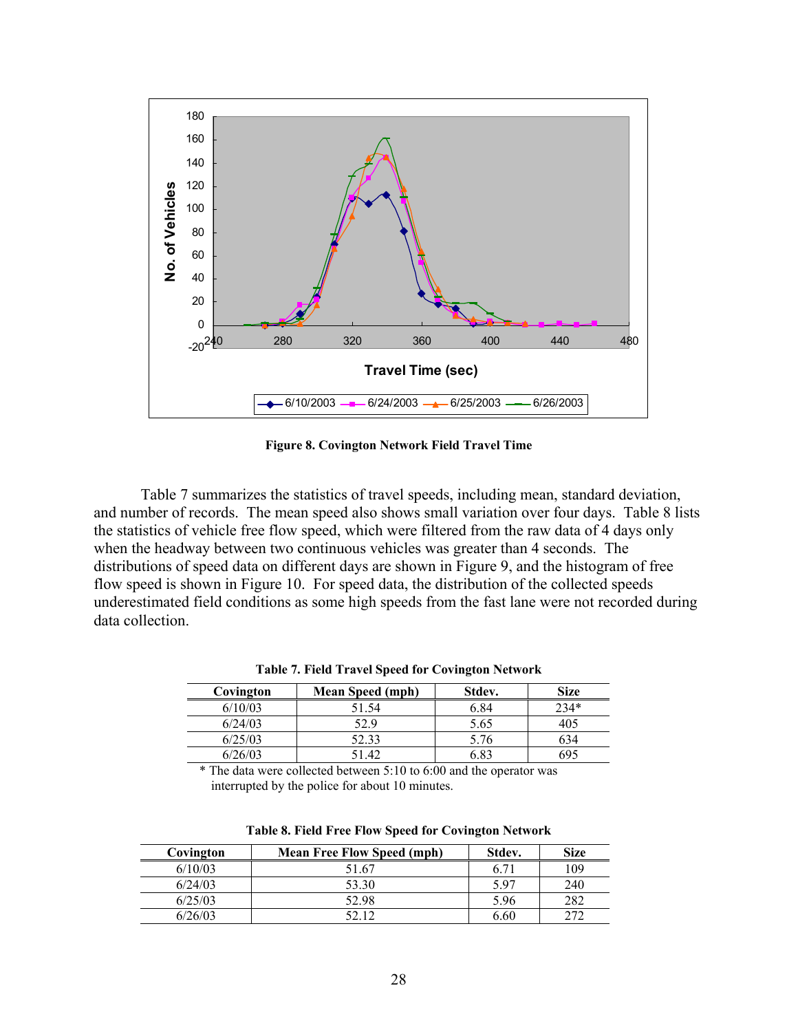**Figure 8. Covington Network Field Travel Time**

Table 7 summarizes the statistics of travel speeds, including mean, standard deviation, and number of records. The mean speed also shows small variation over four days. Table 8 lists the statistics of vehicle free flow speed, which were filtered from the raw data of 4 days only when the headway between two continuous vehicles was greater than 4 seconds. The distributions of speed data on different days are shown in Figure 9, and the histogram of free flow speed is shown in Figure 10. For speed data, the distribution of the collected speeds underestimated field conditions as some high speeds from the fast lane were not recorded during data collection.

**Table 7. Field Travel Speed for Covington Network**

| Covington | Mean Speed (mph) | Stdev. | Size |
|---|---|---|---|
| 6/10/03 | 51.54 | 6.84 | 234* |
| 6/24/03 | 52.9 | 5.65 | 405 |
| 6/25/03 | 52.33 | 5.76 | 634 |
| 6/26/03 | 51.42 | 6.83 | 695 |

\* The data were collected between 5:10 to 6:00 and the operator was interrupted by the police for about 10 minutes.

**Table 8. Field Free Flow Speed for Covington Network**

| Covington | Mean Free Flow Speed (mph) | Stdev. | Size |
|---|---|---|---|
| 6/10/03 | 51.67 | 6.71 | 109 |
| 6/24/03 | 53.30 | 5.97 | 240 |
| 6/25/03 | 52.98 | 5.96 | 282 |
| 6/26/03 | 52.12 | 6.60 | 272 |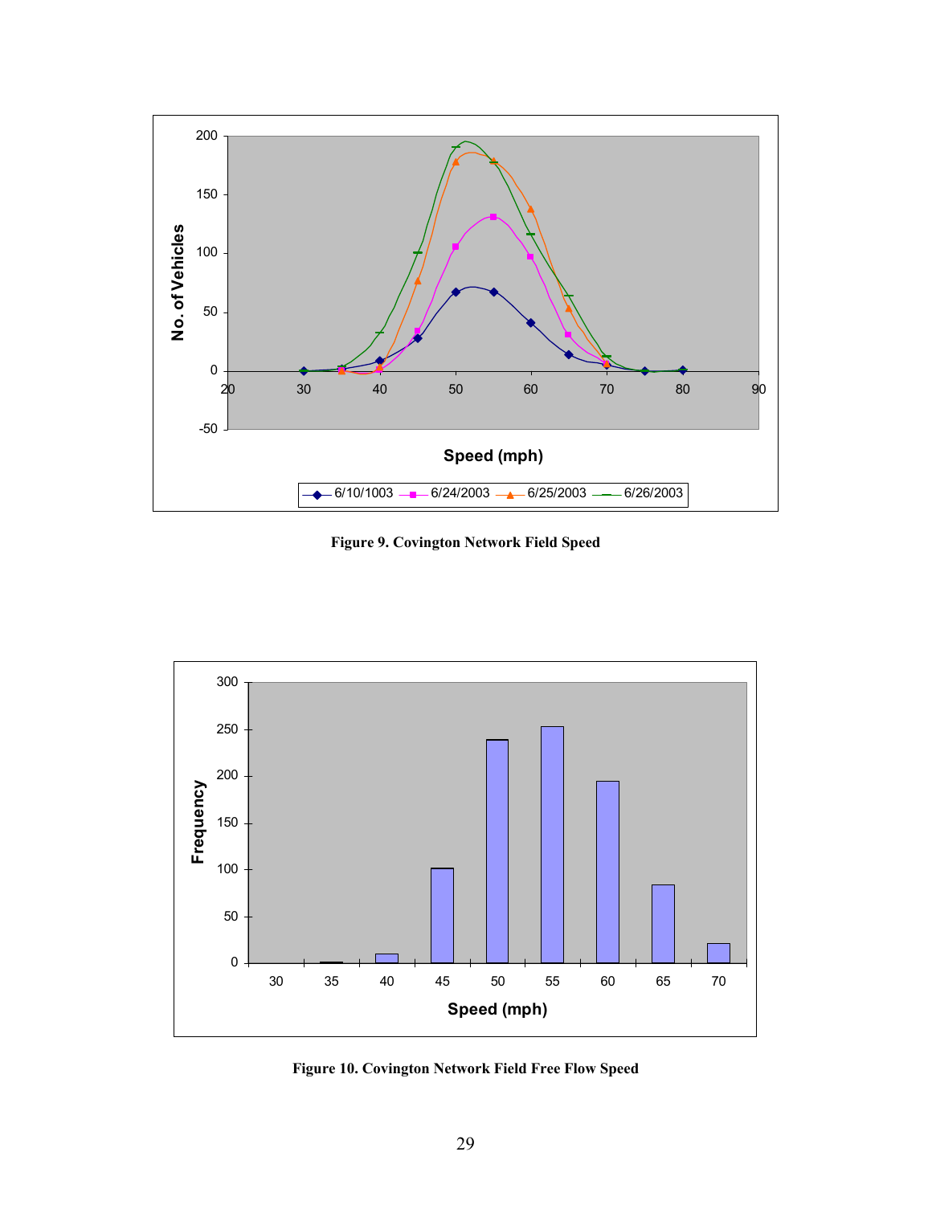Figure 9. Covington Network Field Speed

Figure 10. Covington Network Field Free Flow Speed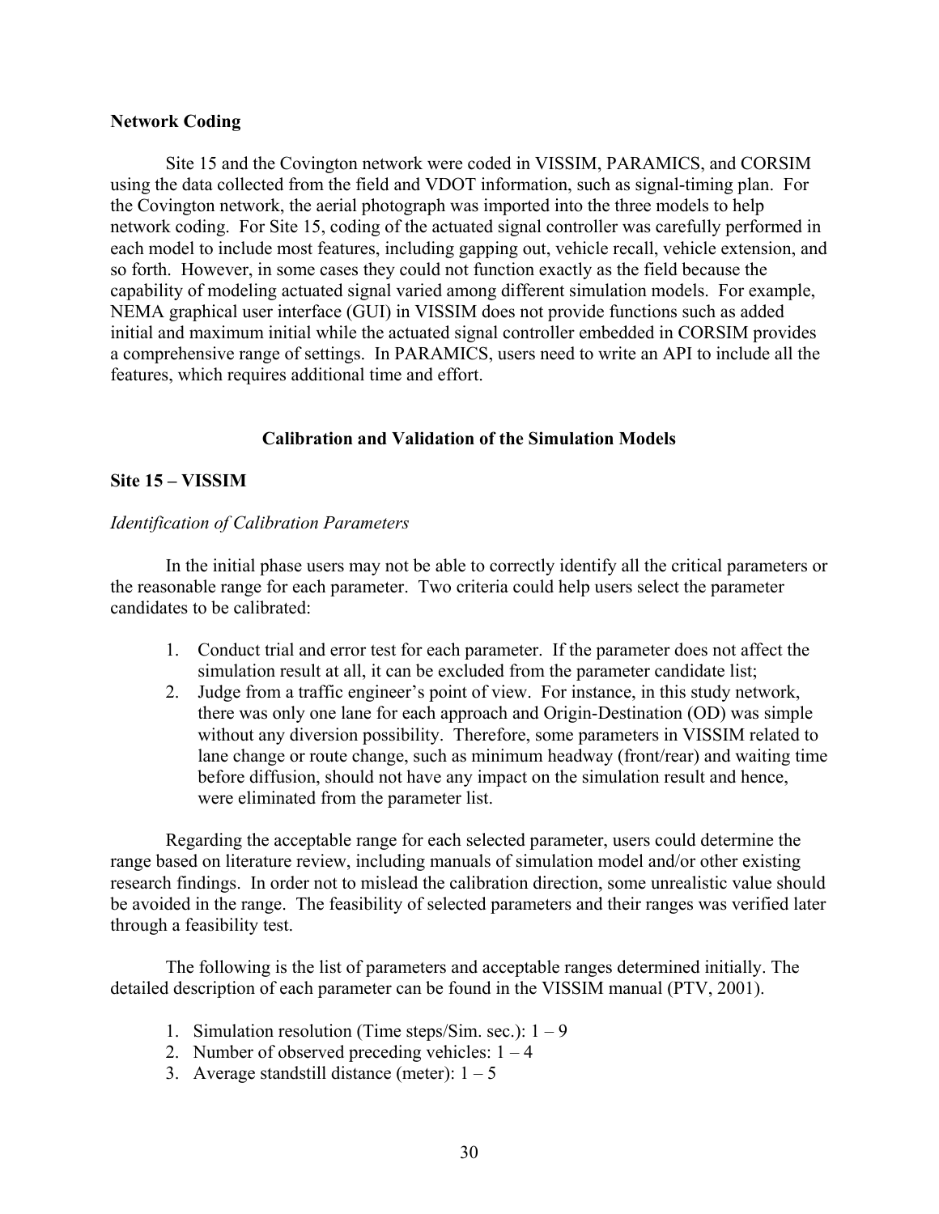**Network Coding**

Site 15 and the Covington network were coded in VISSIM, PARAMICS, and CORSIM using the data collected from the field and VDOT information, such as signal-timing plan. For the Covington network, the aerial photograph was imported into the three models to help network coding. For Site 15, coding of the actuated signal controller was carefully performed in each model to include most features, including gapping out, vehicle recall, vehicle extension, and so forth. However, in some cases they could not function exactly as the field because the capability of modeling actuated signal varied among different simulation models. For example, NEMA graphical user interface (GUI) in VISSIM does not provide functions such as added initial and maximum initial while the actuated signal controller embedded in CORSIM provides a comprehensive range of settings. In PARAMICS, users need to write an API to include all the features, which requires additional time and effort.

## Calibration and Validation of the Simulation Models

**Site 15 – VISSIM**

*Identification of Calibration Parameters*

In the initial phase users may not be able to correctly identify all the critical parameters or the reasonable range for each parameter. Two criteria could help users select the parameter candidates to be calibrated:

1. Conduct trial and error test for each parameter. If the parameter does not affect the simulation result at all, it can be excluded from the parameter candidate list;
2. Judge from a traffic engineer's point of view. For instance, in this study network, there was only one lane for each approach and Origin-Destination (OD) was simple without any diversion possibility. Therefore, some parameters in VISSIM related to lane change or route change, such as minimum headway (front/rear) and waiting time before diffusion, should not have any impact on the simulation result and hence, were eliminated from the parameter list.

Regarding the acceptable range for each selected parameter, users could determine the range based on literature review, including manuals of simulation model and/or other existing research findings. In order not to mislead the calibration direction, some unrealistic value should be avoided in the range. The feasibility of selected parameters and their ranges was verified later through a feasibility test.

The following is the list of parameters and acceptable ranges determined initially. The detailed description of each parameter can be found in the VISSIM manual (PTV, 2001).

1. Simulation resolution (Time steps/Sim. sec.): 1 – 9
2. Number of observed preceding vehicles: 1 – 4
3. Average standstill distance (meter): 1 – 5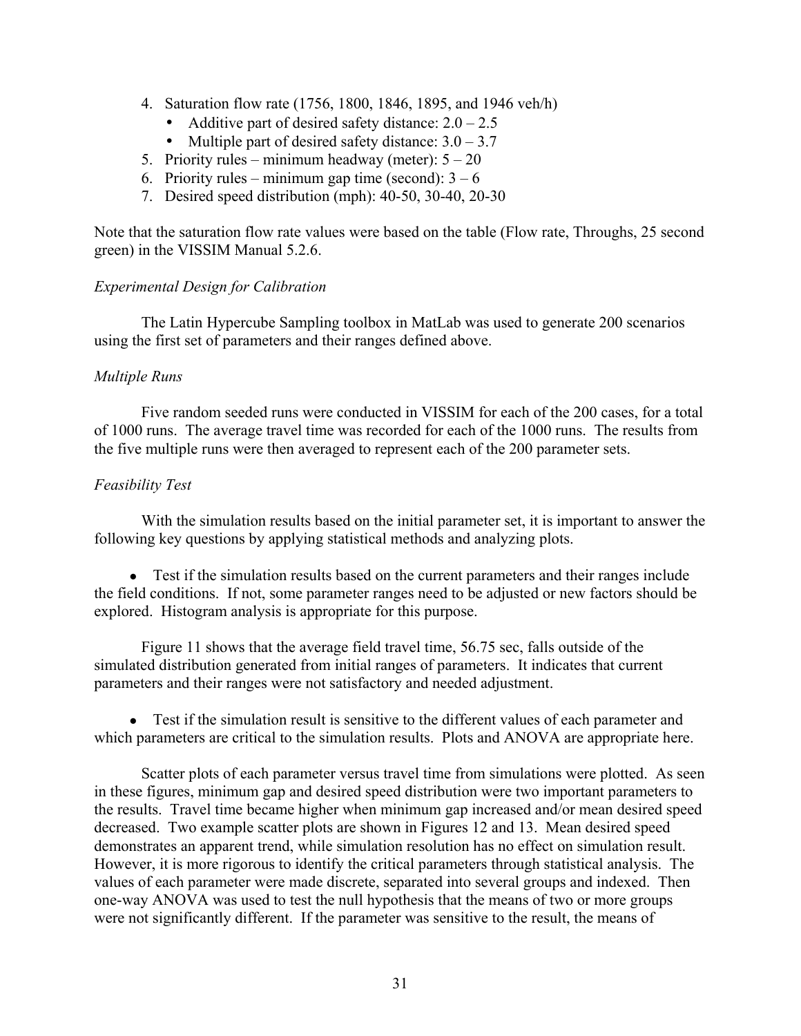4. Saturation flow rate (1756, 1800, 1846, 1895, and 1946 veh/h)
   - Additive part of desired safety distance: 2.0 – 2.5
   - Multiple part of desired safety distance: 3.0 – 3.7
5. Priority rules – minimum headway (meter): 5 – 20
6. Priority rules – minimum gap time (second): 3 – 6
7. Desired speed distribution (mph): 40-50, 30-40, 20-30

Note that the saturation flow rate values were based on the table (Flow rate, Throughs, 25 second green) in the VISSIM Manual 5.2.6.

*Experimental Design for Calibration*

The Latin Hypercube Sampling toolbox in MatLab was used to generate 200 scenarios using the first set of parameters and their ranges defined above.

*Multiple Runs*

Five random seeded runs were conducted in VISSIM for each of the 200 cases, for a total of 1000 runs. The average travel time was recorded for each of the 1000 runs. The results from the five multiple runs were then averaged to represent each of the 200 parameter sets.

*Feasibility Test*

With the simulation results based on the initial parameter set, it is important to answer the following key questions by applying statistical methods and analyzing plots.

- Test if the simulation results based on the current parameters and their ranges include the field conditions. If not, some parameter ranges need to be adjusted or new factors should be explored. Histogram analysis is appropriate for this purpose.

Figure 11 shows that the average field travel time, 56.75 sec, falls outside of the simulated distribution generated from initial ranges of parameters. It indicates that current parameters and their ranges were not satisfactory and needed adjustment.

- Test if the simulation result is sensitive to the different values of each parameter and which parameters are critical to the simulation results. Plots and ANOVA are appropriate here.

Scatter plots of each parameter versus travel time from simulations were plotted. As seen in these figures, minimum gap and desired speed distribution were two important parameters to the results. Travel time became higher when minimum gap increased and/or mean desired speed decreased. Two example scatter plots are shown in Figures 12 and 13. Mean desired speed demonstrates an apparent trend, while simulation resolution has no effect on simulation result. However, it is more rigorous to identify the critical parameters through statistical analysis. The values of each parameter were made discrete, separated into several groups and indexed. Then one-way ANOVA was used to test the null hypothesis that the means of two or more groups were not significantly different. If the parameter was sensitive to the result, the means of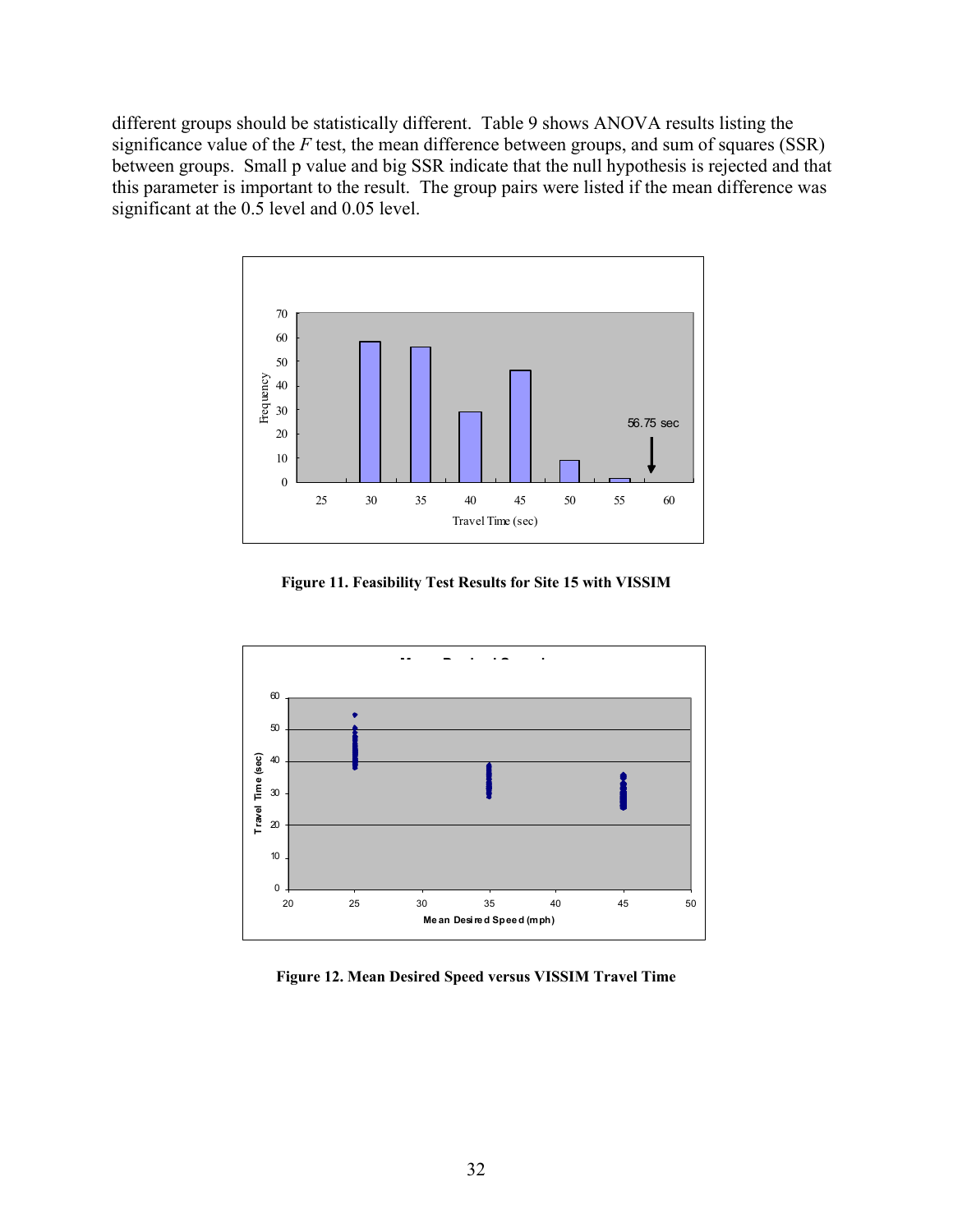different groups should be statistically different. Table 9 shows ANOVA results listing the significance value of the *F* test, the mean difference between groups, and sum of squares (SSR) between groups. Small p value and big SSR indicate that the null hypothesis is rejected and that this parameter is important to the result. The group pairs were listed if the mean difference was significant at the 0.5 level and 0.05 level.

**Figure 11. Feasibility Test Results for Site 15 with VISSIM**

**Figure 12. Mean Desired Speed versus VISSIM Travel Time**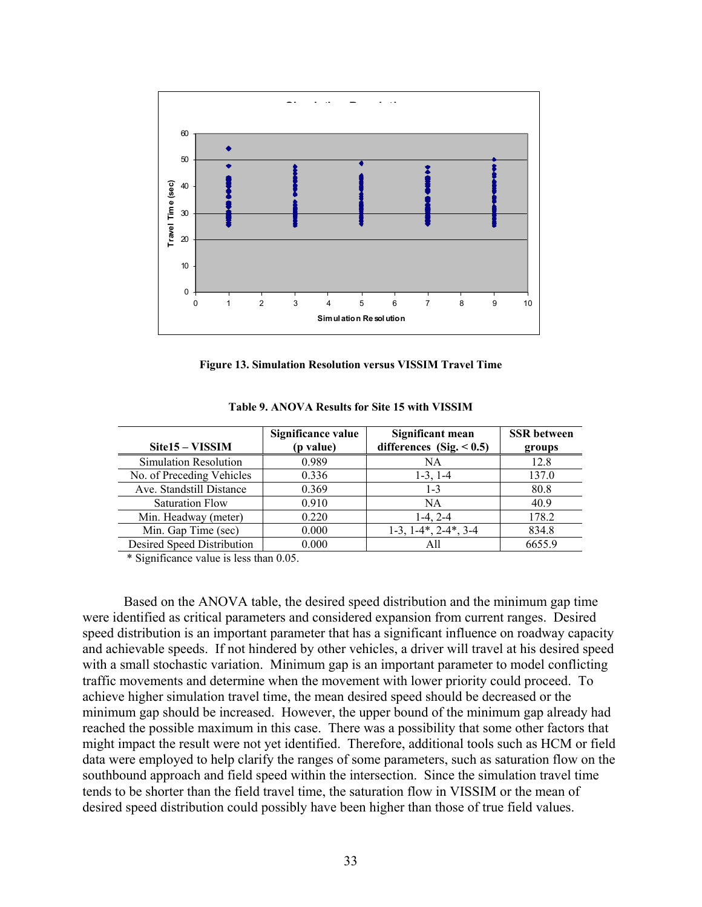Figure 13. Simulation Resolution versus VISSIM Travel Time

Table 9. ANOVA Results for Site 15 with VISSIM

| Site15 – VISSIM | Significance value (p value) | Significant mean differences (Sig. < 0.5) | SSR between groups |
|---|---|---|---|
| Simulation Resolution | 0.989 | NA | 12.8 |
| No. of Preceding Vehicles | 0.336 | 1-3, 1-4 | 137.0 |
| Ave. Standstill Distance | 0.369 | 1-3 | 80.8 |
| Saturation Flow | 0.910 | NA | 40.9 |
| Min. Headway (meter) | 0.220 | 1-4, 2-4 | 178.2 |
| Min. Gap Time (sec) | 0.000 | 1-3, 1-4*, 2-4*, 3-4 | 834.8 |
| Desired Speed Distribution | 0.000 | All | 6655.9 |

\* Significance value is less than 0.05.

Based on the ANOVA table, the desired speed distribution and the minimum gap time were identified as critical parameters and considered expansion from current ranges. Desired speed distribution is an important parameter that has a significant influence on roadway capacity and achievable speeds. If not hindered by other vehicles, a driver will travel at his desired speed with a small stochastic variation. Minimum gap is an important parameter to model conflicting traffic movements and determine when the movement with lower priority could proceed. To achieve higher simulation travel time, the mean desired speed should be decreased or the minimum gap should be increased. However, the upper bound of the minimum gap already had reached the possible maximum in this case. There was a possibility that some other factors that might impact the result were not yet identified. Therefore, additional tools such as HCM or field data were employed to help clarify the ranges of some parameters, such as saturation flow on the southbound approach and field speed within the intersection. Since the simulation travel time tends to be shorter than the field travel time, the saturation flow in VISSIM or the mean of desired speed distribution could possibly have been higher than those of true field values.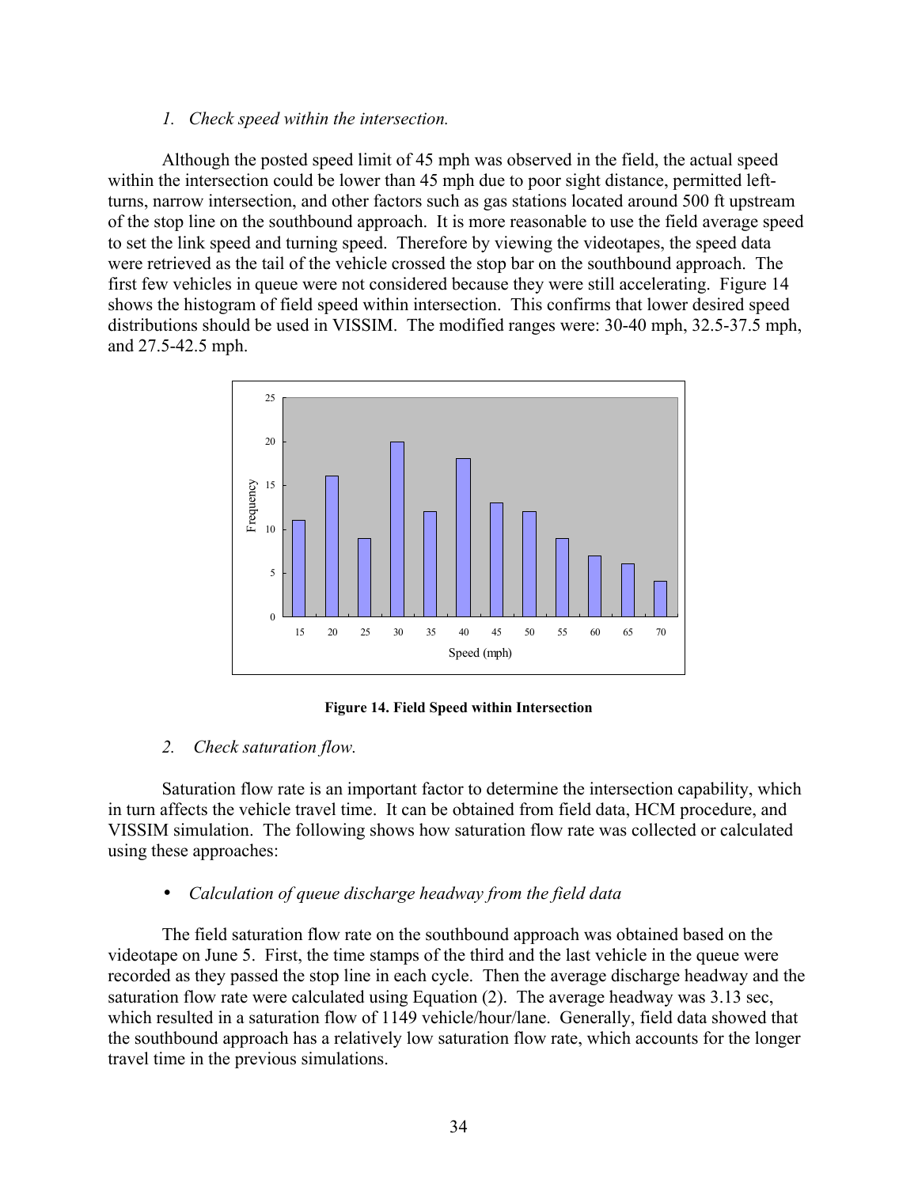*1. Check speed within the intersection.*

Although the posted speed limit of 45 mph was observed in the field, the actual speed within the intersection could be lower than 45 mph due to poor sight distance, permitted left-turns, narrow intersection, and other factors such as gas stations located around 500 ft upstream of the stop line on the southbound approach. It is more reasonable to use the field average speed to set the link speed and turning speed. Therefore by viewing the videotapes, the speed data were retrieved as the tail of the vehicle crossed the stop bar on the southbound approach. The first few vehicles in queue were not considered because they were still accelerating. Figure 14 shows the histogram of field speed within intersection. This confirms that lower desired speed distributions should be used in VISSIM. The modified ranges were: 30-40 mph, 32.5-37.5 mph, and 27.5-42.5 mph.

**Figure 14. Field Speed within Intersection**

*2. Check saturation flow.*

Saturation flow rate is an important factor to determine the intersection capability, which in turn affects the vehicle travel time. It can be obtained from field data, HCM procedure, and VISSIM simulation. The following shows how saturation flow rate was collected or calculated using these approaches:

- *Calculation of queue discharge headway from the field data*

The field saturation flow rate on the southbound approach was obtained based on the videotape on June 5. First, the time stamps of the third and the last vehicle in the queue were recorded as they passed the stop line in each cycle. Then the average discharge headway and the saturation flow rate were calculated using Equation (2). The average headway was 3.13 sec, which resulted in a saturation flow of 1149 vehicle/hour/lane. Generally, field data showed that the southbound approach has a relatively low saturation flow rate, which accounts for the longer travel time in the previous simulations.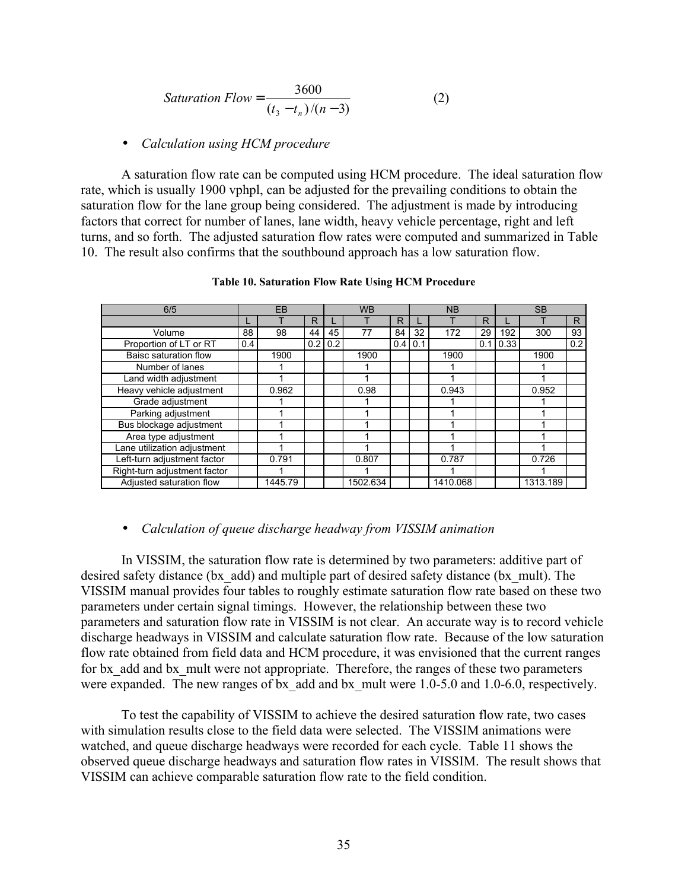$$Saturation\ Flow = \frac{3600}{(t_3 - t_n)/(n-3)} \qquad (2)$$

- *Calculation using HCM procedure*

A saturation flow rate can be computed using HCM procedure. The ideal saturation flow rate, which is usually 1900 vphpl, can be adjusted for the prevailing conditions to obtain the saturation flow for the lane group being considered. The adjustment is made by introducing factors that correct for number of lanes, lane width, heavy vehicle percentage, right and left turns, and so forth. The adjusted saturation flow rates were computed and summarized in Table 10. The result also confirms that the southbound approach has a low saturation flow.

**Table 10. Saturation Flow Rate Using HCM Procedure**

| 6/5 | EB | | | WB | | | NB | | | SB | | |
|---|---|---|---|---|---|---|---|---|---|---|---|---|
| | L | T | R | L | T | R | L | T | R | L | T | R |
| Volume | 88 | 98 | 44 | 45 | 77 | 84 | 32 | 172 | 29 | 192 | 300 | 93 |
| Proportion of LT or RT | 0.4 | | 0.2 | 0.2 | | 0.4 | 0.1 | | 0.1 | 0.33 | | 0.2 |
| Baisc saturation flow | | 1900 | | | 1900 | | | 1900 | | | 1900 | |
| Number of lanes | | 1 | | | 1 | | | 1 | | | 1 | |
| Land width adjustment | | 1 | | | 1 | | | 1 | | | 1 | |
| Heavy vehicle adjustment | | 0.962 | | | 0.98 | | | 0.943 | | | 0.952 | |
| Grade adjustment | | 1 | | | 1 | | | 1 | | | 1 | |
| Parking adjustment | | 1 | | | 1 | | | 1 | | | 1 | |
| Bus blockage adjustment | | 1 | | | 1 | | | 1 | | | 1 | |
| Area type adjustment | | 1 | | | 1 | | | 1 | | | 1 | |
| Lane utilization adjustment | | 1 | | | 1 | | | 1 | | | 1 | |
| Left-turn adjustment factor | | 0.791 | | | 0.807 | | | 0.787 | | | 0.726 | |
| Right-turn adjustment factor | | 1 | | | 1 | | | 1 | | | 1 | |
| Adjusted saturation flow | | 1445.79 | | | 1502.634 | | | 1410.068 | | | 1313.189 | |

- *Calculation of queue discharge headway from VISSIM animation*

In VISSIM, the saturation flow rate is determined by two parameters: additive part of desired safety distance (bx_add) and multiple part of desired safety distance (bx_mult). The VISSIM manual provides four tables to roughly estimate saturation flow rate based on these two parameters under certain signal timings. However, the relationship between these two parameters and saturation flow rate in VISSIM is not clear. An accurate way is to record vehicle discharge headways in VISSIM and calculate saturation flow rate. Because of the low saturation flow rate obtained from field data and HCM procedure, it was envisioned that the current ranges for bx_add and bx_mult were not appropriate. Therefore, the ranges of these two parameters were expanded. The new ranges of bx_add and bx_mult were 1.0-5.0 and 1.0-6.0, respectively.

To test the capability of VISSIM to achieve the desired saturation flow rate, two cases with simulation results close to the field data were selected. The VISSIM animations were watched, and queue discharge headways were recorded for each cycle. Table 11 shows the observed queue discharge headways and saturation flow rates in VISSIM. The result shows that VISSIM can achieve comparable saturation flow rate to the field condition.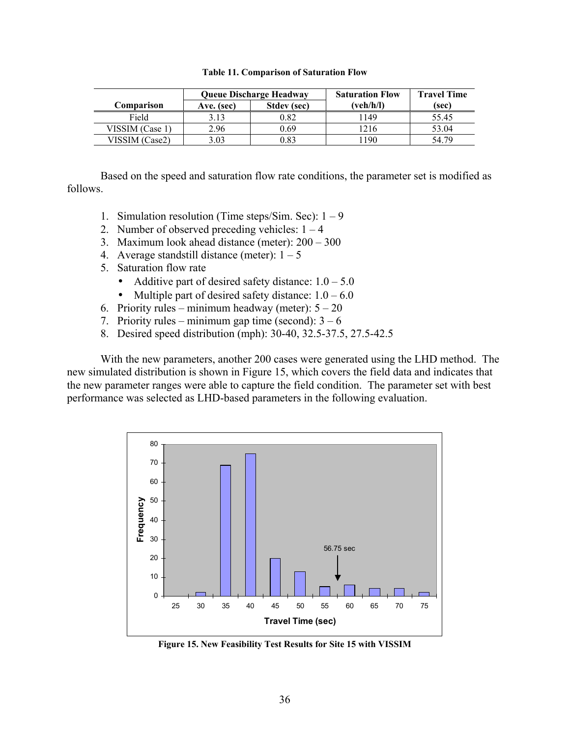**Table 11. Comparison of Saturation Flow**

| Comparison | Queue Discharge Headway | | Saturation Flow | Travel Time |
|---|---|---|---|---|
| | Ave. (sec) | Stdev (sec) | (veh/h/l) | (sec) |
| Field | 3.13 | 0.82 | 1149 | 55.45 |
| VISSIM (Case 1) | 2.96 | 0.69 | 1216 | 53.04 |
| VISSIM (Case2) | 3.03 | 0.83 | 1190 | 54.79 |

Based on the speed and saturation flow rate conditions, the parameter set is modified as follows.

1. Simulation resolution (Time steps/Sim. Sec): 1 – 9
2. Number of observed preceding vehicles: 1 – 4
3. Maximum look ahead distance (meter): 200 – 300
4. Average standstill distance (meter): 1 – 5
5. Saturation flow rate
   - Additive part of desired safety distance: 1.0 – 5.0
   - Multiple part of desired safety distance: 1.0 – 6.0
6. Priority rules – minimum headway (meter): 5 – 20
7. Priority rules – minimum gap time (second): 3 – 6
8. Desired speed distribution (mph): 30-40, 32.5-37.5, 27.5-42.5

With the new parameters, another 200 cases were generated using the LHD method. The new simulated distribution is shown in Figure 15, which covers the field data and indicates that the new parameter ranges were able to capture the field condition. The parameter set with best performance was selected as LHD-based parameters in the following evaluation.

**Figure 15. New Feasibility Test Results for Site 15 with VISSIM**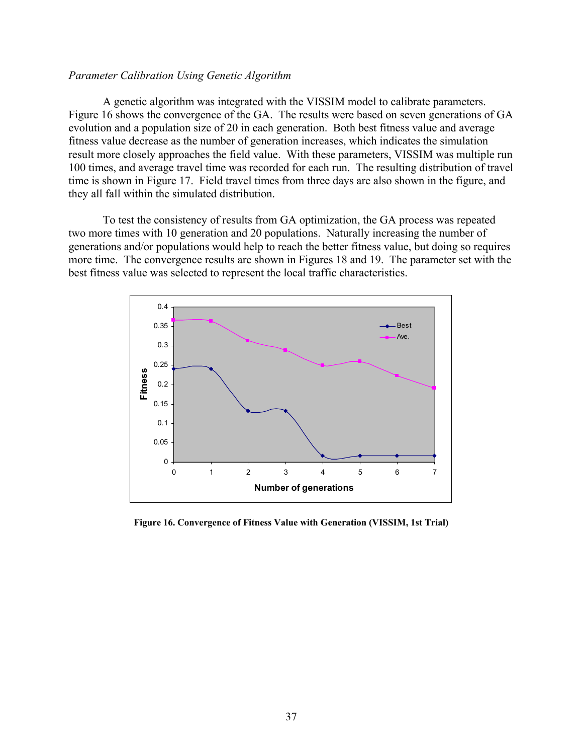*Parameter Calibration Using Genetic Algorithm*

A genetic algorithm was integrated with the VISSIM model to calibrate parameters. Figure 16 shows the convergence of the GA. The results were based on seven generations of GA evolution and a population size of 20 in each generation. Both best fitness value and average fitness value decrease as the number of generation increases, which indicates the simulation result more closely approaches the field value. With these parameters, VISSIM was multiple run 100 times, and average travel time was recorded for each run. The resulting distribution of travel time is shown in Figure 17. Field travel times from three days are also shown in the figure, and they all fall within the simulated distribution.

To test the consistency of results from GA optimization, the GA process was repeated two more times with 10 generation and 20 populations. Naturally increasing the number of generations and/or populations would help to reach the better fitness value, but doing so requires more time. The convergence results are shown in Figures 18 and 19. The parameter set with the best fitness value was selected to represent the local traffic characteristics.

**Figure 16. Convergence of Fitness Value with Generation (VISSIM, 1st Trial)**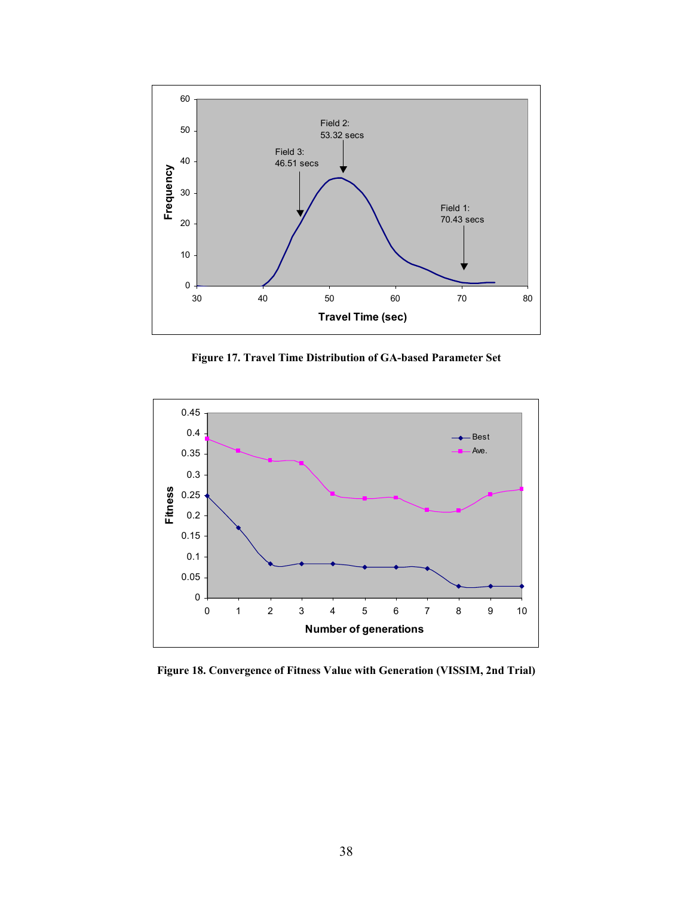**Figure 17. Travel Time Distribution of GA-based Parameter Set**

**Figure 18. Convergence of Fitness Value with Generation (VISSIM, 2nd Trial)**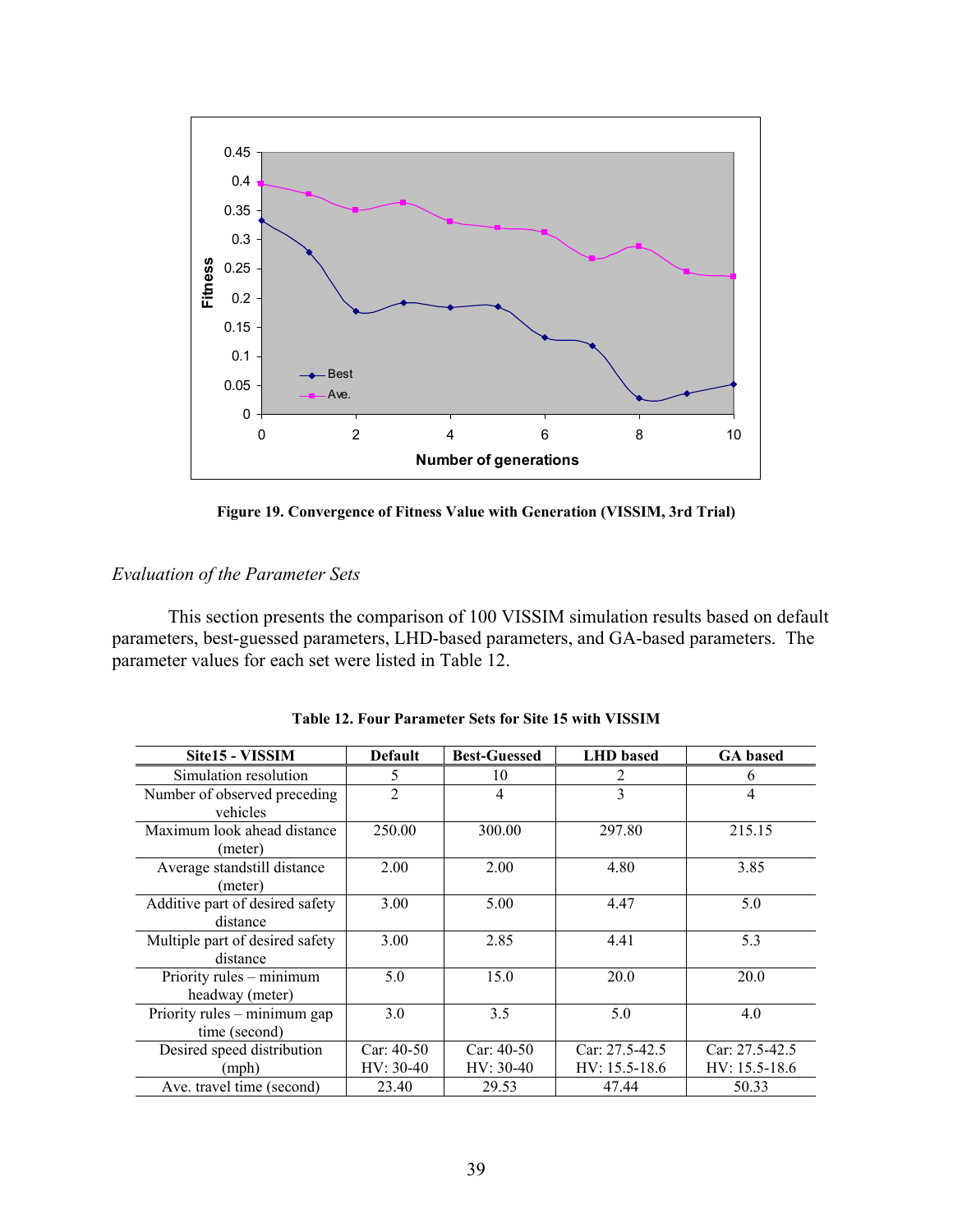**Figure 19. Convergence of Fitness Value with Generation (VISSIM, 3rd Trial)**

*Evaluation of the Parameter Sets*

This section presents the comparison of 100 VISSIM simulation results based on default parameters, best-guessed parameters, LHD-based parameters, and GA-based parameters. The parameter values for each set were listed in Table 12.

**Table 12. Four Parameter Sets for Site 15 with VISSIM**

| Site15 - VISSIM | Default | Best-Guessed | LHD based | GA based |
|---|---|---|---|---|
| Simulation resolution | 5 | 10 | 2 | 6 |
| Number of observed preceding vehicles | 2 | 4 | 3 | 4 |
| Maximum look ahead distance (meter) | 250.00 | 300.00 | 297.80 | 215.15 |
| Average standstill distance (meter) | 2.00 | 2.00 | 4.80 | 3.85 |
| Additive part of desired safety distance | 3.00 | 5.00 | 4.47 | 5.0 |
| Multiple part of desired safety distance | 3.00 | 2.85 | 4.41 | 5.3 |
| Priority rules – minimum headway (meter) | 5.0 | 15.0 | 20.0 | 20.0 |
| Priority rules – minimum gap time (second) | 3.0 | 3.5 | 5.0 | 4.0 |
| Desired speed distribution (mph) | Car: 40-50<br>HV: 30-40 | Car: 40-50<br>HV: 30-40 | Car: 27.5-42.5<br>HV: 15.5-18.6 | Car: 27.5-42.5<br>HV: 15.5-18.6 |
| Ave. travel time (second) | 23.40 | 29.53 | 47.44 | 50.33 |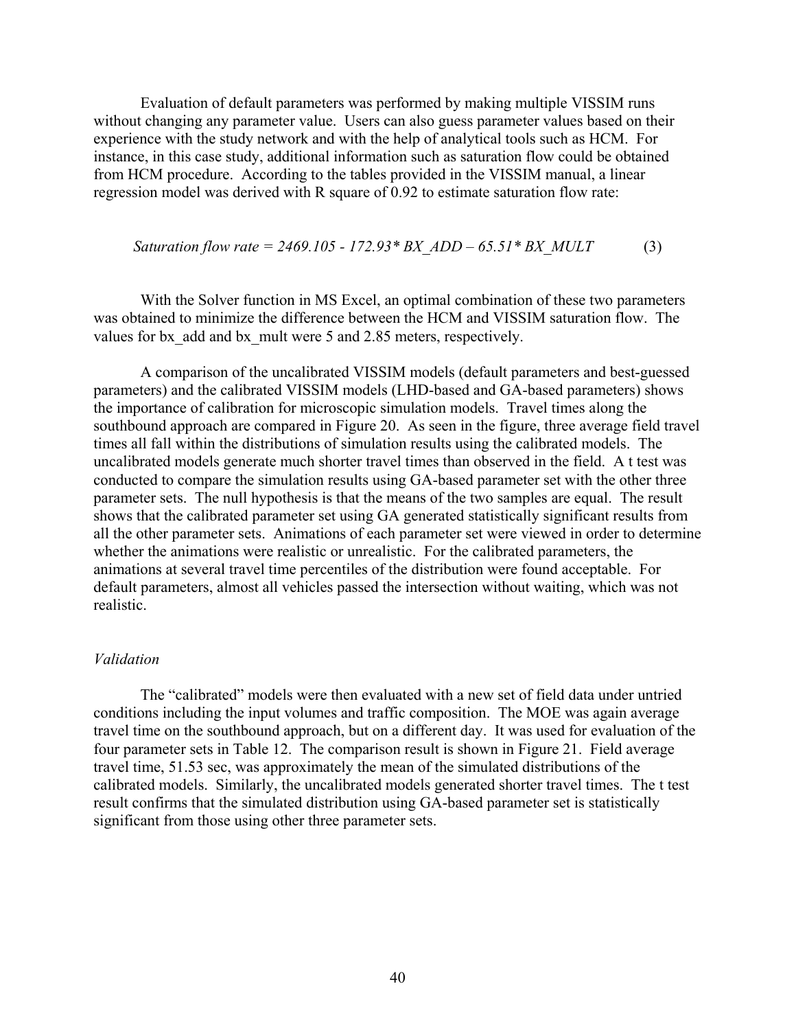Evaluation of default parameters was performed by making multiple VISSIM runs without changing any parameter value. Users can also guess parameter values based on their experience with the study network and with the help of analytical tools such as HCM. For instance, in this case study, additional information such as saturation flow could be obtained from HCM procedure. According to the tables provided in the VISSIM manual, a linear regression model was derived with R square of 0.92 to estimate saturation flow rate:

$$\textit{Saturation flow rate} = 2469.105 - 172.93 * BX\_ADD - 65.51 * BX\_MULT \qquad (3)$$

With the Solver function in MS Excel, an optimal combination of these two parameters was obtained to minimize the difference between the HCM and VISSIM saturation flow. The values for bx_add and bx_mult were 5 and 2.85 meters, respectively.

A comparison of the uncalibrated VISSIM models (default parameters and best-guessed parameters) and the calibrated VISSIM models (LHD-based and GA-based parameters) shows the importance of calibration for microscopic simulation models. Travel times along the southbound approach are compared in Figure 20. As seen in the figure, three average field travel times all fall within the distributions of simulation results using the calibrated models. The uncalibrated models generate much shorter travel times than observed in the field. A t test was conducted to compare the simulation results using GA-based parameter set with the other three parameter sets. The null hypothesis is that the means of the two samples are equal. The result shows that the calibrated parameter set using GA generated statistically significant results from all the other parameter sets. Animations of each parameter set were viewed in order to determine whether the animations were realistic or unrealistic. For the calibrated parameters, the animations at several travel time percentiles of the distribution were found acceptable. For default parameters, almost all vehicles passed the intersection without waiting, which was not realistic.

*Validation*

The "calibrated" models were then evaluated with a new set of field data under untried conditions including the input volumes and traffic composition. The MOE was again average travel time on the southbound approach, but on a different day. It was used for evaluation of the four parameter sets in Table 12. The comparison result is shown in Figure 21. Field average travel time, 51.53 sec, was approximately the mean of the simulated distributions of the calibrated models. Similarly, the uncalibrated models generated shorter travel times. The t test result confirms that the simulated distribution using GA-based parameter set is statistically significant from those using other three parameter sets.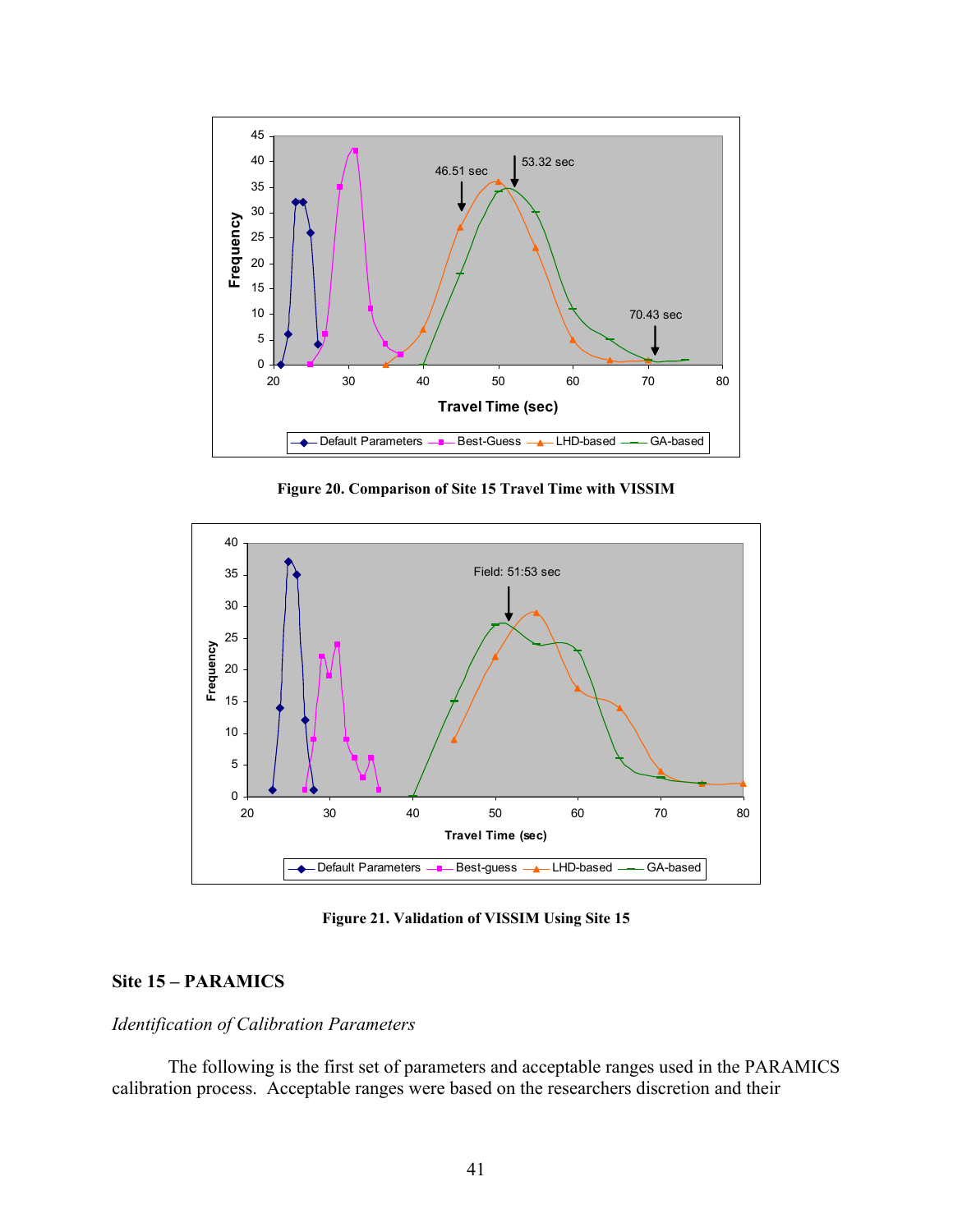Figure 20. Comparison of Site 15 Travel Time with VISSIM

Figure 21. Validation of VISSIM Using Site 15

## Site 15 – PARAMICS

*Identification of Calibration Parameters*

The following is the first set of parameters and acceptable ranges used in the PARAMICS calibration process. Acceptable ranges were based on the researchers discretion and their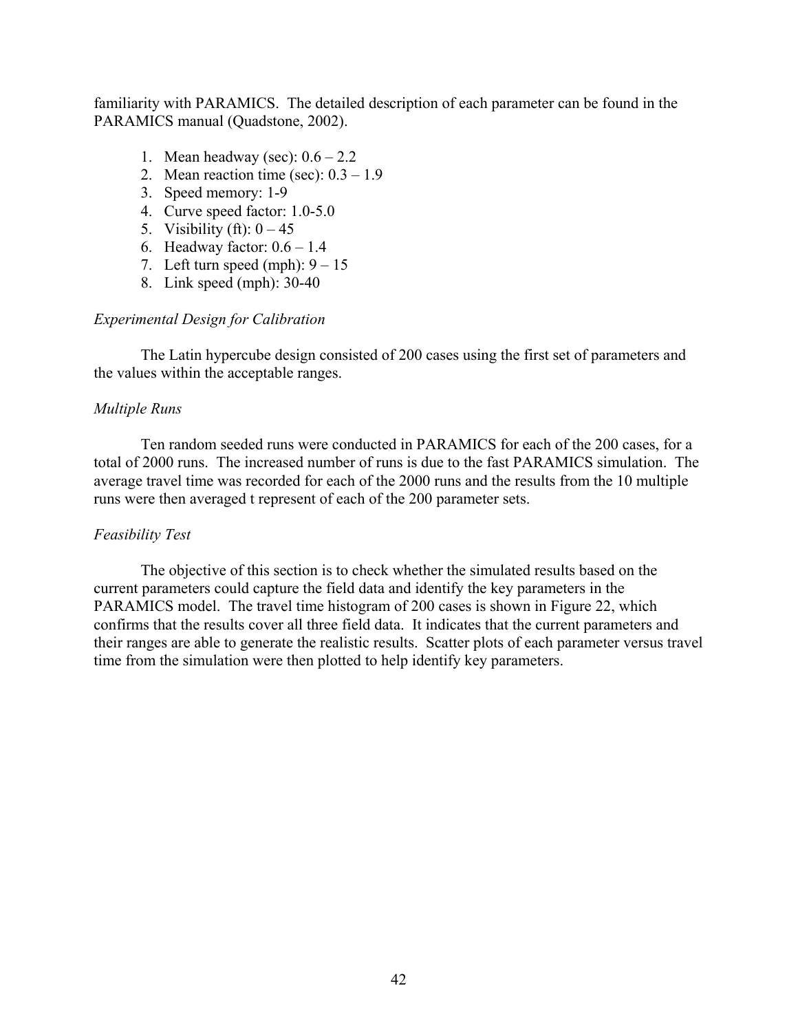familiarity with PARAMICS. The detailed description of each parameter can be found in the PARAMICS manual (Quadstone, 2002).

1. Mean headway (sec): 0.6 – 2.2
2. Mean reaction time (sec): 0.3 – 1.9
3. Speed memory: 1-9
4. Curve speed factor: 1.0-5.0
5. Visibility (ft): 0 – 45
6. Headway factor: 0.6 – 1.4
7. Left turn speed (mph): 9 – 15
8. Link speed (mph): 30-40

*Experimental Design for Calibration*

The Latin hypercube design consisted of 200 cases using the first set of parameters and the values within the acceptable ranges.

*Multiple Runs*

Ten random seeded runs were conducted in PARAMICS for each of the 200 cases, for a total of 2000 runs. The increased number of runs is due to the fast PARAMICS simulation. The average travel time was recorded for each of the 2000 runs and the results from the 10 multiple runs were then averaged t represent of each of the 200 parameter sets.

*Feasibility Test*

The objective of this section is to check whether the simulated results based on the current parameters could capture the field data and identify the key parameters in the PARAMICS model. The travel time histogram of 200 cases is shown in Figure 22, which confirms that the results cover all three field data. It indicates that the current parameters and their ranges are able to generate the realistic results. Scatter plots of each parameter versus travel time from the simulation were then plotted to help identify key parameters.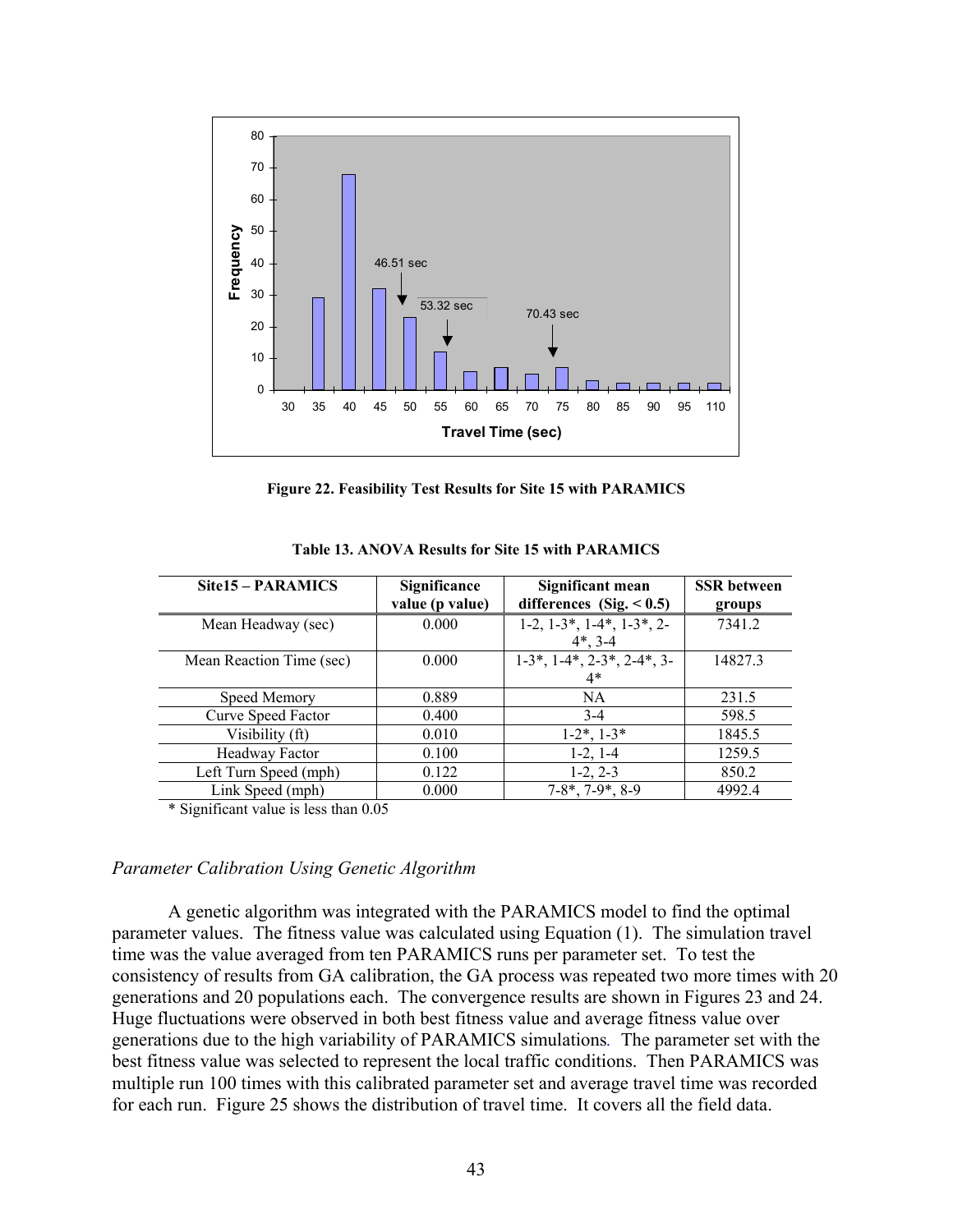Figure 22. Feasibility Test Results for Site 15 with PARAMICS

**Table 13. ANOVA Results for Site 15 with PARAMICS**

| Site15 – PARAMICS | Significance value (p value) | Significant mean differences (Sig. < 0.5) | SSR between groups |
|---|---|---|---|
| Mean Headway (sec) | 0.000 | 1-2, 1-3*, 1-4*, 1-3*, 2-4*, 3-4 | 7341.2 |
| Mean Reaction Time (sec) | 0.000 | 1-3*, 1-4*, 2-3*, 2-4*, 3-4* | 14827.3 |
| Speed Memory | 0.889 | NA | 231.5 |
| Curve Speed Factor | 0.400 | 3-4 | 598.5 |
| Visibility (ft) | 0.010 | 1-2*, 1-3* | 1845.5 |
| Headway Factor | 0.100 | 1-2, 1-4 | 1259.5 |
| Left Turn Speed (mph) | 0.122 | 1-2, 2-3 | 850.2 |
| Link Speed (mph) | 0.000 | 7-8*, 7-9*, 8-9 | 4992.4 |

* Significant value is less than 0.05

*Parameter Calibration Using Genetic Algorithm*

A genetic algorithm was integrated with the PARAMICS model to find the optimal parameter values. The fitness value was calculated using Equation (1). The simulation travel time was the value averaged from ten PARAMICS runs per parameter set. To test the consistency of results from GA calibration, the GA process was repeated two more times with 20 generations and 20 populations each. The convergence results are shown in Figures 23 and 24. Huge fluctuations were observed in both best fitness value and average fitness value over generations due to the high variability of PARAMICS simulations. The parameter set with the best fitness value was selected to represent the local traffic conditions. Then PARAMICS was multiple run 100 times with this calibrated parameter set and average travel time was recorded for each run. Figure 25 shows the distribution of travel time. It covers all the field data.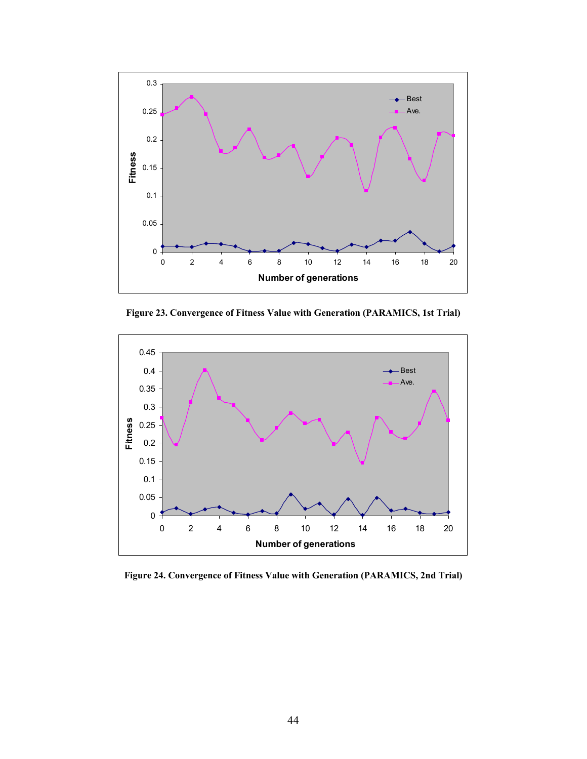Figure 23. Convergence of Fitness Value with Generation (PARAMICS, 1st Trial)

Figure 24. Convergence of Fitness Value with Generation (PARAMICS, 2nd Trial)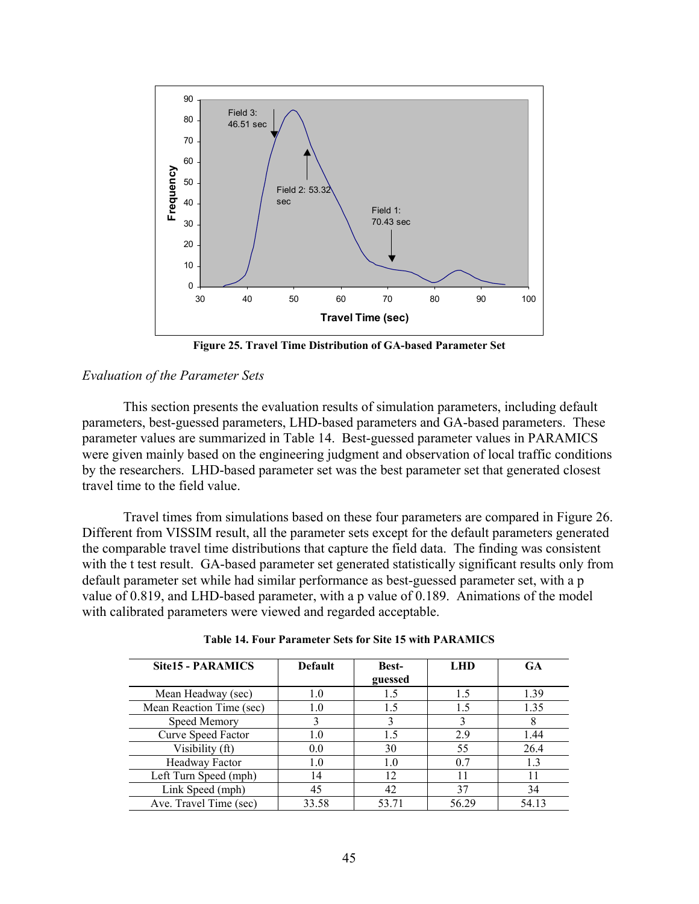Figure 25. Travel Time Distribution of GA-based Parameter Set

*Evaluation of the Parameter Sets*

This section presents the evaluation results of simulation parameters, including default parameters, best-guessed parameters, LHD-based parameters and GA-based parameters. These parameter values are summarized in Table 14. Best-guessed parameter values in PARAMICS were given mainly based on the engineering judgment and observation of local traffic conditions by the researchers. LHD-based parameter set was the best parameter set that generated closest travel time to the field value.

Travel times from simulations based on these four parameters are compared in Figure 26. Different from VISSIM result, all the parameter sets except for the default parameters generated the comparable travel time distributions that capture the field data. The finding was consistent with the t test result. GA-based parameter set generated statistically significant results only from default parameter set while had similar performance as best-guessed parameter set, with a p value of 0.819, and LHD-based parameter, with a p value of 0.189. Animations of the model with calibrated parameters were viewed and regarded acceptable.

**Table 14. Four Parameter Sets for Site 15 with PARAMICS**

| Site15 - PARAMICS | Default | Best-guessed | LHD | GA |
|---|---|---|---|---|
| Mean Headway (sec) | 1.0 | 1.5 | 1.5 | 1.39 |
| Mean Reaction Time (sec) | 1.0 | 1.5 | 1.5 | 1.35 |
| Speed Memory | 3 | 3 | 3 | 8 |
| Curve Speed Factor | 1.0 | 1.5 | 2.9 | 1.44 |
| Visibility (ft) | 0.0 | 30 | 55 | 26.4 |
| Headway Factor | 1.0 | 1.0 | 0.7 | 1.3 |
| Left Turn Speed (mph) | 14 | 12 | 11 | 11 |
| Link Speed (mph) | 45 | 42 | 37 | 34 |
| Ave. Travel Time (sec) | 33.58 | 53.71 | 56.29 | 54.13 |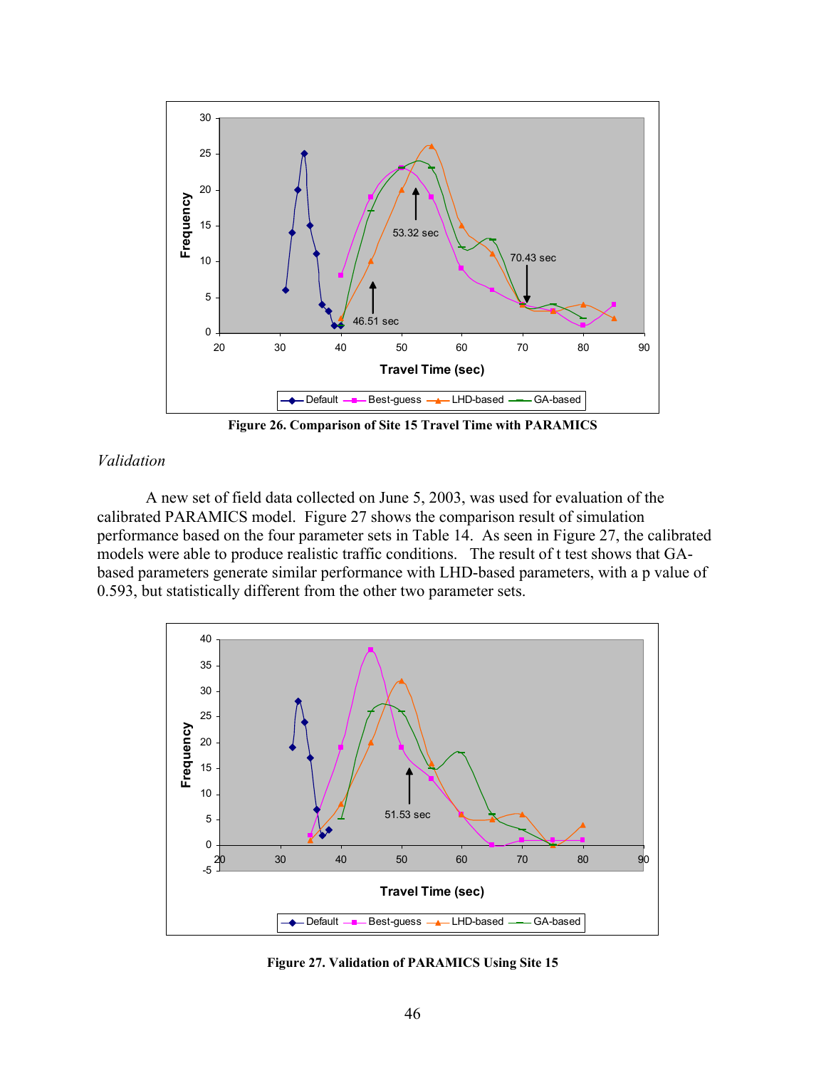Figure 26. Comparison of Site 15 Travel Time with PARAMICS

*Validation*

A new set of field data collected on June 5, 2003, was used for evaluation of the calibrated PARAMICS model. Figure 27 shows the comparison result of simulation performance based on the four parameter sets in Table 14. As seen in Figure 27, the calibrated models were able to produce realistic traffic conditions. The result of t test shows that GA-based parameters generate similar performance with LHD-based parameters, with a p value of 0.593, but statistically different from the other two parameter sets.

Figure 27. Validation of PARAMICS Using Site 15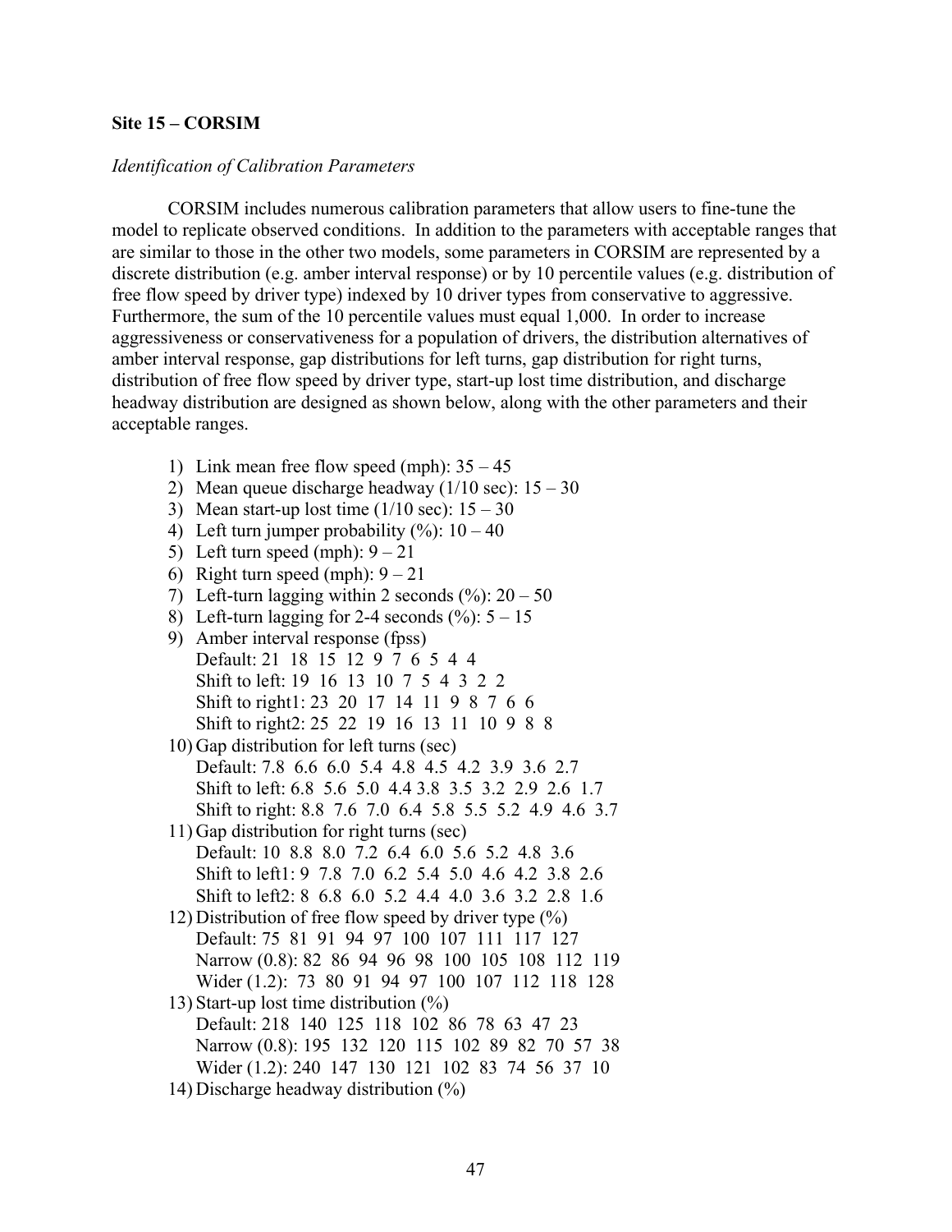**Site 15 – CORSIM**

*Identification of Calibration Parameters*

CORSIM includes numerous calibration parameters that allow users to fine-tune the model to replicate observed conditions. In addition to the parameters with acceptable ranges that are similar to those in the other two models, some parameters in CORSIM are represented by a discrete distribution (e.g. amber interval response) or by 10 percentile values (e.g. distribution of free flow speed by driver type) indexed by 10 driver types from conservative to aggressive. Furthermore, the sum of the 10 percentile values must equal 1,000. In order to increase aggressiveness or conservativeness for a population of drivers, the distribution alternatives of amber interval response, gap distributions for left turns, gap distribution for right turns, distribution of free flow speed by driver type, start-up lost time distribution, and discharge headway distribution are designed as shown below, along with the other parameters and their acceptable ranges.

1) Link mean free flow speed (mph): 35 – 45
2) Mean queue discharge headway (1/10 sec): 15 – 30
3) Mean start-up lost time (1/10 sec): 15 – 30
4) Left turn jumper probability (%): 10 – 40
5) Left turn speed (mph): 9 – 21
6) Right turn speed (mph): 9 – 21
7) Left-turn lagging within 2 seconds (%): 20 – 50
8) Left-turn lagging for 2-4 seconds (%): 5 – 15
9) Amber interval response (fpss)  
   Default: 21 18 15 12 9 7 6 5 4 4  
   Shift to left: 19 16 13 10 7 5 4 3 2 2  
   Shift to right1: 23 20 17 14 11 9 8 7 6 6  
   Shift to right2: 25 22 19 16 13 11 10 9 8 8
10) Gap distribution for left turns (sec)  
    Default: 7.8 6.6 6.0 5.4 4.8 4.5 4.2 3.9 3.6 2.7  
    Shift to left: 6.8 5.6 5.0 4.4 3.8 3.5 3.2 2.9 2.6 1.7  
    Shift to right: 8.8 7.6 7.0 6.4 5.8 5.5 5.2 4.9 4.6 3.7
11) Gap distribution for right turns (sec)  
    Default: 10 8.8 8.0 7.2 6.4 6.0 5.6 5.2 4.8 3.6  
    Shift to left1: 9 7.8 7.0 6.2 5.4 5.0 4.6 4.2 3.8 2.6  
    Shift to left2: 8 6.8 6.0 5.2 4.4 4.0 3.6 3.2 2.8 1.6
12) Distribution of free flow speed by driver type (%)  
    Default: 75 81 91 94 97 100 107 111 117 127  
    Narrow (0.8): 82 86 94 96 98 100 105 108 112 119  
    Wider (1.2): 73 80 91 94 97 100 107 112 118 128
13) Start-up lost time distribution (%)  
    Default: 218 140 125 118 102 86 78 63 47 23  
    Narrow (0.8): 195 132 120 115 102 89 82 70 57 38  
    Wider (1.2): 240 147 130 121 102 83 74 56 37 10
14) Discharge headway distribution (%)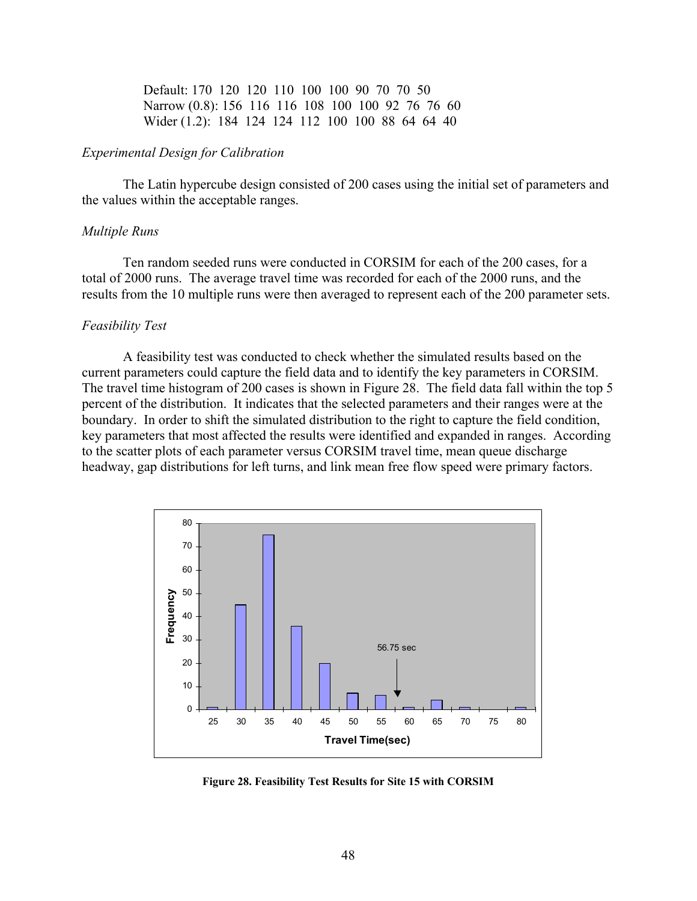Default: 170 120 120 110 100 100 90 70 70 50
Narrow (0.8): 156 116 116 108 100 100 92 76 76 60
Wider (1.2): 184 124 124 112 100 100 88 64 64 40

*Experimental Design for Calibration*

The Latin hypercube design consisted of 200 cases using the initial set of parameters and the values within the acceptable ranges.

*Multiple Runs*

Ten random seeded runs were conducted in CORSIM for each of the 200 cases, for a total of 2000 runs. The average travel time was recorded for each of the 2000 runs, and the results from the 10 multiple runs were then averaged to represent each of the 200 parameter sets.

*Feasibility Test*

A feasibility test was conducted to check whether the simulated results based on the current parameters could capture the field data and to identify the key parameters in CORSIM. The travel time histogram of 200 cases is shown in Figure 28. The field data fall within the top 5 percent of the distribution. It indicates that the selected parameters and their ranges were at the boundary. In order to shift the simulated distribution to the right to capture the field condition, key parameters that most affected the results were identified and expanded in ranges. According to the scatter plots of each parameter versus CORSIM travel time, mean queue discharge headway, gap distributions for left turns, and link mean free flow speed were primary factors.

**Figure 28. Feasibility Test Results for Site 15 with CORSIM**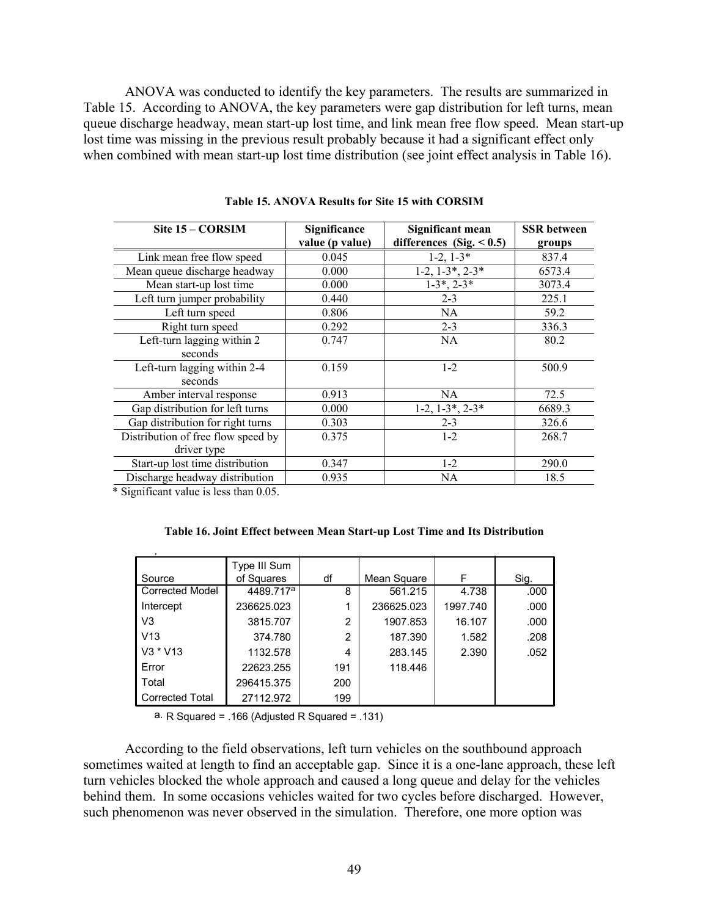ANOVA was conducted to identify the key parameters. The results are summarized in Table 15. According to ANOVA, the key parameters were gap distribution for left turns, mean queue discharge headway, mean start-up lost time, and link mean free flow speed. Mean start-up lost time was missing in the previous result probably because it had a significant effect only when combined with mean start-up lost time distribution (see joint effect analysis in Table 16).

**Table 15. ANOVA Results for Site 15 with CORSIM**

| Site 15 – CORSIM | Significance value (p value) | Significant mean differences (Sig. < 0.5) | SSR between groups |
|---|---|---|---|
| Link mean free flow speed | 0.045 | 1-2, 1-3* | 837.4 |
| Mean queue discharge headway | 0.000 | 1-2, 1-3*, 2-3* | 6573.4 |
| Mean start-up lost time | 0.000 | 1-3*, 2-3* | 3073.4 |
| Left turn jumper probability | 0.440 | 2-3 | 225.1 |
| Left turn speed | 0.806 | NA | 59.2 |
| Right turn speed | 0.292 | 2-3 | 336.3 |
| Left-turn lagging within 2 seconds | 0.747 | NA | 80.2 |
| Left-turn lagging within 2-4 seconds | 0.159 | 1-2 | 500.9 |
| Amber interval response | 0.913 | NA | 72.5 |
| Gap distribution for left turns | 0.000 | 1-2, 1-3*, 2-3* | 6689.3 |
| Gap distribution for right turns | 0.303 | 2-3 | 326.6 |
| Distribution of free flow speed by driver type | 0.375 | 1-2 | 268.7 |
| Start-up lost time distribution | 0.347 | 1-2 | 290.0 |
| Discharge headway distribution | 0.935 | NA | 18.5 |

\* Significant value is less than 0.05.

**Table 16. Joint Effect between Mean Start-up Lost Time and Its Distribution**

| Source | Type III Sum of Squares | df | Mean Square | F | Sig. |
|---|---|---|---|---|---|
| Corrected Model | 4489.717[a] | 8 | 561.215 | 4.738 | .000 |
| Intercept | 236625.023 | 1 | 236625.023 | 1997.740 | .000 |
| V3 | 3815.707 | 2 | 1907.853 | 16.107 | .000 |
| V13 | 374.780 | 2 | 187.390 | 1.582 | .208 |
| V3 * V13 | 1132.578 | 4 | 283.145 | 2.390 | .052 |
| Error | 22623.255 | 191 | 118.446 | | |
| Total | 296415.375 | 200 | | | |
| Corrected Total | 27112.972 | 199 | | | |

a. R Squared = .166 (Adjusted R Squared = .131)

According to the field observations, left turn vehicles on the southbound approach sometimes waited at length to find an acceptable gap. Since it is a one-lane approach, these left turn vehicles blocked the whole approach and caused a long queue and delay for the vehicles behind them. In some occasions vehicles waited for two cycles before discharged. However, such phenomenon was never observed in the simulation. Therefore, one more option was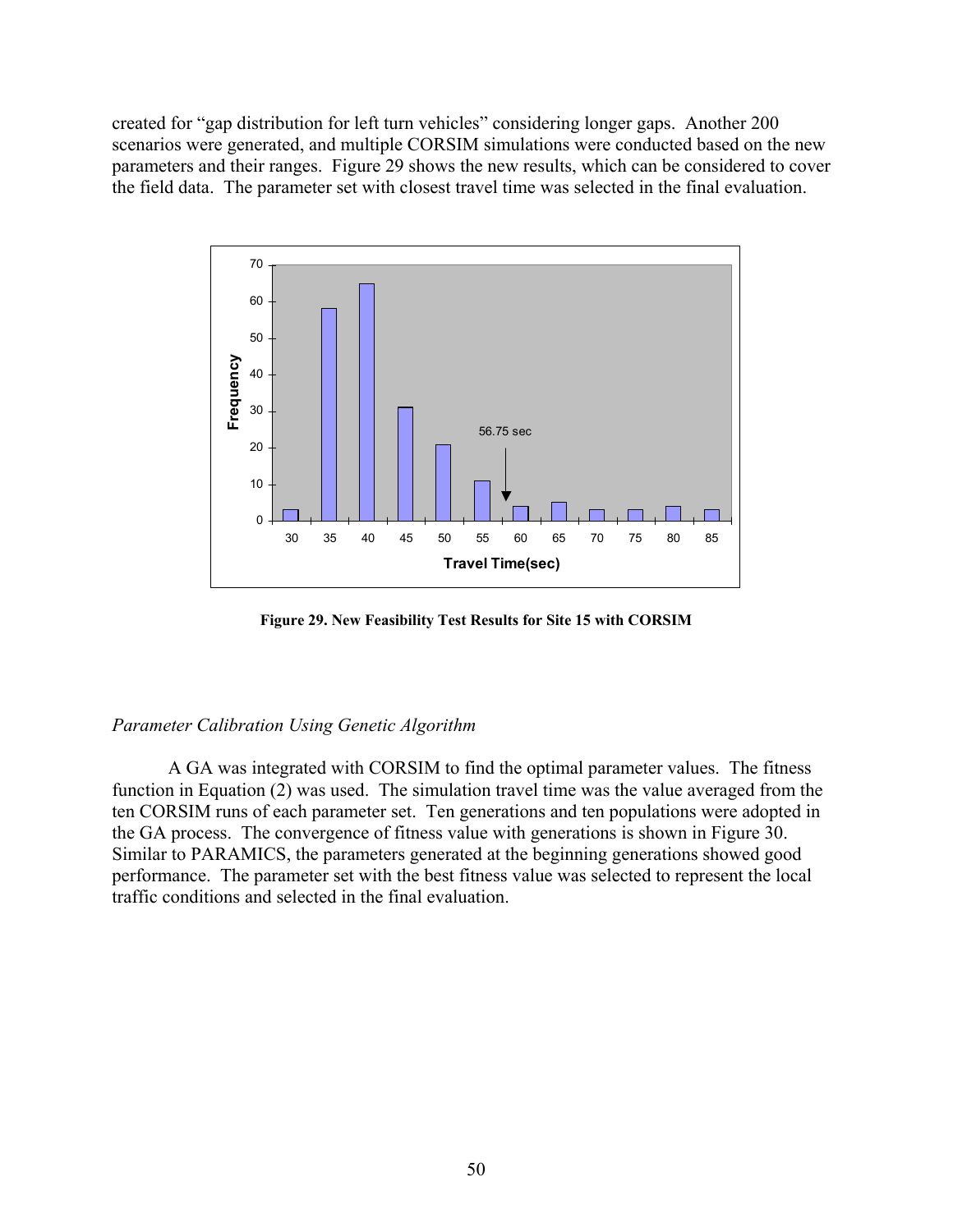created for "gap distribution for left turn vehicles" considering longer gaps. Another 200 scenarios were generated, and multiple CORSIM simulations were conducted based on the new parameters and their ranges. Figure 29 shows the new results, which can be considered to cover the field data. The parameter set with closest travel time was selected in the final evaluation.

**Figure 29. New Feasibility Test Results for Site 15 with CORSIM**

*Parameter Calibration Using Genetic Algorithm*

A GA was integrated with CORSIM to find the optimal parameter values. The fitness function in Equation (2) was used. The simulation travel time was the value averaged from the ten CORSIM runs of each parameter set. Ten generations and ten populations were adopted in the GA process. The convergence of fitness value with generations is shown in Figure 30. Similar to PARAMICS, the parameters generated at the beginning generations showed good performance. The parameter set with the best fitness value was selected to represent the local traffic conditions and selected in the final evaluation.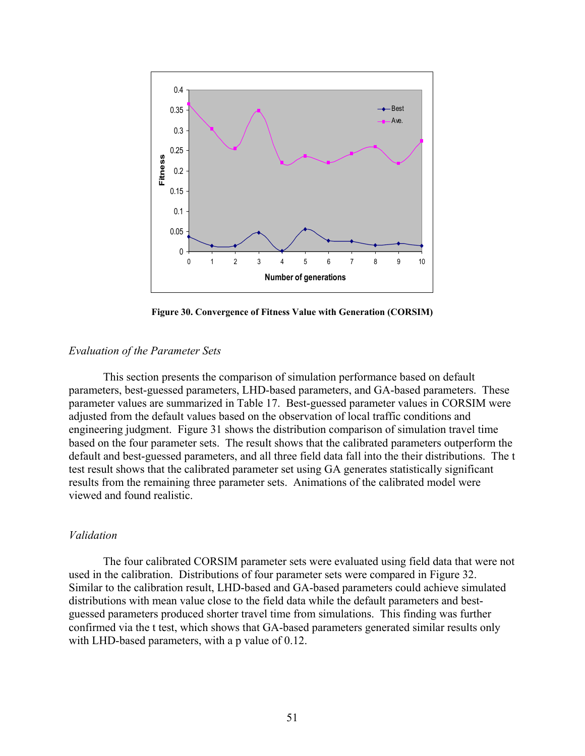Figure 30. Convergence of Fitness Value with Generation (CORSIM)

*Evaluation of the Parameter Sets*

This section presents the comparison of simulation performance based on default parameters, best-guessed parameters, LHD-based parameters, and GA-based parameters. These parameter values are summarized in Table 17. Best-guessed parameter values in CORSIM were adjusted from the default values based on the observation of local traffic conditions and engineering judgment. Figure 31 shows the distribution comparison of simulation travel time based on the four parameter sets. The result shows that the calibrated parameters outperform the default and best-guessed parameters, and all three field data fall into the their distributions. The t test result shows that the calibrated parameter set using GA generates statistically significant results from the remaining three parameter sets. Animations of the calibrated model were viewed and found realistic.

*Validation*

The four calibrated CORSIM parameter sets were evaluated using field data that were not used in the calibration. Distributions of four parameter sets were compared in Figure 32. Similar to the calibration result, LHD-based and GA-based parameters could achieve simulated distributions with mean value close to the field data while the default parameters and best-guessed parameters produced shorter travel time from simulations. This finding was further confirmed via the t test, which shows that GA-based parameters generated similar results only with LHD-based parameters, with a p value of 0.12.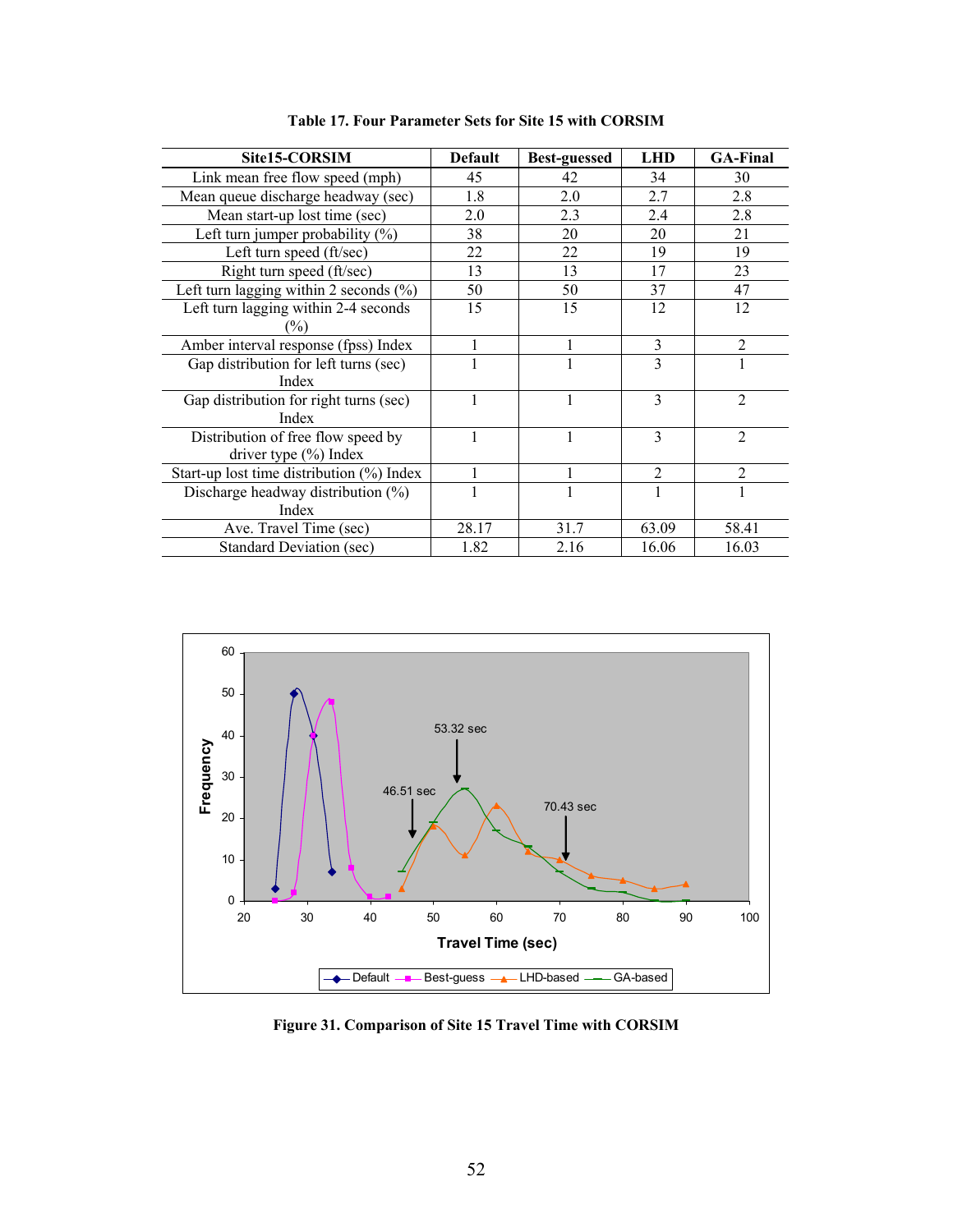**Table 17. Four Parameter Sets for Site 15 with CORSIM**

| Site15-CORSIM | Default | Best-guessed | LHD | GA-Final |
|---|---|---|---|---|
| Link mean free flow speed (mph) | 45 | 42 | 34 | 30 |
| Mean queue discharge headway (sec) | 1.8 | 2.0 | 2.7 | 2.8 |
| Mean start-up lost time (sec) | 2.0 | 2.3 | 2.4 | 2.8 |
| Left turn jumper probability (%) | 38 | 20 | 20 | 21 |
| Left turn speed (ft/sec) | 22 | 22 | 19 | 19 |
| Right turn speed (ft/sec) | 13 | 13 | 17 | 23 |
| Left turn lagging within 2 seconds (%) | 50 | 50 | 37 | 47 |
| Left turn lagging within 2-4 seconds (%) | 15 | 15 | 12 | 12 |
| Amber interval response (fpss) Index | 1 | 1 | 3 | 2 |
| Gap distribution for left turns (sec) Index | 1 | 1 | 3 | 1 |
| Gap distribution for right turns (sec) Index | 1 | 1 | 3 | 2 |
| Distribution of free flow speed by driver type (%) Index | 1 | 1 | 3 | 2 |
| Start-up lost time distribution (%) Index | 1 | 1 | 2 | 2 |
| Discharge headway distribution (%) Index | 1 | 1 | 1 | 1 |
| Ave. Travel Time (sec) | 28.17 | 31.7 | 63.09 | 58.41 |
| Standard Deviation (sec) | 1.82 | 2.16 | 16.06 | 16.03 |

**Figure 31. Comparison of Site 15 Travel Time with CORSIM**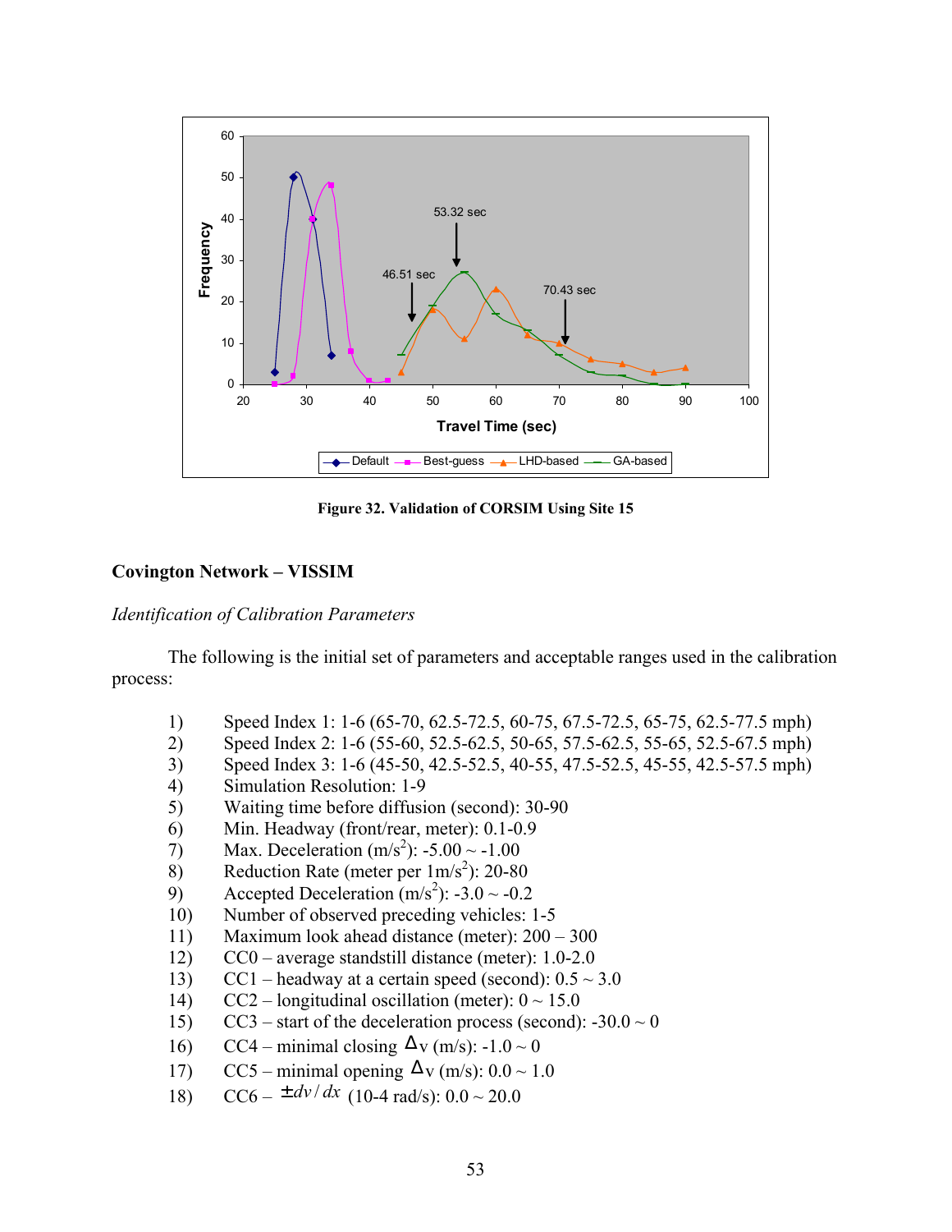Figure 32. Validation of CORSIM Using Site 15

## Covington Network – VISSIM

*Identification of Calibration Parameters*

The following is the initial set of parameters and acceptable ranges used in the calibration process:

1) Speed Index 1: 1-6 (65-70, 62.5-72.5, 60-75, 67.5-72.5, 65-75, 62.5-77.5 mph)
2) Speed Index 2: 1-6 (55-60, 52.5-62.5, 50-65, 57.5-62.5, 55-65, 52.5-67.5 mph)
3) Speed Index 3: 1-6 (45-50, 42.5-52.5, 40-55, 47.5-52.5, 45-55, 42.5-57.5 mph)
4) Simulation Resolution: 1-9
5) Waiting time before diffusion (second): 30-90
6) Min. Headway (front/rear, meter): 0.1-0.9
7) Max. Deceleration ($m/s^2$): -5.00 ~ -1.00
8) Reduction Rate (meter per 1$m/s^2$): 20-80
9) Accepted Deceleration ($m/s^2$): -3.0 ~ -0.2
10) Number of observed preceding vehicles: 1-5
11) Maximum look ahead distance (meter): 200 – 300
12) CC0 – average standstill distance (meter): 1.0-2.0
13) CC1 – headway at a certain speed (second): 0.5 ~ 3.0
14) CC2 – longitudinal oscillation (meter): 0 ~ 15.0
15) CC3 – start of the deceleration process (second): -30.0 ~ 0
16) CC4 – minimal closing $\Delta$v (m/s): -1.0 ~ 0
17) CC5 – minimal opening $\Delta$v (m/s): 0.0 ~ 1.0
18) CC6 – $\pm dv/dx$ (10-4 rad/s): 0.0 ~ 20.0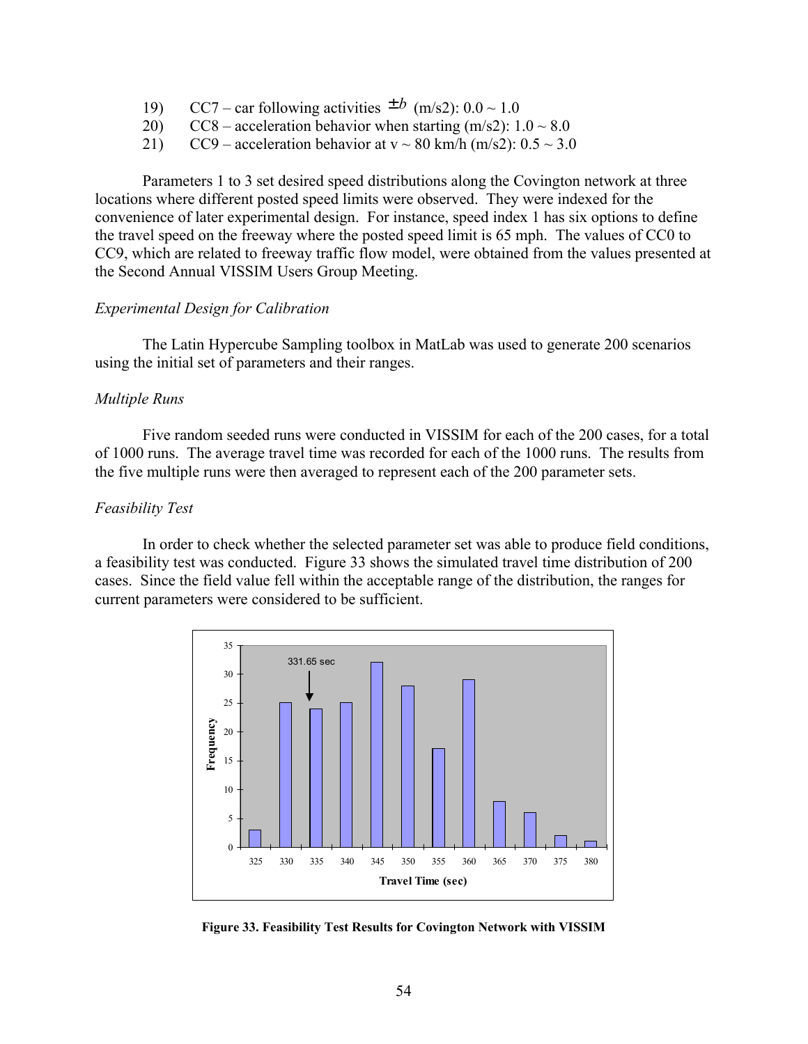19) CC7 – car following activities $\pm b$ (m/s2): 0.0 ~ 1.0
20) CC8 – acceleration behavior when starting (m/s2): 1.0 ~ 8.0
21) CC9 – acceleration behavior at v ~ 80 km/h (m/s2): 0.5 ~ 3.0

Parameters 1 to 3 set desired speed distributions along the Covington network at three locations where different posted speed limits were observed. They were indexed for the convenience of later experimental design. For instance, speed index 1 has six options to define the travel speed on the freeway where the posted speed limit is 65 mph. The values of CC0 to CC9, which are related to freeway traffic flow model, were obtained from the values presented at the Second Annual VISSIM Users Group Meeting.

*Experimental Design for Calibration*

The Latin Hypercube Sampling toolbox in MatLab was used to generate 200 scenarios using the initial set of parameters and their ranges.

*Multiple Runs*

Five random seeded runs were conducted in VISSIM for each of the 200 cases, for a total of 1000 runs. The average travel time was recorded for each of the 1000 runs. The results from the five multiple runs were then averaged to represent each of the 200 parameter sets.

*Feasibility Test*

In order to check whether the selected parameter set was able to produce field conditions, a feasibility test was conducted. Figure 33 shows the simulated travel time distribution of 200 cases. Since the field value fell within the acceptable range of the distribution, the ranges for current parameters were considered to be sufficient.

**Figure 33. Feasibility Test Results for Covington Network with VISSIM**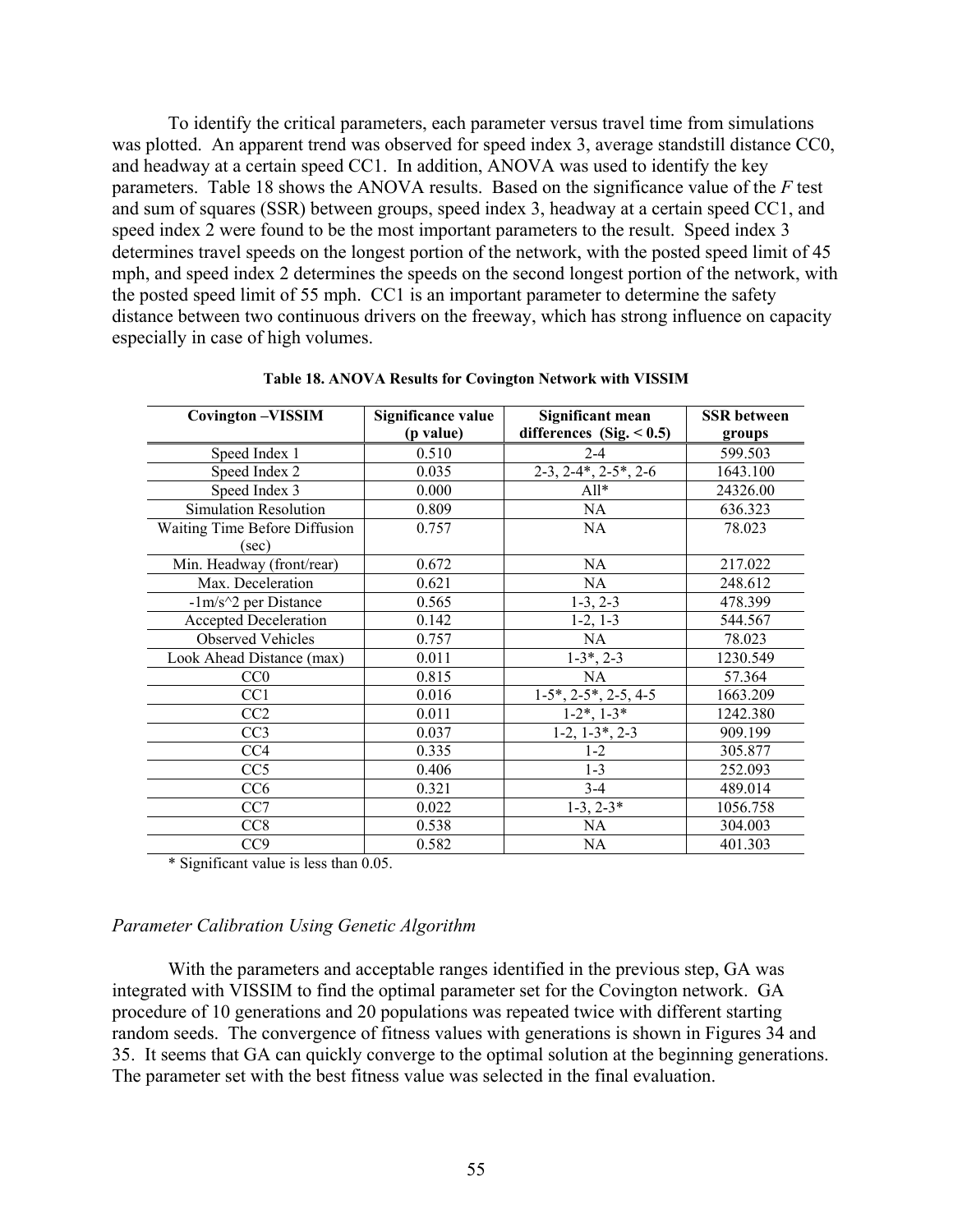To identify the critical parameters, each parameter versus travel time from simulations was plotted. An apparent trend was observed for speed index 3, average standstill distance CC0, and headway at a certain speed CC1. In addition, ANOVA was used to identify the key parameters. Table 18 shows the ANOVA results. Based on the significance value of the *F* test and sum of squares (SSR) between groups, speed index 3, headway at a certain speed CC1, and speed index 2 were found to be the most important parameters to the result. Speed index 3 determines travel speeds on the longest portion of the network, with the posted speed limit of 45 mph, and speed index 2 determines the speeds on the second longest portion of the network, with the posted speed limit of 55 mph. CC1 is an important parameter to determine the safety distance between two continuous drivers on the freeway, which has strong influence on capacity especially in case of high volumes.

**Table 18. ANOVA Results for Covington Network with VISSIM**

| Covington –VISSIM | Significance value (p value) | Significant mean differences (Sig. < 0.5) | SSR between groups |
|---|---|---|---|
| Speed Index 1 | 0.510 | 2-4 | 599.503 |
| Speed Index 2 | 0.035 | 2-3, 2-4*, 2-5*, 2-6 | 1643.100 |
| Speed Index 3 | 0.000 | All* | 24326.00 |
| Simulation Resolution | 0.809 | NA | 636.323 |
| Waiting Time Before Diffusion (sec) | 0.757 | NA | 78.023 |
| Min. Headway (front/rear) | 0.672 | NA | 217.022 |
| Max. Deceleration | 0.621 | NA | 248.612 |
| -1m/s^2 per Distance | 0.565 | 1-3, 2-3 | 478.399 |
| Accepted Deceleration | 0.142 | 1-2, 1-3 | 544.567 |
| Observed Vehicles | 0.757 | NA | 78.023 |
| Look Ahead Distance (max) | 0.011 | 1-3*, 2-3 | 1230.549 |
| CC0 | 0.815 | NA | 57.364 |
| CC1 | 0.016 | 1-5*, 2-5*, 2-5, 4-5 | 1663.209 |
| CC2 | 0.011 | 1-2*, 1-3* | 1242.380 |
| CC3 | 0.037 | 1-2, 1-3*, 2-3 | 909.199 |
| CC4 | 0.335 | 1-2 | 305.877 |
| CC5 | 0.406 | 1-3 | 252.093 |
| CC6 | 0.321 | 3-4 | 489.014 |
| CC7 | 0.022 | 1-3, 2-3* | 1056.758 |
| CC8 | 0.538 | NA | 304.003 |
| CC9 | 0.582 | NA | 401.303 |

\* Significant value is less than 0.05.

### *Parameter Calibration Using Genetic Algorithm*

With the parameters and acceptable ranges identified in the previous step, GA was integrated with VISSIM to find the optimal parameter set for the Covington network. GA procedure of 10 generations and 20 populations was repeated twice with different starting random seeds. The convergence of fitness values with generations is shown in Figures 34 and 35. It seems that GA can quickly converge to the optimal solution at the beginning generations. The parameter set with the best fitness value was selected in the final evaluation.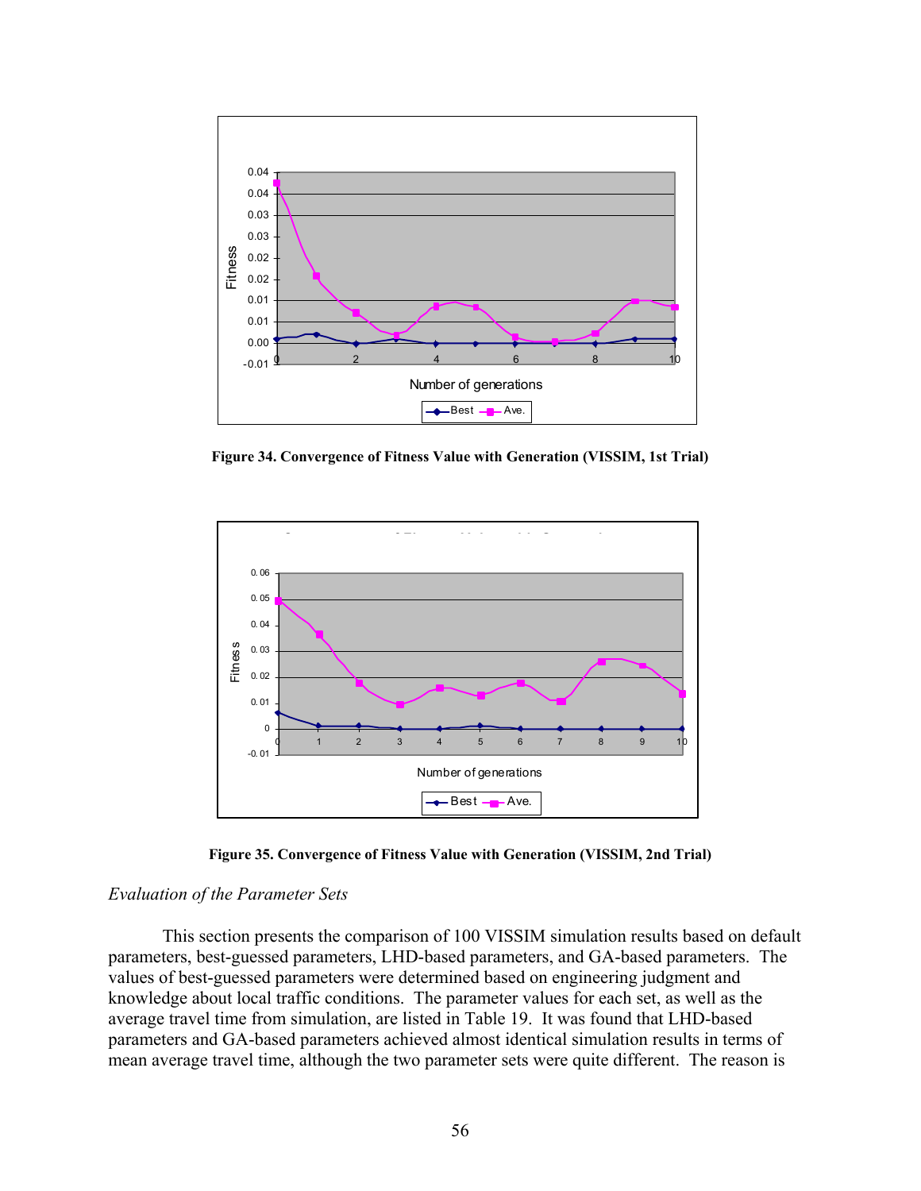**Figure 34. Convergence of Fitness Value with Generation (VISSIM, 1st Trial)**

**Figure 35. Convergence of Fitness Value with Generation (VISSIM, 2nd Trial)**

### *Evaluation of the Parameter Sets*

This section presents the comparison of 100 VISSIM simulation results based on default parameters, best-guessed parameters, LHD-based parameters, and GA-based parameters. The values of best-guessed parameters were determined based on engineering judgment and knowledge about local traffic conditions. The parameter values for each set, as well as the average travel time from simulation, are listed in Table 19. It was found that LHD-based parameters and GA-based parameters achieved almost identical simulation results in terms of mean average travel time, although the two parameter sets were quite different. The reason is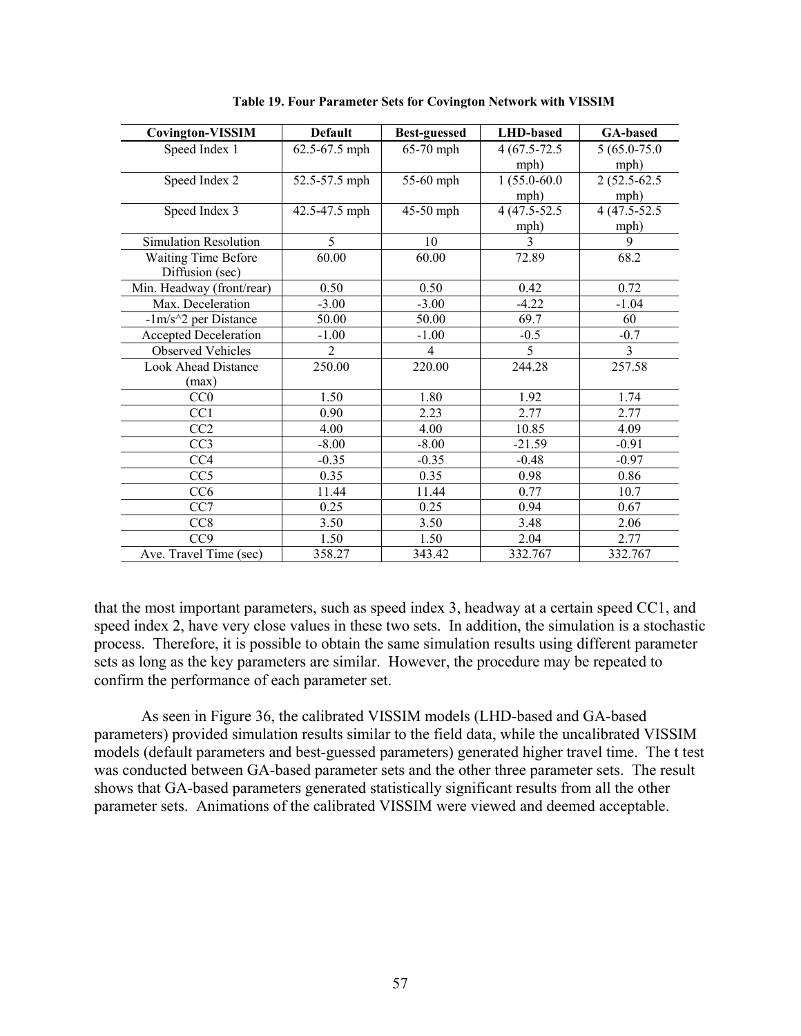**Table 19. Four Parameter Sets for Covington Network with VISSIM**

| Covington-VISSIM | Default | Best-guessed | LHD-based | GA-based |
|---|---|---|---|---|
| Speed Index 1 | 62.5-67.5 mph | 65-70 mph | 4 (67.5-72.5 mph) | 5 (65.0-75.0 mph) |
| Speed Index 2 | 52.5-57.5 mph | 55-60 mph | 1 (55.0-60.0 mph) | 2 (52.5-62.5 mph) |
| Speed Index 3 | 42.5-47.5 mph | 45-50 mph | 4 (47.5-52.5 mph) | 4 (47.5-52.5 mph) |
| Simulation Resolution | 5 | 10 | 3 | 9 |
| Waiting Time Before Diffusion (sec) | 60.00 | 60.00 | 72.89 | 68.2 |
| Min. Headway (front/rear) | 0.50 | 0.50 | 0.42 | 0.72 |
| Max. Deceleration | -3.00 | -3.00 | -4.22 | -1.04 |
| -1m/s^2 per Distance | 50.00 | 50.00 | 69.7 | 60 |
| Accepted Deceleration | -1.00 | -1.00 | -0.5 | -0.7 |
| Observed Vehicles | 2 | 4 | 5 | 3 |
| Look Ahead Distance (max) | 250.00 | 220.00 | 244.28 | 257.58 |
| CC0 | 1.50 | 1.80 | 1.92 | 1.74 |
| CC1 | 0.90 | 2.23 | 2.77 | 2.77 |
| CC2 | 4.00 | 4.00 | 10.85 | 4.09 |
| CC3 | -8.00 | -8.00 | -21.59 | -0.91 |
| CC4 | -0.35 | -0.35 | -0.48 | -0.97 |
| CC5 | 0.35 | 0.35 | 0.98 | 0.86 |
| CC6 | 11.44 | 11.44 | 0.77 | 10.7 |
| CC7 | 0.25 | 0.25 | 0.94 | 0.67 |
| CC8 | 3.50 | 3.50 | 3.48 | 2.06 |
| CC9 | 1.50 | 1.50 | 2.04 | 2.77 |
| Ave. Travel Time (sec) | 358.27 | 343.42 | 332.767 | 332.767 |

that the most important parameters, such as speed index 3, headway at a certain speed CC1, and speed index 2, have very close values in these two sets. In addition, the simulation is a stochastic process. Therefore, it is possible to obtain the same simulation results using different parameter sets as long as the key parameters are similar. However, the procedure may be repeated to confirm the performance of each parameter set.

As seen in Figure 36, the calibrated VISSIM models (LHD-based and GA-based parameters) provided simulation results similar to the field data, while the uncalibrated VISSIM models (default parameters and best-guessed parameters) generated higher travel time. The t test was conducted between GA-based parameter sets and the other three parameter sets. The result shows that GA-based parameters generated statistically significant results from all the other parameter sets. Animations of the calibrated VISSIM were viewed and deemed acceptable.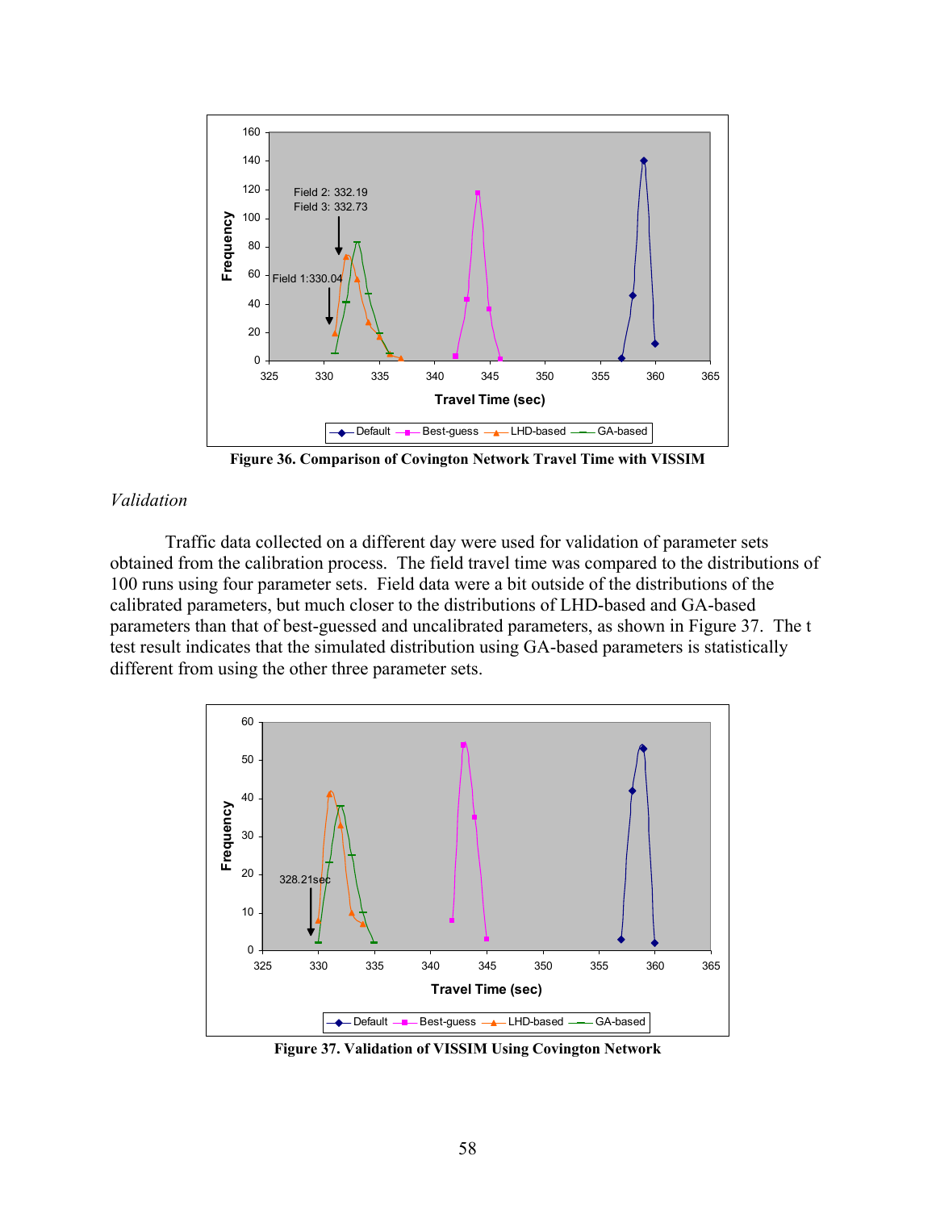Figure 36. Comparison of Covington Network Travel Time with VISSIM

*Validation*

Traffic data collected on a different day were used for validation of parameter sets obtained from the calibration process. The field travel time was compared to the distributions of 100 runs using four parameter sets. Field data were a bit outside of the distributions of the calibrated parameters, but much closer to the distributions of LHD-based and GA-based parameters than that of best-guessed and uncalibrated parameters, as shown in Figure 37. The t test result indicates that the simulated distribution using GA-based parameters is statistically different from using the other three parameter sets.

Figure 37. Validation of VISSIM Using Covington Network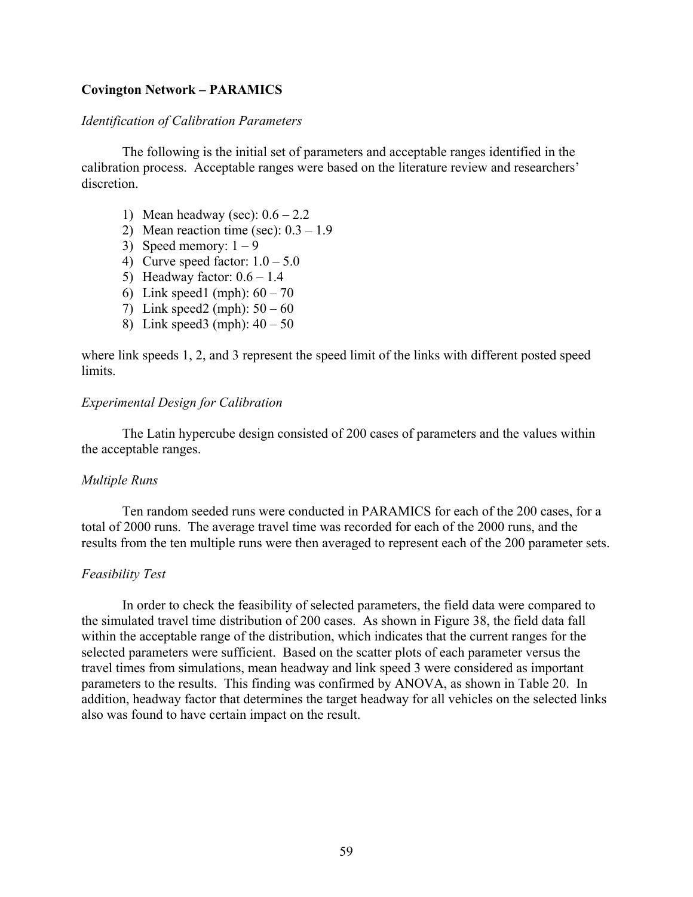**Covington Network – PARAMICS**

*Identification of Calibration Parameters*

The following is the initial set of parameters and acceptable ranges identified in the calibration process. Acceptable ranges were based on the literature review and researchers' discretion.

1) Mean headway (sec): 0.6 – 2.2
2) Mean reaction time (sec): 0.3 – 1.9
3) Speed memory: 1 – 9
4) Curve speed factor: 1.0 – 5.0
5) Headway factor: 0.6 – 1.4
6) Link speed1 (mph): 60 – 70
7) Link speed2 (mph): 50 – 60
8) Link speed3 (mph): 40 – 50

where link speeds 1, 2, and 3 represent the speed limit of the links with different posted speed limits.

*Experimental Design for Calibration*

The Latin hypercube design consisted of 200 cases of parameters and the values within the acceptable ranges.

*Multiple Runs*

Ten random seeded runs were conducted in PARAMICS for each of the 200 cases, for a total of 2000 runs. The average travel time was recorded for each of the 2000 runs, and the results from the ten multiple runs were then averaged to represent each of the 200 parameter sets.

*Feasibility Test*

In order to check the feasibility of selected parameters, the field data were compared to the simulated travel time distribution of 200 cases. As shown in Figure 38, the field data fall within the acceptable range of the distribution, which indicates that the current ranges for the selected parameters were sufficient. Based on the scatter plots of each parameter versus the travel times from simulations, mean headway and link speed 3 were considered as important parameters to the results. This finding was confirmed by ANOVA, as shown in Table 20. In addition, headway factor that determines the target headway for all vehicles on the selected links also was found to have certain impact on the result.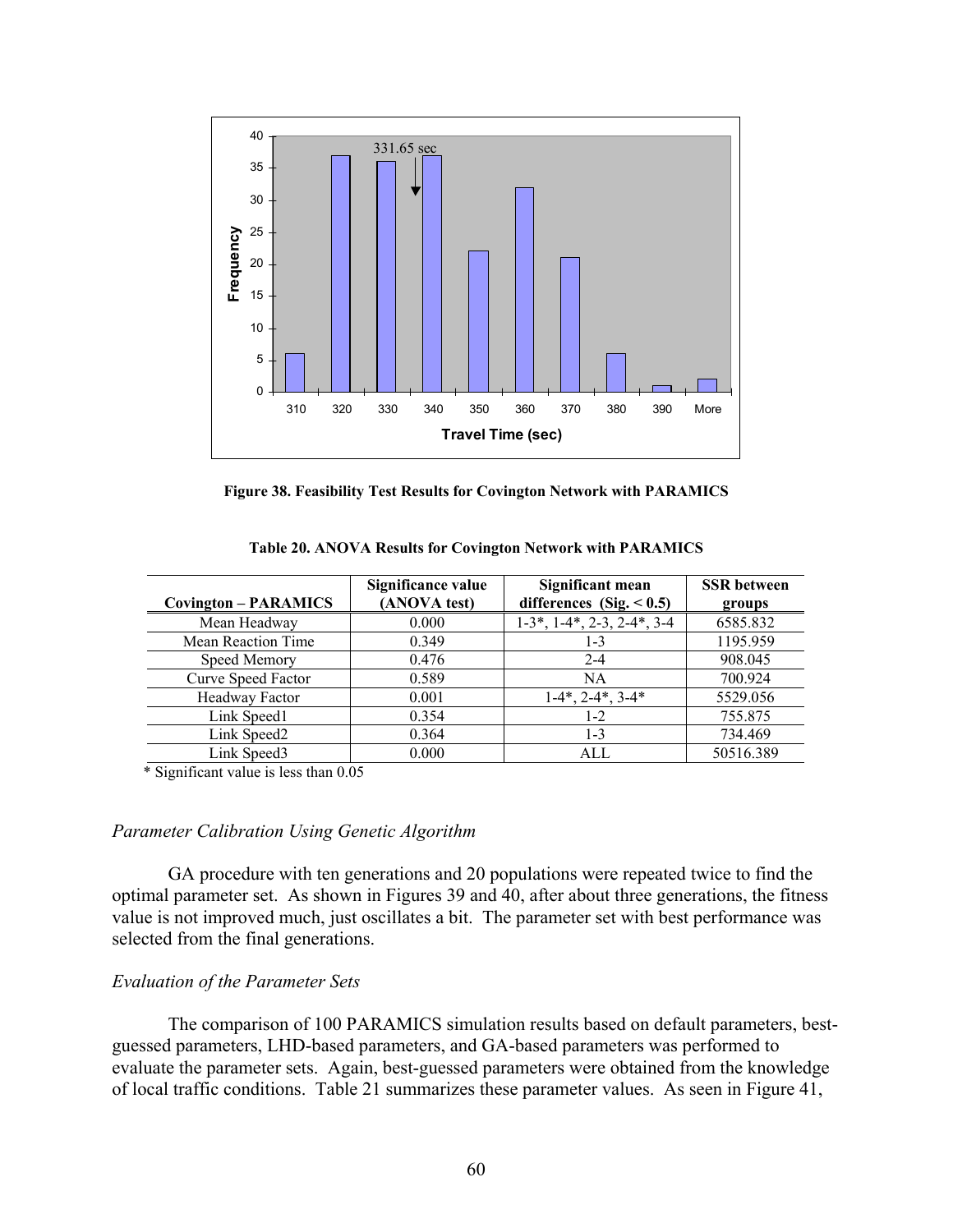Figure 38. Feasibility Test Results for Covington Network with PARAMICS

**Table 20. ANOVA Results for Covington Network with PARAMICS**

| Covington – PARAMICS | Significance value (ANOVA test) | Significant mean differences (Sig. < 0.5) | SSR between groups |
|---|---|---|---|
| Mean Headway | 0.000 | 1-3*, 1-4*, 2-3, 2-4*, 3-4 | 6585.832 |
| Mean Reaction Time | 0.349 | 1-3 | 1195.959 |
| Speed Memory | 0.476 | 2-4 | 908.045 |
| Curve Speed Factor | 0.589 | NA | 700.924 |
| Headway Factor | 0.001 | 1-4*, 2-4*, 3-4* | 5529.056 |
| Link Speed1 | 0.354 | 1-2 | 755.875 |
| Link Speed2 | 0.364 | 1-3 | 734.469 |
| Link Speed3 | 0.000 | ALL | 50516.389 |

\* Significant value is less than 0.05

### *Parameter Calibration Using Genetic Algorithm*

GA procedure with ten generations and 20 populations were repeated twice to find the optimal parameter set. As shown in Figures 39 and 40, after about three generations, the fitness value is not improved much, just oscillates a bit. The parameter set with best performance was selected from the final generations.

### *Evaluation of the Parameter Sets*

The comparison of 100 PARAMICS simulation results based on default parameters, best-guessed parameters, LHD-based parameters, and GA-based parameters was performed to evaluate the parameter sets. Again, best-guessed parameters were obtained from the knowledge of local traffic conditions. Table 21 summarizes these parameter values. As seen in Figure 41,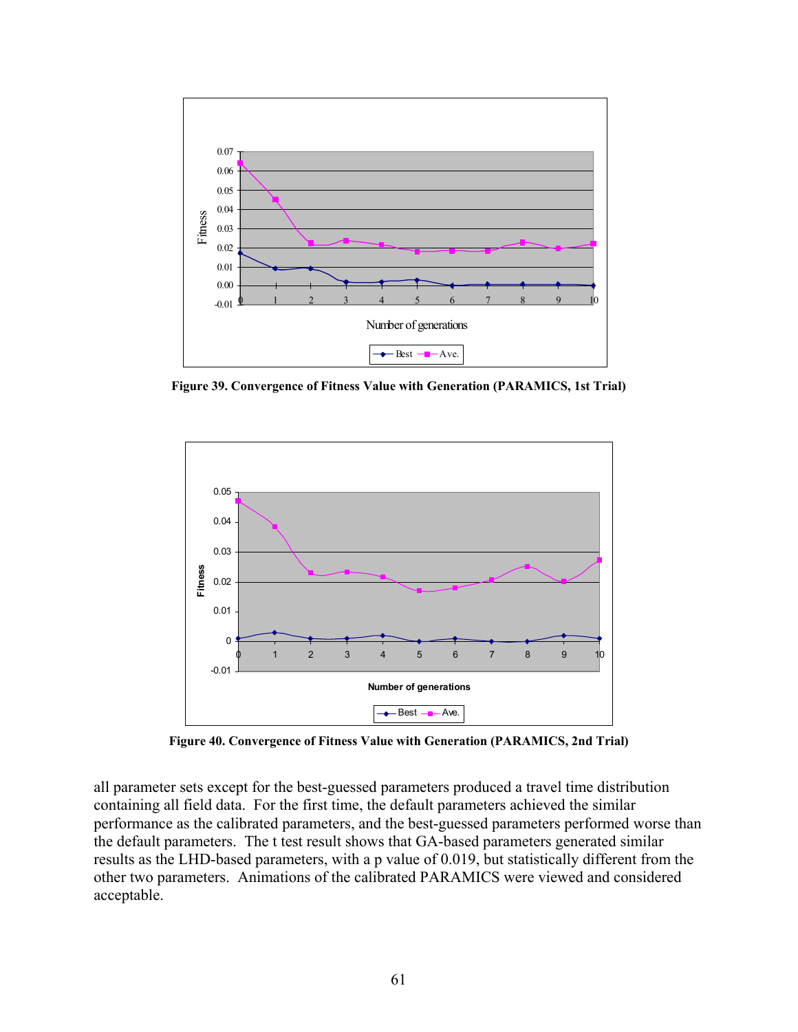Figure 39. Convergence of Fitness Value with Generation (PARAMICS, 1st Trial)

Figure 40. Convergence of Fitness Value with Generation (PARAMICS, 2nd Trial)

all parameter sets except for the best-guessed parameters produced a travel time distribution containing all field data. For the first time, the default parameters achieved the similar performance as the calibrated parameters, and the best-guessed parameters performed worse than the default parameters. The t test result shows that GA-based parameters generated similar results as the LHD-based parameters, with a p value of 0.019, but statistically different from the other two parameters. Animations of the calibrated PARAMICS were viewed and considered acceptable.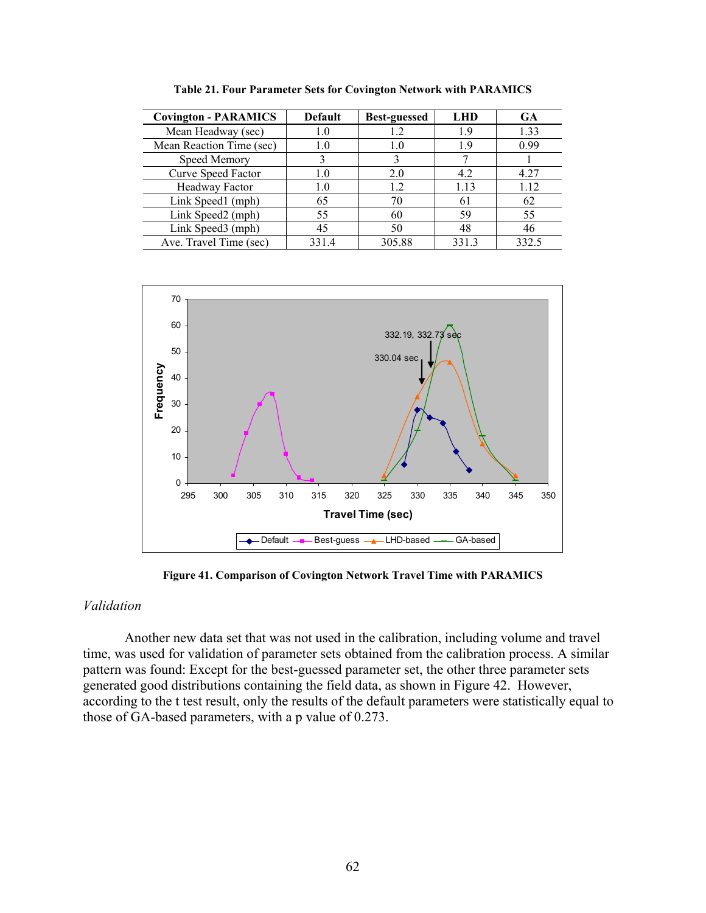**Table 21. Four Parameter Sets for Covington Network with PARAMICS**

| Covington - PARAMICS | Default | Best-guessed | LHD | GA |
|---|---|---|---|---|
| Mean Headway (sec) | 1.0 | 1.2 | 1.9 | 1.33 |
| Mean Reaction Time (sec) | 1.0 | 1.0 | 1.9 | 0.99 |
| Speed Memory | 3 | 3 | 7 | 1 |
| Curve Speed Factor | 1.0 | 2.0 | 4.2 | 4.27 |
| Headway Factor | 1.0 | 1.2 | 1.13 | 1.12 |
| Link Speed1 (mph) | 65 | 70 | 61 | 62 |
| Link Speed2 (mph) | 55 | 60 | 59 | 55 |
| Link Speed3 (mph) | 45 | 50 | 48 | 46 |
| Ave. Travel Time (sec) | 331.4 | 305.88 | 331.3 | 332.5 |

**Figure 41. Comparison of Covington Network Travel Time with PARAMICS**

*Validation*

Another new data set that was not used in the calibration, including volume and travel time, was used for validation of parameter sets obtained from the calibration process. A similar pattern was found: Except for the best-guessed parameter set, the other three parameter sets generated good distributions containing the field data, as shown in Figure 42. However, according to the t test result, only the results of the default parameters were statistically equal to those of GA-based parameters, with a p value of 0.273.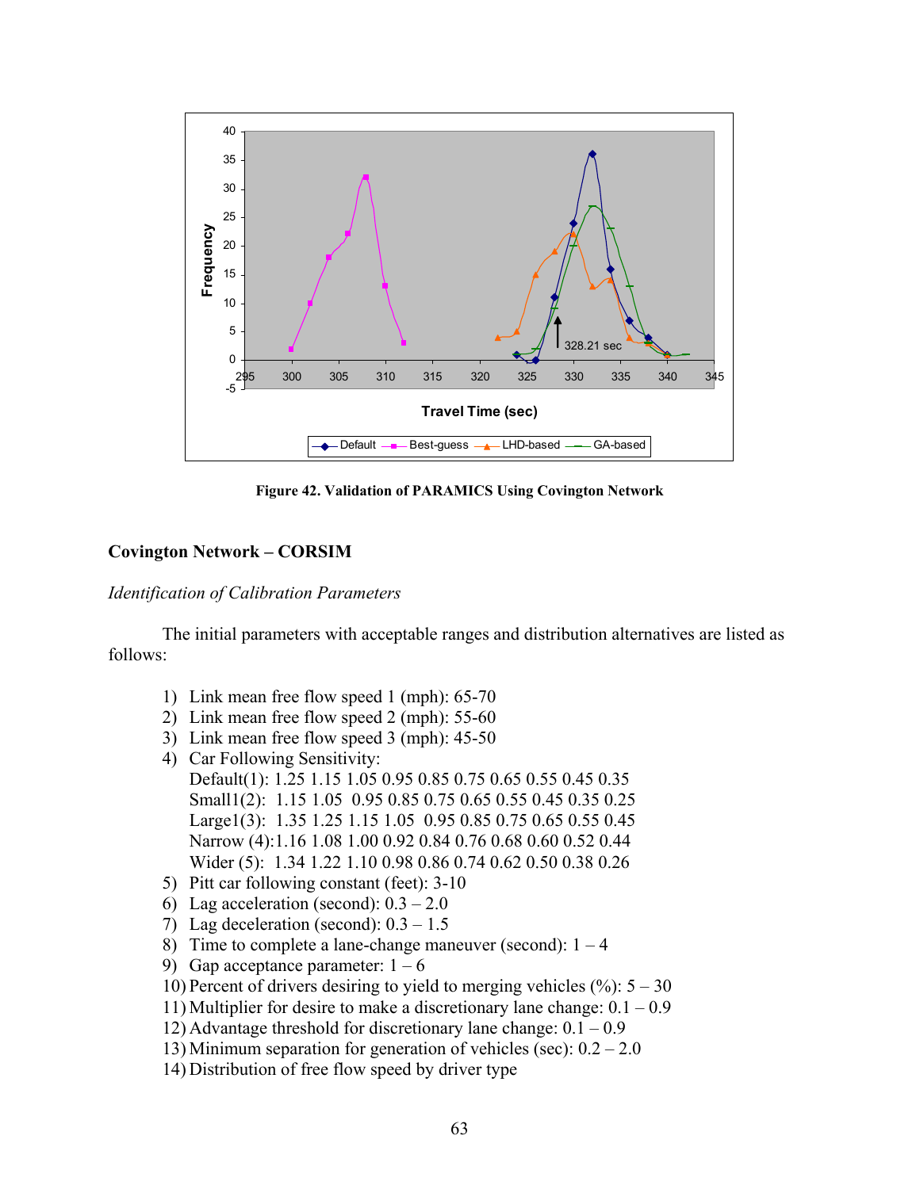**Figure 42. Validation of PARAMICS Using Covington Network**

## Covington Network – CORSIM

*Identification of Calibration Parameters*

The initial parameters with acceptable ranges and distribution alternatives are listed as follows:

1) Link mean free flow speed 1 (mph): 65-70
2) Link mean free flow speed 2 (mph): 55-60
3) Link mean free flow speed 3 (mph): 45-50
4) Car Following Sensitivity:
   Default(1): 1.25 1.15 1.05 0.95 0.85 0.75 0.65 0.55 0.45 0.35
   Small1(2): 1.15 1.05 0.95 0.85 0.75 0.65 0.55 0.45 0.35 0.25
   Large1(3): 1.35 1.25 1.15 1.05 0.95 0.85 0.75 0.65 0.55 0.45
   Narrow (4):1.16 1.08 1.00 0.92 0.84 0.76 0.68 0.60 0.52 0.44
   Wider (5): 1.34 1.22 1.10 0.98 0.86 0.74 0.62 0.50 0.38 0.26
5) Pitt car following constant (feet): 3-10
6) Lag acceleration (second): 0.3 – 2.0
7) Lag deceleration (second): 0.3 – 1.5
8) Time to complete a lane-change maneuver (second): 1 – 4
9) Gap acceptance parameter: 1 – 6
10) Percent of drivers desiring to yield to merging vehicles (%): 5 – 30
11) Multiplier for desire to make a discretionary lane change: 0.1 – 0.9
12) Advantage threshold for discretionary lane change: 0.1 – 0.9
13) Minimum separation for generation of vehicles (sec): 0.2 – 2.0
14) Distribution of free flow speed by driver type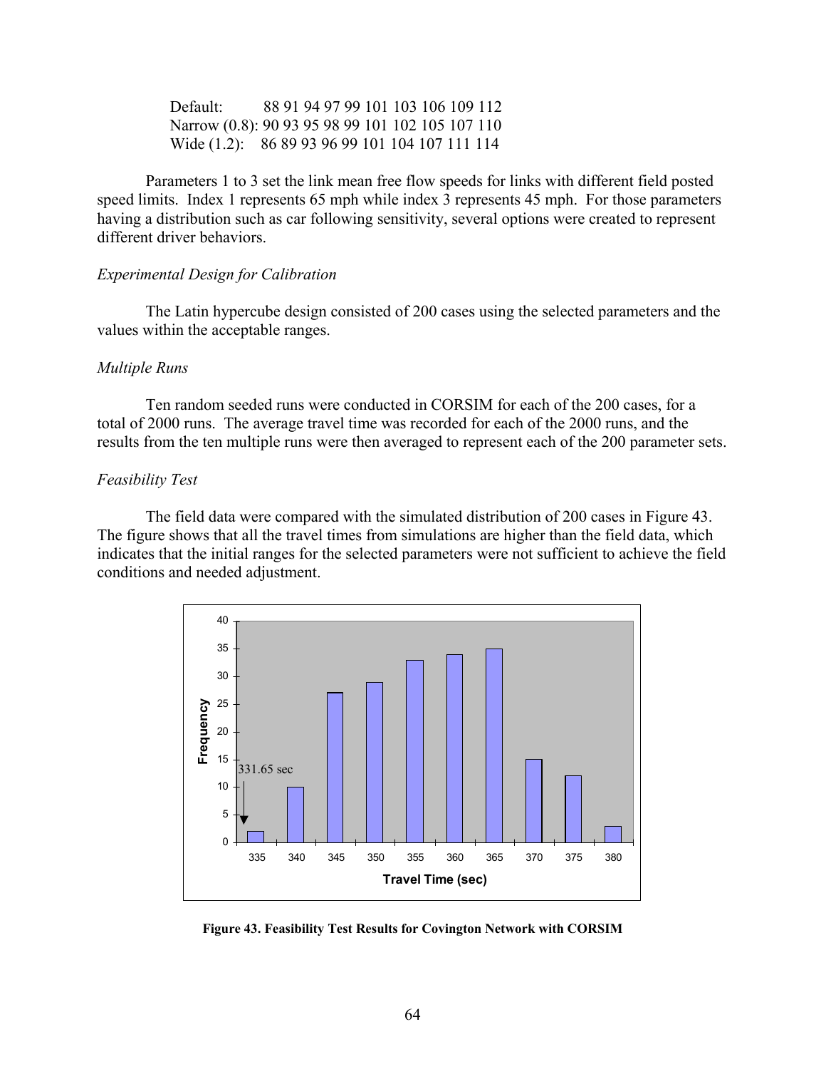Default: 88 91 94 97 99 101 103 106 109 112
Narrow (0.8): 90 93 95 98 99 101 102 105 107 110
Wide (1.2): 86 89 93 96 99 101 104 107 111 114

Parameters 1 to 3 set the link mean free flow speeds for links with different field posted speed limits. Index 1 represents 65 mph while index 3 represents 45 mph. For those parameters having a distribution such as car following sensitivity, several options were created to represent different driver behaviors.

*Experimental Design for Calibration*

The Latin hypercube design consisted of 200 cases using the selected parameters and the values within the acceptable ranges.

*Multiple Runs*

Ten random seeded runs were conducted in CORSIM for each of the 200 cases, for a total of 2000 runs. The average travel time was recorded for each of the 2000 runs, and the results from the ten multiple runs were then averaged to represent each of the 200 parameter sets.

*Feasibility Test*

The field data were compared with the simulated distribution of 200 cases in Figure 43. The figure shows that all the travel times from simulations are higher than the field data, which indicates that the initial ranges for the selected parameters were not sufficient to achieve the field conditions and needed adjustment.

| Travel Time (sec) | Frequency |
|---|---|
| 335 | 2 |
| 340 | 10 |
| 345 | 27 |
| 350 | 29 |
| 355 | 33 |
| 360 | 34 |
| 365 | 35 |
| 370 | 15 |
| 375 | 12 |
| 380 | 3 |

(Field data marker: 331.65 sec)

**Figure 43. Feasibility Test Results for Covington Network with CORSIM**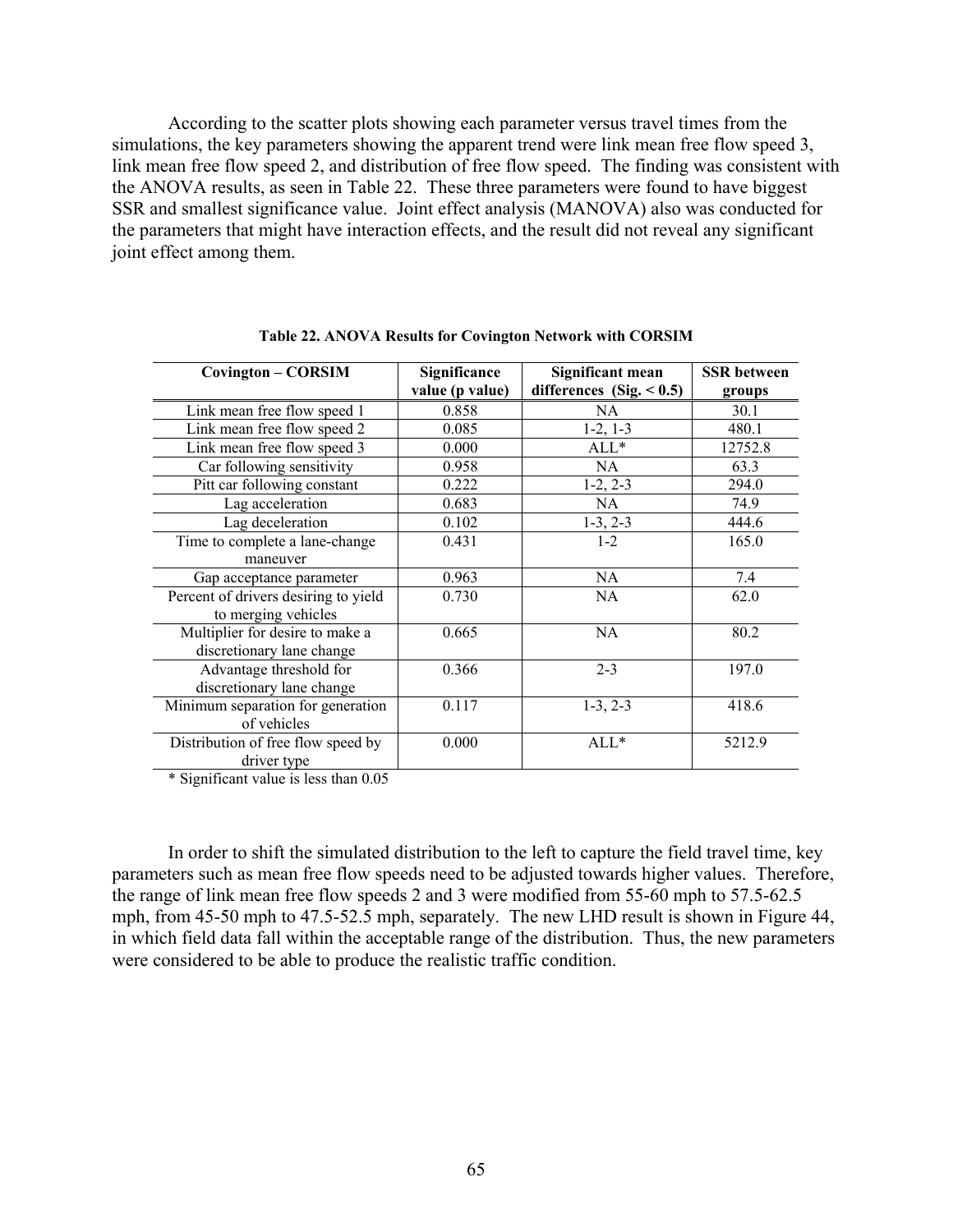According to the scatter plots showing each parameter versus travel times from the simulations, the key parameters showing the apparent trend were link mean free flow speed 3, link mean free flow speed 2, and distribution of free flow speed. The finding was consistent with the ANOVA results, as seen in Table 22. These three parameters were found to have biggest SSR and smallest significance value. Joint effect analysis (MANOVA) also was conducted for the parameters that might have interaction effects, and the result did not reveal any significant joint effect among them.

**Table 22. ANOVA Results for Covington Network with CORSIM**

| Covington – CORSIM | Significance value (p value) | Significant mean differences (Sig. < 0.5) | SSR between groups |
|---|---|---|---|
| Link mean free flow speed 1 | 0.858 | NA | 30.1 |
| Link mean free flow speed 2 | 0.085 | 1-2, 1-3 | 480.1 |
| Link mean free flow speed 3 | 0.000 | ALL* | 12752.8 |
| Car following sensitivity | 0.958 | NA | 63.3 |
| Pitt car following constant | 0.222 | 1-2, 2-3 | 294.0 |
| Lag acceleration | 0.683 | NA | 74.9 |
| Lag deceleration | 0.102 | 1-3, 2-3 | 444.6 |
| Time to complete a lane-change maneuver | 0.431 | 1-2 | 165.0 |
| Gap acceptance parameter | 0.963 | NA | 7.4 |
| Percent of drivers desiring to yield to merging vehicles | 0.730 | NA | 62.0 |
| Multiplier for desire to make a discretionary lane change | 0.665 | NA | 80.2 |
| Advantage threshold for discretionary lane change | 0.366 | 2-3 | 197.0 |
| Minimum separation for generation of vehicles | 0.117 | 1-3, 2-3 | 418.6 |
| Distribution of free flow speed by driver type | 0.000 | ALL* | 5212.9 |

\* Significant value is less than 0.05

In order to shift the simulated distribution to the left to capture the field travel time, key parameters such as mean free flow speeds need to be adjusted towards higher values. Therefore, the range of link mean free flow speeds 2 and 3 were modified from 55-60 mph to 57.5-62.5 mph, from 45-50 mph to 47.5-52.5 mph, separately. The new LHD result is shown in Figure 44, in which field data fall within the acceptable range of the distribution. Thus, the new parameters were considered to be able to produce the realistic traffic condition.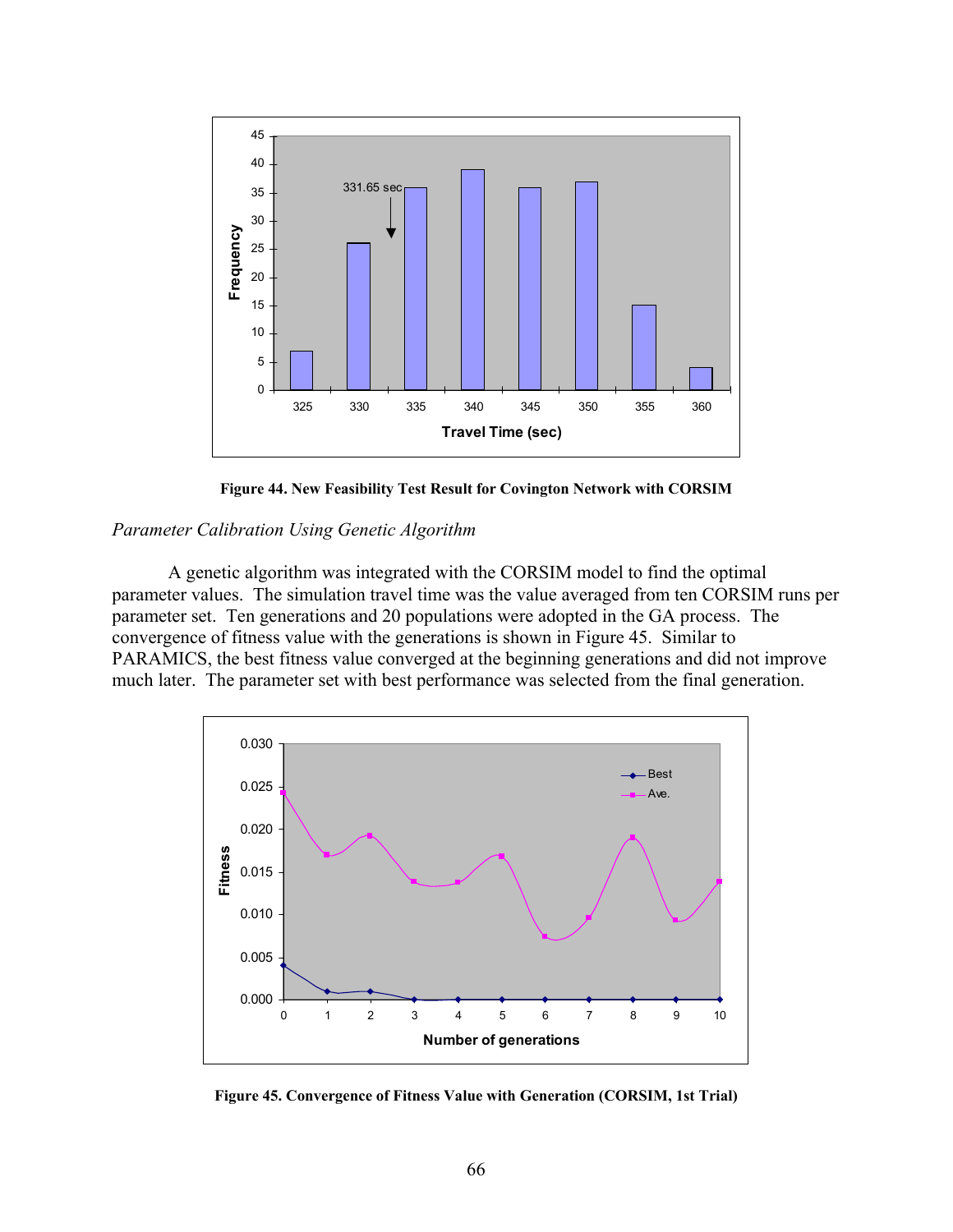**Figure 44. New Feasibility Test Result for Covington Network with CORSIM**

*Parameter Calibration Using Genetic Algorithm*

A genetic algorithm was integrated with the CORSIM model to find the optimal parameter values. The simulation travel time was the value averaged from ten CORSIM runs per parameter set. Ten generations and 20 populations were adopted in the GA process. The convergence of fitness value with the generations is shown in Figure 45. Similar to PARAMICS, the best fitness value converged at the beginning generations and did not improve much later. The parameter set with best performance was selected from the final generation.

**Figure 45. Convergence of Fitness Value with Generation (CORSIM, 1st Trial)**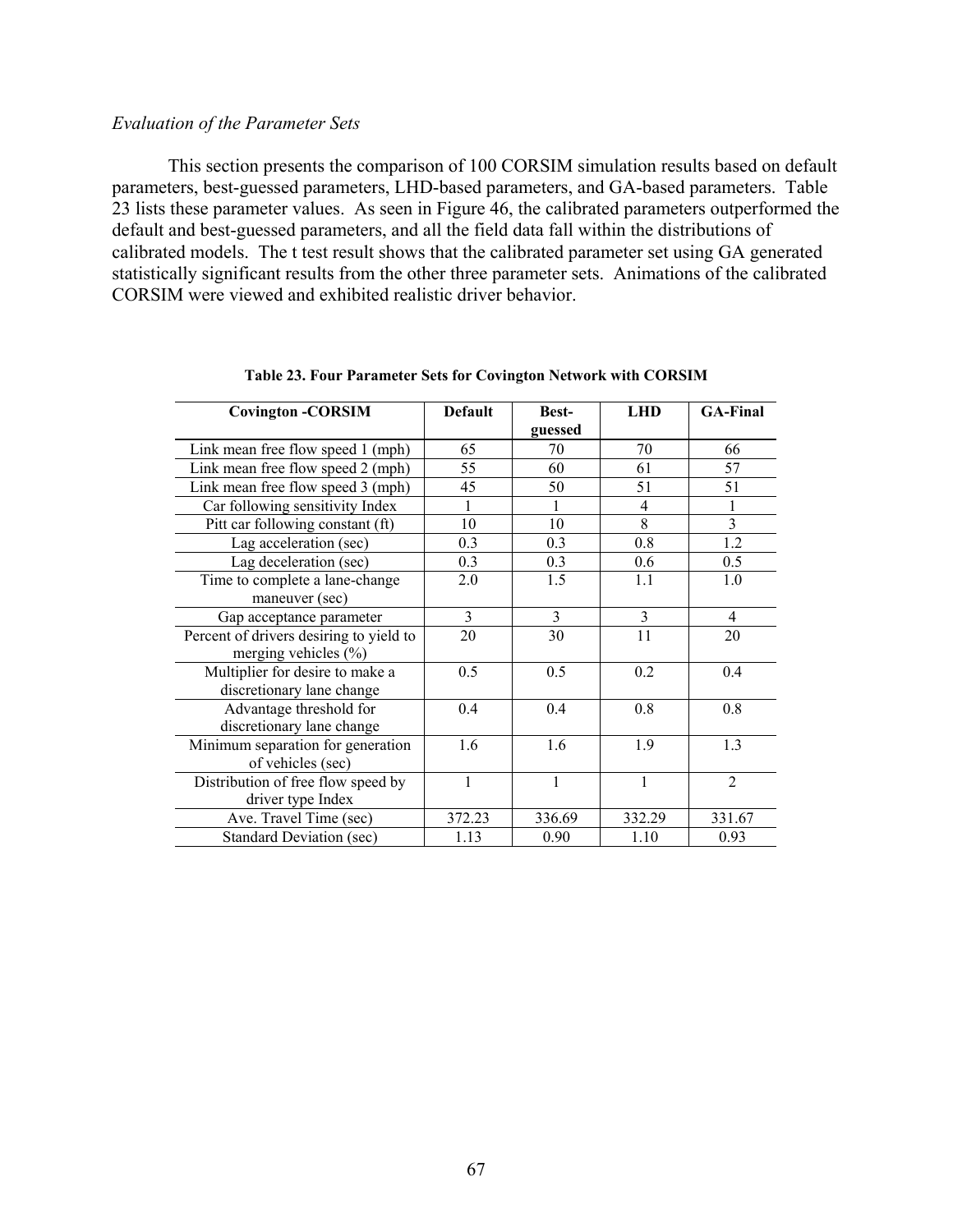*Evaluation of the Parameter Sets*

This section presents the comparison of 100 CORSIM simulation results based on default parameters, best-guessed parameters, LHD-based parameters, and GA-based parameters. Table 23 lists these parameter values. As seen in Figure 46, the calibrated parameters outperformed the default and best-guessed parameters, and all the field data fall within the distributions of calibrated models. The t test result shows that the calibrated parameter set using GA generated statistically significant results from the other three parameter sets. Animations of the calibrated CORSIM were viewed and exhibited realistic driver behavior.

**Table 23. Four Parameter Sets for Covington Network with CORSIM**

| Covington -CORSIM | Default | Best-guessed | LHD | GA-Final |
|---|---|---|---|---|
| Link mean free flow speed 1 (mph) | 65 | 70 | 70 | 66 |
| Link mean free flow speed 2 (mph) | 55 | 60 | 61 | 57 |
| Link mean free flow speed 3 (mph) | 45 | 50 | 51 | 51 |
| Car following sensitivity Index | 1 | 1 | 4 | 1 |
| Pitt car following constant (ft) | 10 | 10 | 8 | 3 |
| Lag acceleration (sec) | 0.3 | 0.3 | 0.8 | 1.2 |
| Lag deceleration (sec) | 0.3 | 0.3 | 0.6 | 0.5 |
| Time to complete a lane-change maneuver (sec) | 2.0 | 1.5 | 1.1 | 1.0 |
| Gap acceptance parameter | 3 | 3 | 3 | 4 |
| Percent of drivers desiring to yield to merging vehicles (%) | 20 | 30 | 11 | 20 |
| Multiplier for desire to make a discretionary lane change | 0.5 | 0.5 | 0.2 | 0.4 |
| Advantage threshold for discretionary lane change | 0.4 | 0.4 | 0.8 | 0.8 |
| Minimum separation for generation of vehicles (sec) | 1.6 | 1.6 | 1.9 | 1.3 |
| Distribution of free flow speed by driver type Index | 1 | 1 | 1 | 2 |
| Ave. Travel Time (sec) | 372.23 | 336.69 | 332.29 | 331.67 |
| Standard Deviation (sec) | 1.13 | 0.90 | 1.10 | 0.93 |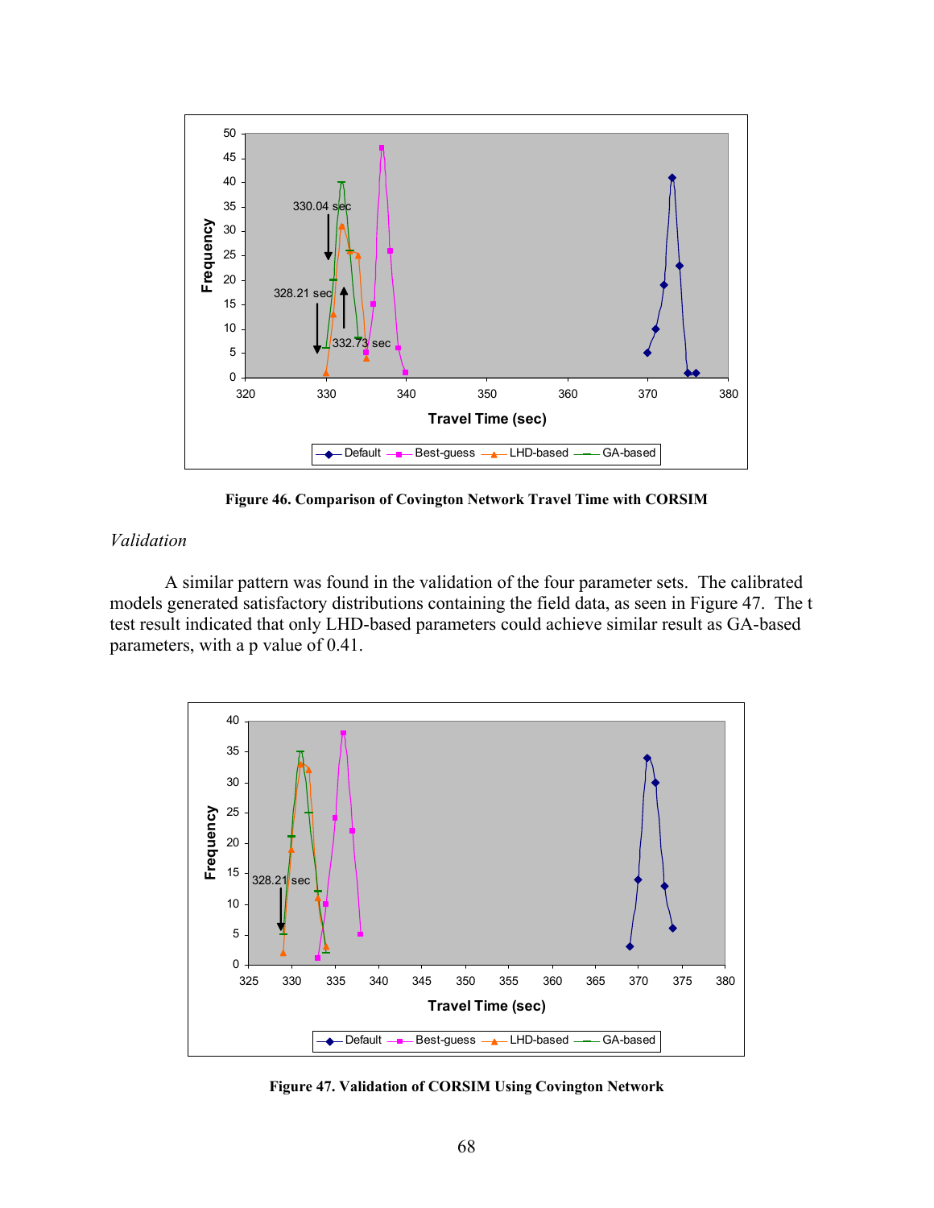Figure 46. Comparison of Covington Network Travel Time with CORSIM

*Validation*

A similar pattern was found in the validation of the four parameter sets. The calibrated models generated satisfactory distributions containing the field data, as seen in Figure 47. The t test result indicated that only LHD-based parameters could achieve similar result as GA-based parameters, with a p value of 0.41.

Figure 47. Validation of CORSIM Using Covington Network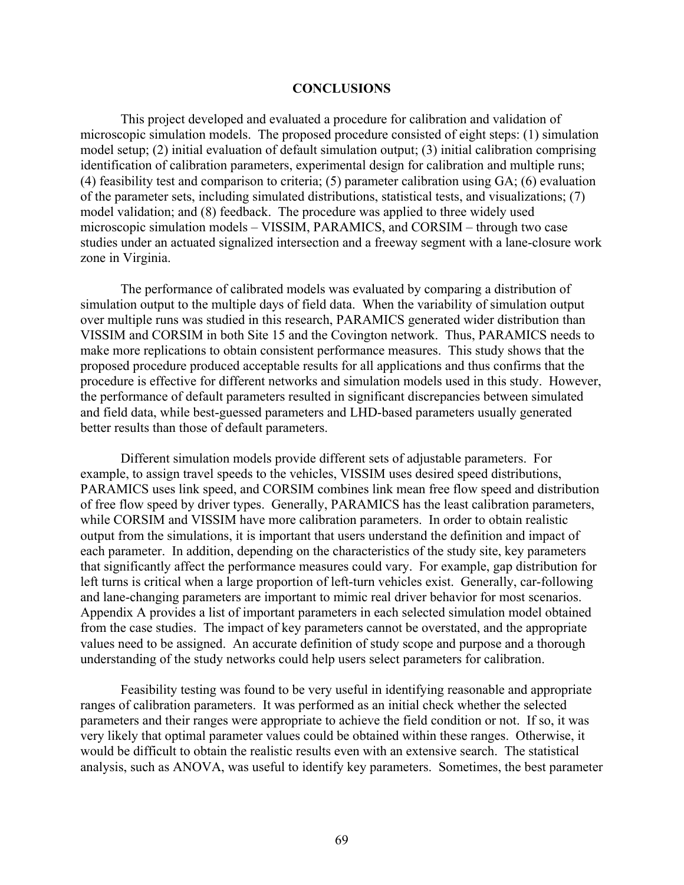## CONCLUSIONS

This project developed and evaluated a procedure for calibration and validation of microscopic simulation models. The proposed procedure consisted of eight steps: (1) simulation model setup; (2) initial evaluation of default simulation output; (3) initial calibration comprising identification of calibration parameters, experimental design for calibration and multiple runs; (4) feasibility test and comparison to criteria; (5) parameter calibration using GA; (6) evaluation of the parameter sets, including simulated distributions, statistical tests, and visualizations; (7) model validation; and (8) feedback. The procedure was applied to three widely used microscopic simulation models – VISSIM, PARAMICS, and CORSIM – through two case studies under an actuated signalized intersection and a freeway segment with a lane-closure work zone in Virginia.

The performance of calibrated models was evaluated by comparing a distribution of simulation output to the multiple days of field data. When the variability of simulation output over multiple runs was studied in this research, PARAMICS generated wider distribution than VISSIM and CORSIM in both Site 15 and the Covington network. Thus, PARAMICS needs to make more replications to obtain consistent performance measures. This study shows that the proposed procedure produced acceptable results for all applications and thus confirms that the procedure is effective for different networks and simulation models used in this study. However, the performance of default parameters resulted in significant discrepancies between simulated and field data, while best-guessed parameters and LHD-based parameters usually generated better results than those of default parameters.

Different simulation models provide different sets of adjustable parameters. For example, to assign travel speeds to the vehicles, VISSIM uses desired speed distributions, PARAMICS uses link speed, and CORSIM combines link mean free flow speed and distribution of free flow speed by driver types. Generally, PARAMICS has the least calibration parameters, while CORSIM and VISSIM have more calibration parameters. In order to obtain realistic output from the simulations, it is important that users understand the definition and impact of each parameter. In addition, depending on the characteristics of the study site, key parameters that significantly affect the performance measures could vary. For example, gap distribution for left turns is critical when a large proportion of left-turn vehicles exist. Generally, car-following and lane-changing parameters are important to mimic real driver behavior for most scenarios. Appendix A provides a list of important parameters in each selected simulation model obtained from the case studies. The impact of key parameters cannot be overstated, and the appropriate values need to be assigned. An accurate definition of study scope and purpose and a thorough understanding of the study networks could help users select parameters for calibration.

Feasibility testing was found to be very useful in identifying reasonable and appropriate ranges of calibration parameters. It was performed as an initial check whether the selected parameters and their ranges were appropriate to achieve the field condition or not. If so, it was very likely that optimal parameter values could be obtained within these ranges. Otherwise, it would be difficult to obtain the realistic results even with an extensive search. The statistical analysis, such as ANOVA, was useful to identify key parameters. Sometimes, the best parameter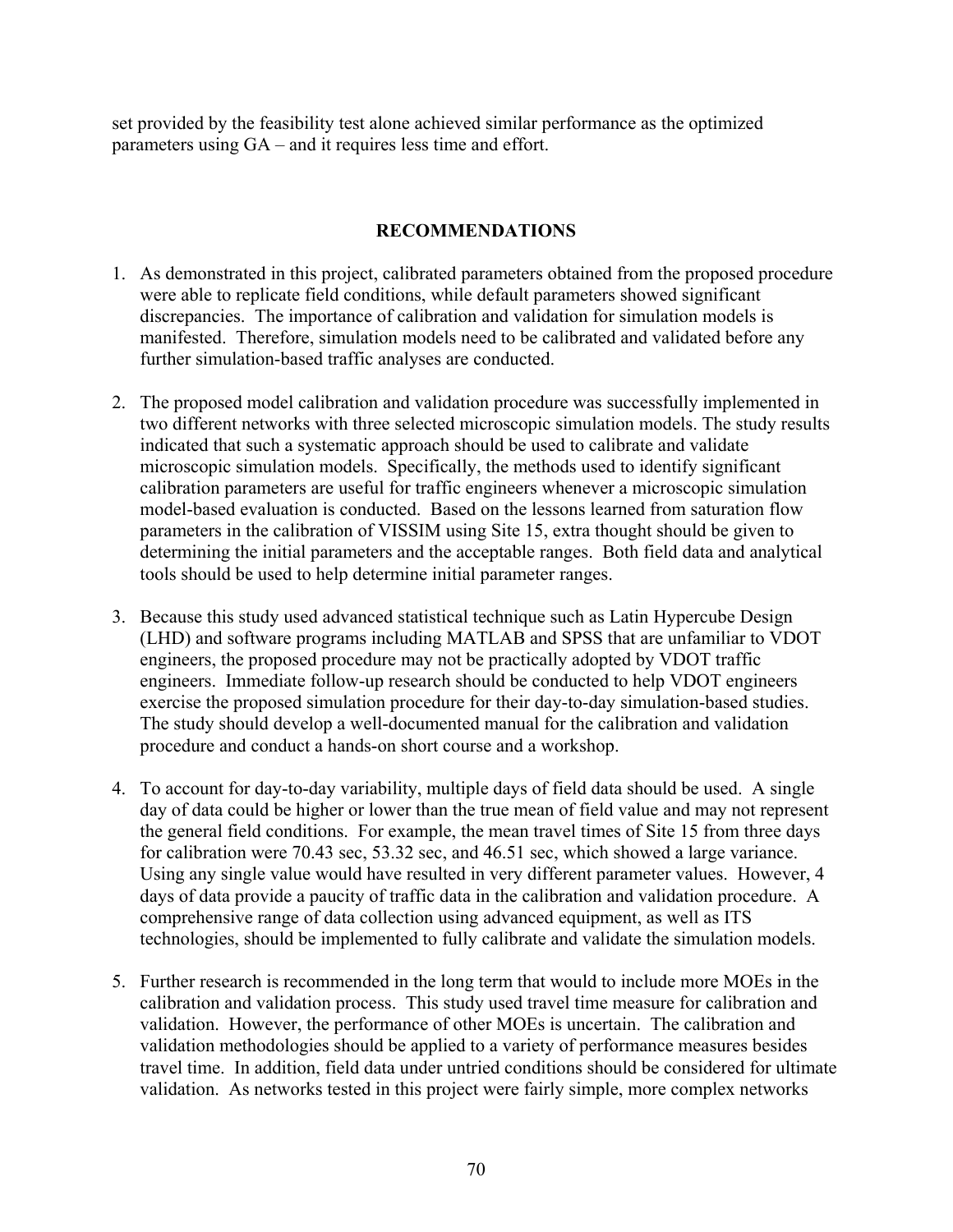set provided by the feasibility test alone achieved similar performance as the optimized parameters using GA – and it requires less time and effort.

## RECOMMENDATIONS

1. As demonstrated in this project, calibrated parameters obtained from the proposed procedure were able to replicate field conditions, while default parameters showed significant discrepancies. The importance of calibration and validation for simulation models is manifested. Therefore, simulation models need to be calibrated and validated before any further simulation-based traffic analyses are conducted.

2. The proposed model calibration and validation procedure was successfully implemented in two different networks with three selected microscopic simulation models. The study results indicated that such a systematic approach should be used to calibrate and validate microscopic simulation models. Specifically, the methods used to identify significant calibration parameters are useful for traffic engineers whenever a microscopic simulation model-based evaluation is conducted. Based on the lessons learned from saturation flow parameters in the calibration of VISSIM using Site 15, extra thought should be given to determining the initial parameters and the acceptable ranges. Both field data and analytical tools should be used to help determine initial parameter ranges.

3. Because this study used advanced statistical technique such as Latin Hypercube Design (LHD) and software programs including MATLAB and SPSS that are unfamiliar to VDOT engineers, the proposed procedure may not be practically adopted by VDOT traffic engineers. Immediate follow-up research should be conducted to help VDOT engineers exercise the proposed simulation procedure for their day-to-day simulation-based studies. The study should develop a well-documented manual for the calibration and validation procedure and conduct a hands-on short course and a workshop.

4. To account for day-to-day variability, multiple days of field data should be used. A single day of data could be higher or lower than the true mean of field value and may not represent the general field conditions. For example, the mean travel times of Site 15 from three days for calibration were 70.43 sec, 53.32 sec, and 46.51 sec, which showed a large variance. Using any single value would have resulted in very different parameter values. However, 4 days of data provide a paucity of traffic data in the calibration and validation procedure. A comprehensive range of data collection using advanced equipment, as well as ITS technologies, should be implemented to fully calibrate and validate the simulation models.

5. Further research is recommended in the long term that would to include more MOEs in the calibration and validation process. This study used travel time measure for calibration and validation. However, the performance of other MOEs is uncertain. The calibration and validation methodologies should be applied to a variety of performance measures besides travel time. In addition, field data under untried conditions should be considered for ultimate validation. As networks tested in this project were fairly simple, more complex networks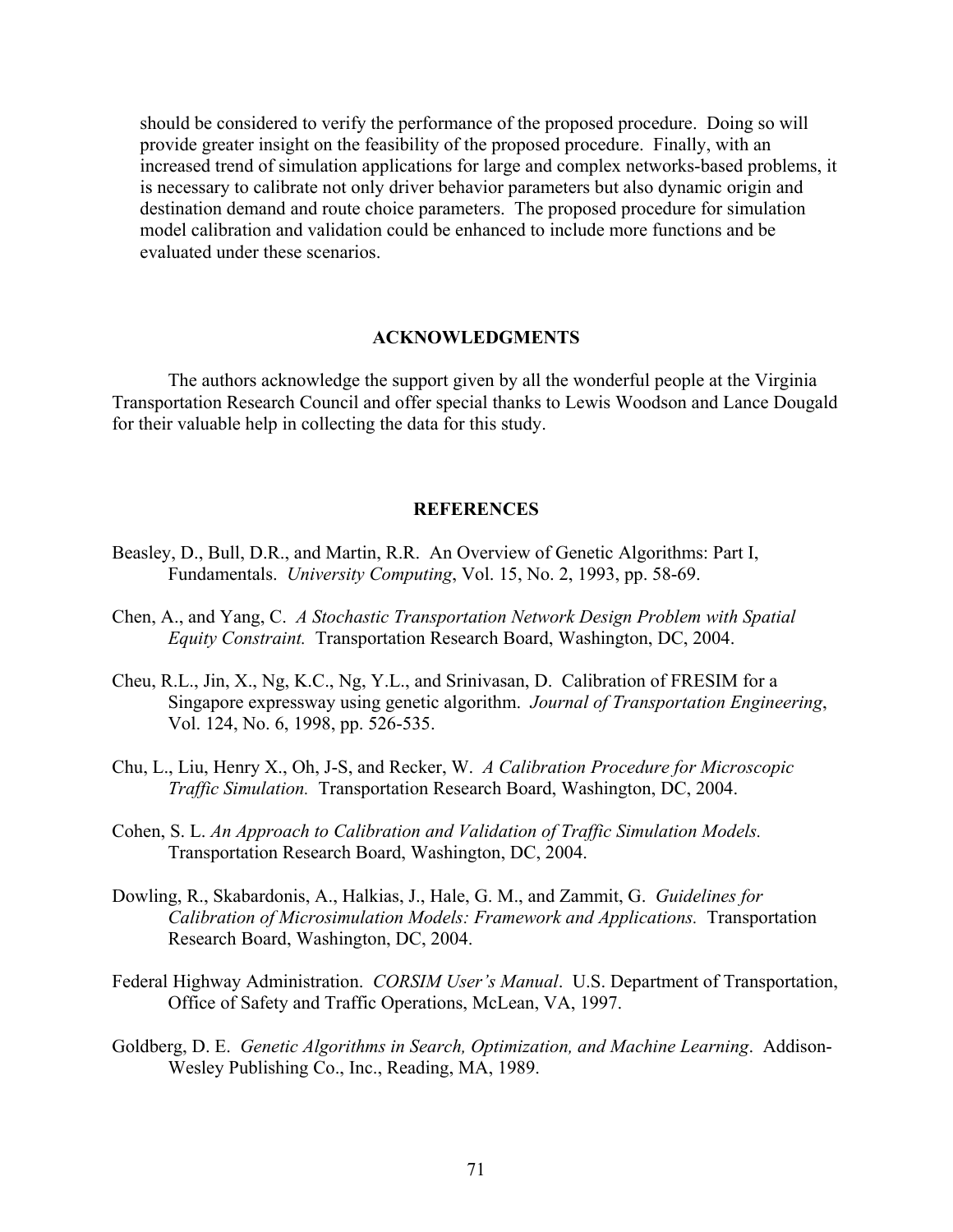should be considered to verify the performance of the proposed procedure. Doing so will provide greater insight on the feasibility of the proposed procedure. Finally, with an increased trend of simulation applications for large and complex networks-based problems, it is necessary to calibrate not only driver behavior parameters but also dynamic origin and destination demand and route choice parameters. The proposed procedure for simulation model calibration and validation could be enhanced to include more functions and be evaluated under these scenarios.

## ACKNOWLEDGMENTS

The authors acknowledge the support given by all the wonderful people at the Virginia Transportation Research Council and offer special thanks to Lewis Woodson and Lance Dougald for their valuable help in collecting the data for this study.

## REFERENCES

Beasley, D., Bull, D.R., and Martin, R.R. An Overview of Genetic Algorithms: Part I, Fundamentals. *University Computing*, Vol. 15, No. 2, 1993, pp. 58-69.

Chen, A., and Yang, C. *A Stochastic Transportation Network Design Problem with Spatial Equity Constraint.* Transportation Research Board, Washington, DC, 2004.

Cheu, R.L., Jin, X., Ng, K.C., Ng, Y.L., and Srinivasan, D. Calibration of FRESIM for a Singapore expressway using genetic algorithm. *Journal of Transportation Engineering*, Vol. 124, No. 6, 1998, pp. 526-535.

Chu, L., Liu, Henry X., Oh, J-S, and Recker, W. *A Calibration Procedure for Microscopic Traffic Simulation.* Transportation Research Board, Washington, DC, 2004.

Cohen, S. L. *An Approach to Calibration and Validation of Traffic Simulation Models.* Transportation Research Board, Washington, DC, 2004.

Dowling, R., Skabardonis, A., Halkias, J., Hale, G. M., and Zammit, G. *Guidelines for Calibration of Microsimulation Models: Framework and Applications.* Transportation Research Board, Washington, DC, 2004.

Federal Highway Administration. *CORSIM User's Manual*. U.S. Department of Transportation, Office of Safety and Traffic Operations, McLean, VA, 1997.

Goldberg, D. E. *Genetic Algorithms in Search, Optimization, and Machine Learning*. Addison-Wesley Publishing Co., Inc., Reading, MA, 1989.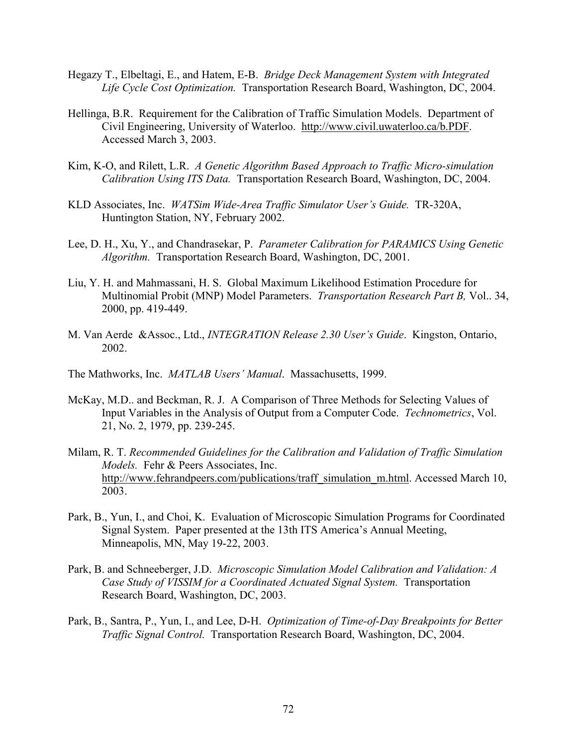Hegazy T., Elbeltagi, E., and Hatem, E-B. *Bridge Deck Management System with Integrated Life Cycle Cost Optimization.* Transportation Research Board, Washington, DC, 2004.

Hellinga, B.R. Requirement for the Calibration of Traffic Simulation Models. Department of Civil Engineering, University of Waterloo. http://www.civil.uwaterloo.ca/b.PDF. Accessed March 3, 2003.

Kim, K-O, and Rilett, L.R. *A Genetic Algorithm Based Approach to Traffic Micro-simulation Calibration Using ITS Data.* Transportation Research Board, Washington, DC, 2004.

KLD Associates, Inc. *WATSim Wide-Area Traffic Simulator User's Guide.* TR-320A, Huntington Station, NY, February 2002.

Lee, D. H., Xu, Y., and Chandrasekar, P. *Parameter Calibration for PARAMICS Using Genetic Algorithm.* Transportation Research Board, Washington, DC, 2001.

Liu, Y. H. and Mahmassani, H. S. Global Maximum Likelihood Estimation Procedure for Multinomial Probit (MNP) Model Parameters. *Transportation Research Part B,* Vol.. 34, 2000, pp. 419-449.

M. Van Aerde &Assoc., Ltd., *INTEGRATION Release 2.30 User's Guide*. Kingston, Ontario, 2002.

The Mathworks, Inc. *MATLAB Users' Manual*. Massachusetts, 1999.

McKay, M.D.. and Beckman, R. J. A Comparison of Three Methods for Selecting Values of Input Variables in the Analysis of Output from a Computer Code. *Technometrics*, Vol. 21, No. 2, 1979, pp. 239-245.

Milam, R. T. *Recommended Guidelines for the Calibration and Validation of Traffic Simulation Models.* Fehr & Peers Associates, Inc. http://www.fehrandpeers.com/publications/traff_simulation_m.html. Accessed March 10, 2003.

Park, B., Yun, I., and Choi, K. Evaluation of Microscopic Simulation Programs for Coordinated Signal System. Paper presented at the 13th ITS America's Annual Meeting, Minneapolis, MN, May 19-22, 2003.

Park, B. and Schneeberger, J.D. *Microscopic Simulation Model Calibration and Validation: A Case Study of VISSIM for a Coordinated Actuated Signal System.* Transportation Research Board, Washington, DC, 2003.

Park, B., Santra, P., Yun, I., and Lee, D-H. *Optimization of Time-of-Day Breakpoints for Better Traffic Signal Control.* Transportation Research Board, Washington, DC, 2004.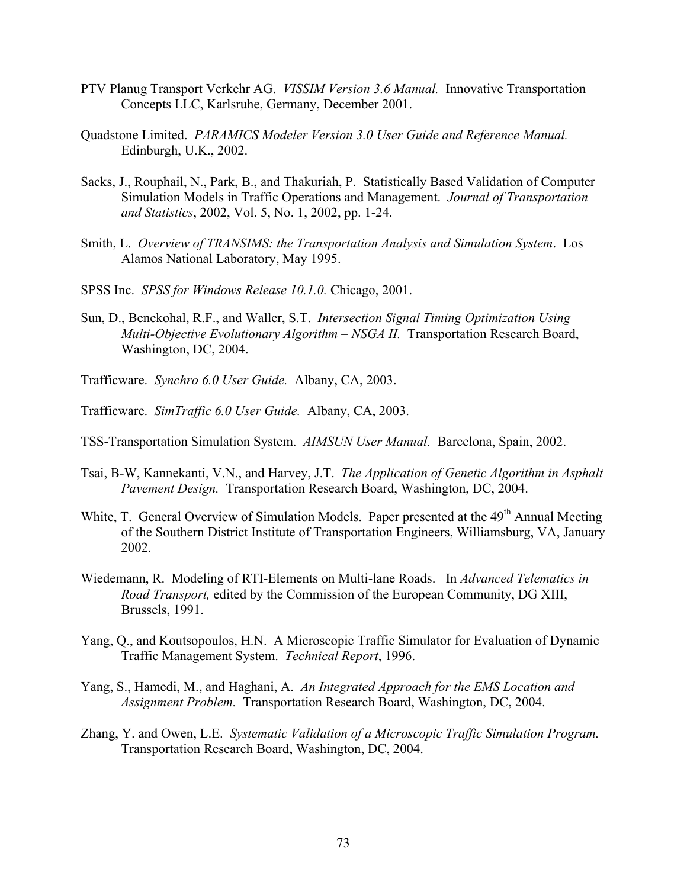PTV Planug Transport Verkehr AG. *VISSIM Version 3.6 Manual.* Innovative Transportation Concepts LLC, Karlsruhe, Germany, December 2001.

Quadstone Limited. *PARAMICS Modeler Version 3.0 User Guide and Reference Manual.* Edinburgh, U.K., 2002.

Sacks, J., Rouphail, N., Park, B., and Thakuriah, P. Statistically Based Validation of Computer Simulation Models in Traffic Operations and Management. *Journal of Transportation and Statistics*, 2002, Vol. 5, No. 1, 2002, pp. 1-24.

Smith, L. *Overview of TRANSIMS: the Transportation Analysis and Simulation System*. Los Alamos National Laboratory, May 1995.

SPSS Inc. *SPSS for Windows Release 10.1.0.* Chicago, 2001.

Sun, D., Benekohal, R.F., and Waller, S.T. *Intersection Signal Timing Optimization Using Multi-Objective Evolutionary Algorithm – NSGA II.* Transportation Research Board, Washington, DC, 2004.

Trafficware. *Synchro 6.0 User Guide.* Albany, CA, 2003.

Trafficware. *SimTraffic 6.0 User Guide.* Albany, CA, 2003.

TSS-Transportation Simulation System. *AIMSUN User Manual.* Barcelona, Spain, 2002.

Tsai, B-W, Kannekanti, V.N., and Harvey, J.T. *The Application of Genetic Algorithm in Asphalt Pavement Design.* Transportation Research Board, Washington, DC, 2004.

White, T. General Overview of Simulation Models. Paper presented at the 49th Annual Meeting of the Southern District Institute of Transportation Engineers, Williamsburg, VA, January 2002.

Wiedemann, R. Modeling of RTI-Elements on Multi-lane Roads. In *Advanced Telematics in Road Transport,* edited by the Commission of the European Community, DG XIII, Brussels, 1991.

Yang, Q., and Koutsopoulos, H.N. A Microscopic Traffic Simulator for Evaluation of Dynamic Traffic Management System. *Technical Report*, 1996.

Yang, S., Hamedi, M., and Haghani, A. *An Integrated Approach for the EMS Location and Assignment Problem.* Transportation Research Board, Washington, DC, 2004.

Zhang, Y. and Owen, L.E. *Systematic Validation of a Microscopic Traffic Simulation Program.* Transportation Research Board, Washington, DC, 2004.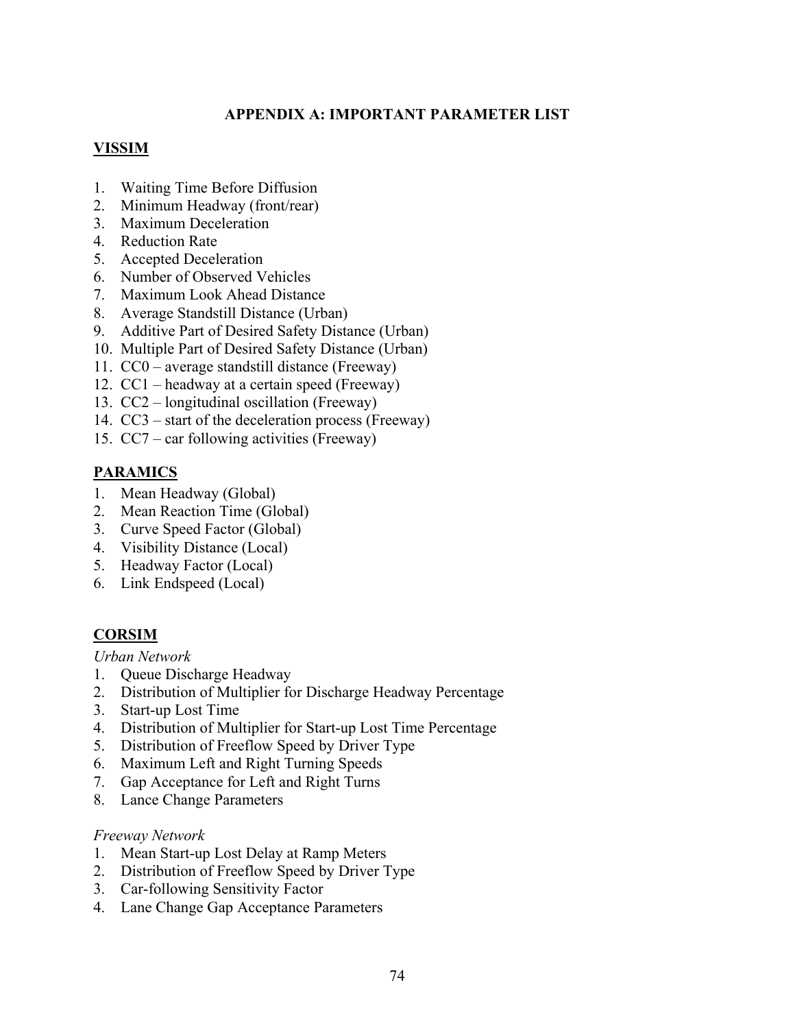# APPENDIX A: IMPORTANT PARAMETER LIST

## VISSIM

1. Waiting Time Before Diffusion
2. Minimum Headway (front/rear)
3. Maximum Deceleration
4. Reduction Rate
5. Accepted Deceleration
6. Number of Observed Vehicles
7. Maximum Look Ahead Distance
8. Average Standstill Distance (Urban)
9. Additive Part of Desired Safety Distance (Urban)
10. Multiple Part of Desired Safety Distance (Urban)
11. CC0 – average standstill distance (Freeway)
12. CC1 – headway at a certain speed (Freeway)
13. CC2 – longitudinal oscillation (Freeway)
14. CC3 – start of the deceleration process (Freeway)
15. CC7 – car following activities (Freeway)

## PARAMICS

1. Mean Headway (Global)
2. Mean Reaction Time (Global)
3. Curve Speed Factor (Global)
4. Visibility Distance (Local)
5. Headway Factor (Local)
6. Link Endspeed (Local)

## CORSIM

*Urban Network*

1. Queue Discharge Headway
2. Distribution of Multiplier for Discharge Headway Percentage
3. Start-up Lost Time
4. Distribution of Multiplier for Start-up Lost Time Percentage
5. Distribution of Freeflow Speed by Driver Type
6. Maximum Left and Right Turning Speeds
7. Gap Acceptance for Left and Right Turns
8. Lance Change Parameters

*Freeway Network*

1. Mean Start-up Lost Delay at Ramp Meters
2. Distribution of Freeflow Speed by Driver Type
3. Car-following Sensitivity Factor
4. Lane Change Gap Acceptance Parameters